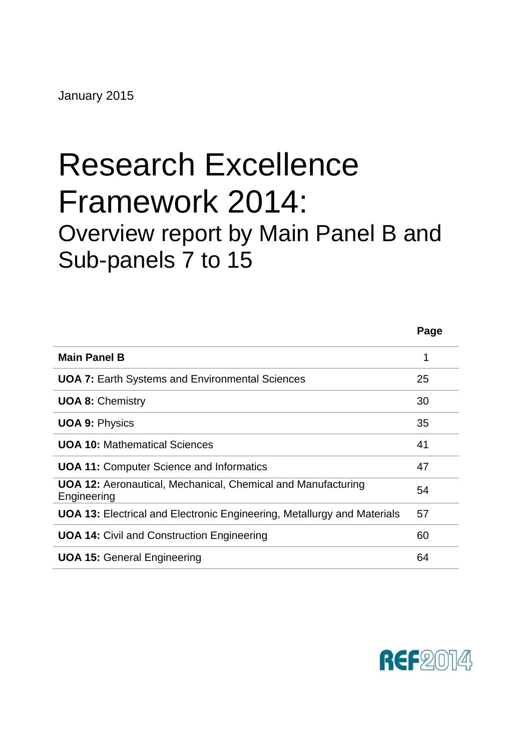January 2015

# Research Excellence Framework 2014:

## Overview report by Main Panel B and Sub-panels 7 to 15

| | Page |
|---|---|
| **Main Panel B** | 1 |
| **UOA 7:** Earth Systems and Environmental Sciences | 25 |
| **UOA 8:** Chemistry | 30 |
| **UOA 9:** Physics | 35 |
| **UOA 10:** Mathematical Sciences | 41 |
| **UOA 11:** Computer Science and Informatics | 47 |
| **UOA 12:** Aeronautical, Mechanical, Chemical and Manufacturing Engineering | 54 |
| **UOA 13:** Electrical and Electronic Engineering, Metallurgy and Materials | 57 |
| **UOA 14:** Civil and Construction Engineering | 60 |
| **UOA 15:** General Engineering | 64 |

REF2014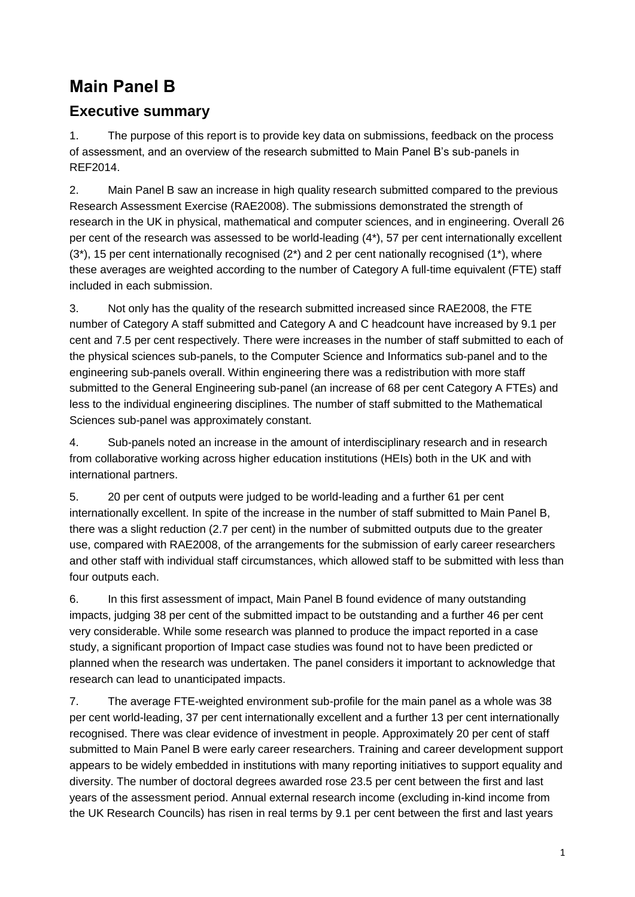# Main Panel B

## Executive summary

1. The purpose of this report is to provide key data on submissions, feedback on the process of assessment, and an overview of the research submitted to Main Panel B's sub-panels in REF2014.

2. Main Panel B saw an increase in high quality research submitted compared to the previous Research Assessment Exercise (RAE2008). The submissions demonstrated the strength of research in the UK in physical, mathematical and computer sciences, and in engineering. Overall 26 per cent of the research was assessed to be world-leading (4*), 57 per cent internationally excellent (3*), 15 per cent internationally recognised (2*) and 2 per cent nationally recognised (1*), where these averages are weighted according to the number of Category A full-time equivalent (FTE) staff included in each submission.

3. Not only has the quality of the research submitted increased since RAE2008, the FTE number of Category A staff submitted and Category A and C headcount have increased by 9.1 per cent and 7.5 per cent respectively. There were increases in the number of staff submitted to each of the physical sciences sub-panels, to the Computer Science and Informatics sub-panel and to the engineering sub-panels overall. Within engineering there was a redistribution with more staff submitted to the General Engineering sub-panel (an increase of 68 per cent Category A FTEs) and less to the individual engineering disciplines. The number of staff submitted to the Mathematical Sciences sub-panel was approximately constant.

4. Sub-panels noted an increase in the amount of interdisciplinary research and in research from collaborative working across higher education institutions (HEIs) both in the UK and with international partners.

5. 20 per cent of outputs were judged to be world-leading and a further 61 per cent internationally excellent. In spite of the increase in the number of staff submitted to Main Panel B, there was a slight reduction (2.7 per cent) in the number of submitted outputs due to the greater use, compared with RAE2008, of the arrangements for the submission of early career researchers and other staff with individual staff circumstances, which allowed staff to be submitted with less than four outputs each.

6. In this first assessment of impact, Main Panel B found evidence of many outstanding impacts, judging 38 per cent of the submitted impact to be outstanding and a further 46 per cent very considerable. While some research was planned to produce the impact reported in a case study, a significant proportion of Impact case studies was found not to have been predicted or planned when the research was undertaken. The panel considers it important to acknowledge that research can lead to unanticipated impacts.

7. The average FTE-weighted environment sub-profile for the main panel as a whole was 38 per cent world-leading, 37 per cent internationally excellent and a further 13 per cent internationally recognised. There was clear evidence of investment in people. Approximately 20 per cent of staff submitted to Main Panel B were early career researchers. Training and career development support appears to be widely embedded in institutions with many reporting initiatives to support equality and diversity. The number of doctoral degrees awarded rose 23.5 per cent between the first and last years of the assessment period. Annual external research income (excluding in-kind income from the UK Research Councils) has risen in real terms by 9.1 per cent between the first and last years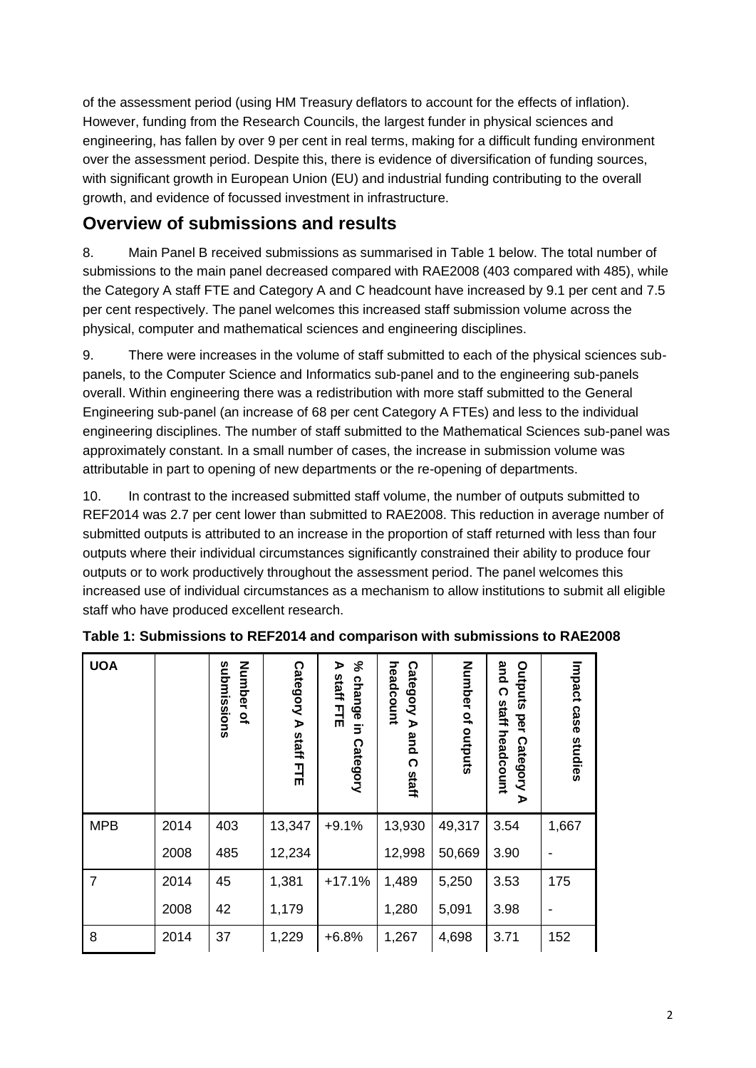of the assessment period (using HM Treasury deflators to account for the effects of inflation). However, funding from the Research Councils, the largest funder in physical sciences and engineering, has fallen by over 9 per cent in real terms, making for a difficult funding environment over the assessment period. Despite this, there is evidence of diversification of funding sources, with significant growth in European Union (EU) and industrial funding contributing to the overall growth, and evidence of focussed investment in infrastructure.

## Overview of submissions and results

8. Main Panel B received submissions as summarised in Table 1 below. The total number of submissions to the main panel decreased compared with RAE2008 (403 compared with 485), while the Category A staff FTE and Category A and C headcount have increased by 9.1 per cent and 7.5 per cent respectively. The panel welcomes this increased staff submission volume across the physical, computer and mathematical sciences and engineering disciplines.

9. There were increases in the volume of staff submitted to each of the physical sciences sub-panels, to the Computer Science and Informatics sub-panel and to the engineering sub-panels overall. Within engineering there was a redistribution with more staff submitted to the General Engineering sub-panel (an increase of 68 per cent Category A FTEs) and less to the individual engineering disciplines. The number of staff submitted to the Mathematical Sciences sub-panel was approximately constant. In a small number of cases, the increase in submission volume was attributable in part to opening of new departments or the re-opening of departments.

10. In contrast to the increased submitted staff volume, the number of outputs submitted to REF2014 was 2.7 per cent lower than submitted to RAE2008. This reduction in average number of submitted outputs is attributed to an increase in the proportion of staff returned with less than four outputs where their individual circumstances significantly constrained their ability to produce four outputs or to work productively throughout the assessment period. The panel welcomes this increased use of individual circumstances as a mechanism to allow institutions to submit all eligible staff who have produced excellent research.

**Table 1: Submissions to REF2014 and comparison with submissions to RAE2008**

| UOA | | Number of submissions | Category A staff FTE | % change in Category A staff FTE | Category A and C staff headcount | Number of outputs | Outputs per Category A and C staff headcount | Impact case studies |
|---|---|---|---|---|---|---|---|---|
| MPB | 2014 | 403 | 13,347 | +9.1% | 13,930 | 49,317 | 3.54 | 1,667 |
| | 2008 | 485 | 12,234 | | 12,998 | 50,669 | 3.90 | - |
| 7 | 2014 | 45 | 1,381 | +17.1% | 1,489 | 5,250 | 3.53 | 175 |
| | 2008 | 42 | 1,179 | | 1,280 | 5,091 | 3.98 | - |
| 8 | 2014 | 37 | 1,229 | +6.8% | 1,267 | 4,698 | 3.71 | 152 |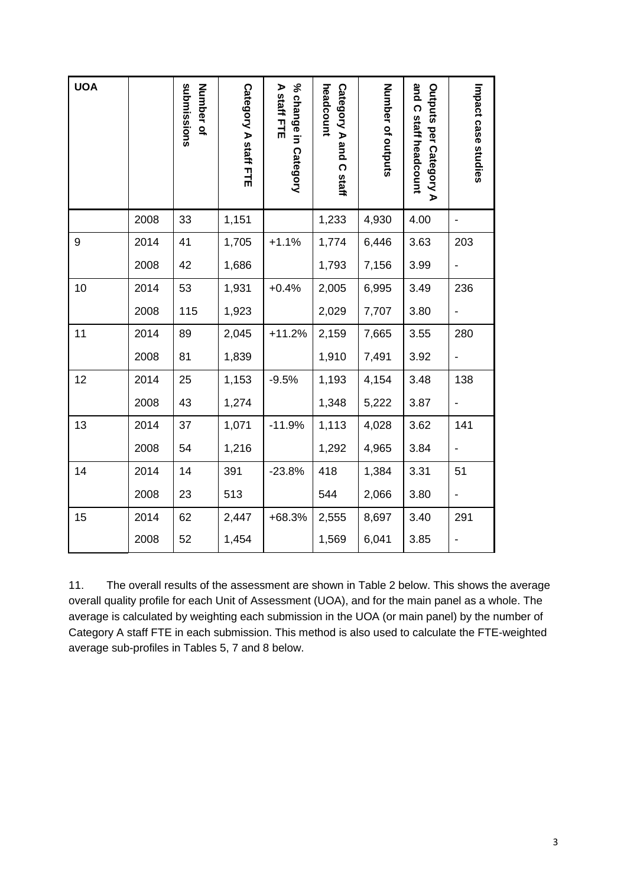| UOA | | Number of submissions | Category A staff FTE | % change in Category A staff FTE | Category A and C staff headcount | Number of outputs | Outputs per Category A and C staff headcount | Impact case studies |
|---|---|---|---|---|---|---|---|---|
| | 2008 | 33 | 1,151 | | 1,233 | 4,930 | 4.00 | - |
| 9 | 2014 | 41 | 1,705 | +1.1% | 1,774 | 6,446 | 3.63 | 203 |
| | 2008 | 42 | 1,686 | | 1,793 | 7,156 | 3.99 | - |
| 10 | 2014 | 53 | 1,931 | +0.4% | 2,005 | 6,995 | 3.49 | 236 |
| | 2008 | 115 | 1,923 | | 2,029 | 7,707 | 3.80 | - |
| 11 | 2014 | 89 | 2,045 | +11.2% | 2,159 | 7,665 | 3.55 | 280 |
| | 2008 | 81 | 1,839 | | 1,910 | 7,491 | 3.92 | - |
| 12 | 2014 | 25 | 1,153 | -9.5% | 1,193 | 4,154 | 3.48 | 138 |
| | 2008 | 43 | 1,274 | | 1,348 | 5,222 | 3.87 | - |
| 13 | 2014 | 37 | 1,071 | -11.9% | 1,113 | 4,028 | 3.62 | 141 |
| | 2008 | 54 | 1,216 | | 1,292 | 4,965 | 3.84 | - |
| 14 | 2014 | 14 | 391 | -23.8% | 418 | 1,384 | 3.31 | 51 |
| | 2008 | 23 | 513 | | 544 | 2,066 | 3.80 | - |
| 15 | 2014 | 62 | 2,447 | +68.3% | 2,555 | 8,697 | 3.40 | 291 |
| | 2008 | 52 | 1,454 | | 1,569 | 6,041 | 3.85 | - |

11. The overall results of the assessment are shown in Table 2 below. This shows the average overall quality profile for each Unit of Assessment (UOA), and for the main panel as a whole. The average is calculated by weighting each submission in the UOA (or main panel) by the number of Category A staff FTE in each submission. This method is also used to calculate the FTE-weighted average sub-profiles in Tables 5, 7 and 8 below.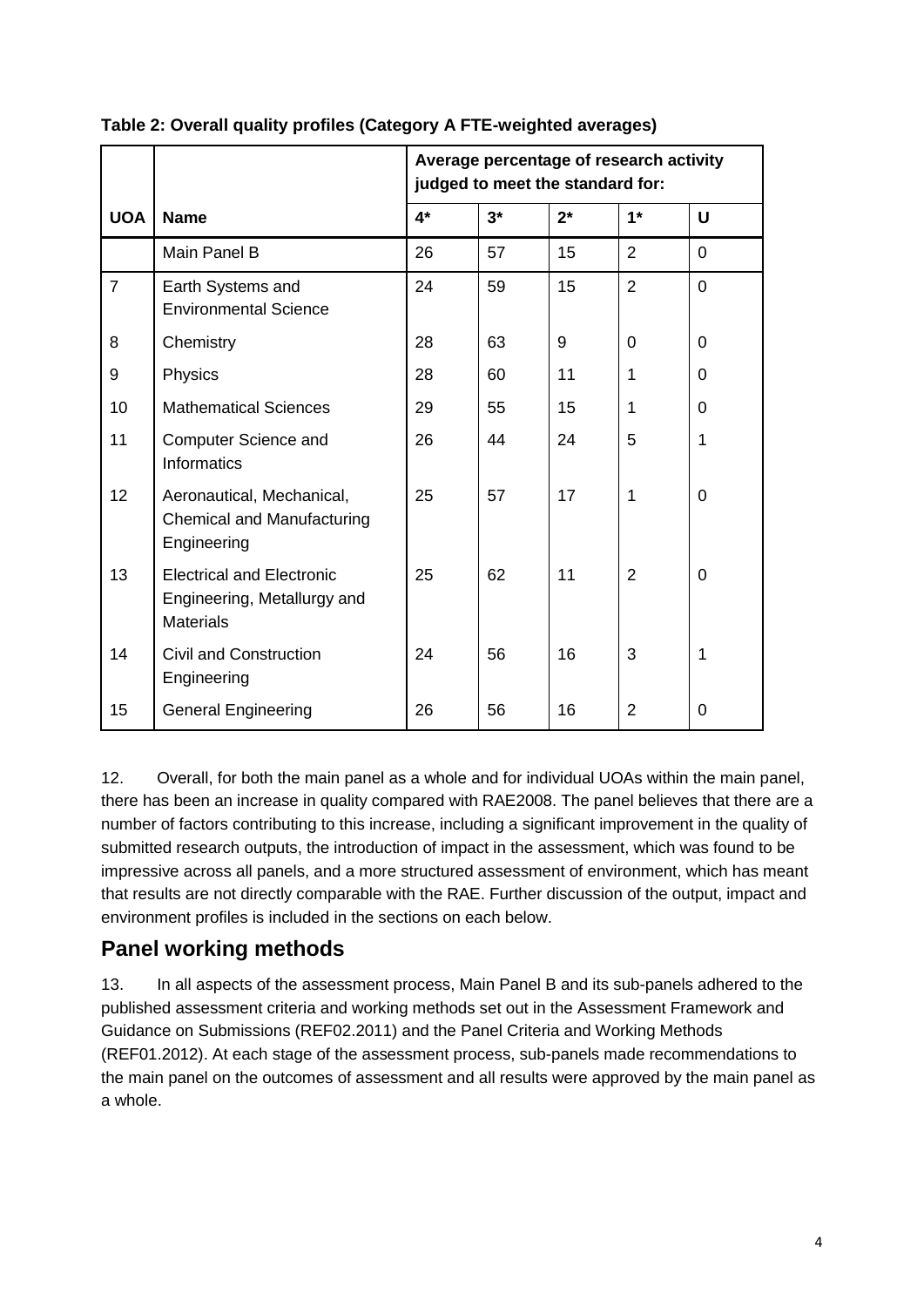**Table 2: Overall quality profiles (Category A FTE-weighted averages)**

| | | Average percentage of research activity judged to meet the standard for: | | | | |
|---|---|---|---|---|---|---|
| **UOA** | **Name** | **4*** | **3*** | **2*** | **1*** | **U** |
| | Main Panel B | 26 | 57 | 15 | 2 | 0 |
| 7 | Earth Systems and Environmental Science | 24 | 59 | 15 | 2 | 0 |
| 8 | Chemistry | 28 | 63 | 9 | 0 | 0 |
| 9 | Physics | 28 | 60 | 11 | 1 | 0 |
| 10 | Mathematical Sciences | 29 | 55 | 15 | 1 | 0 |
| 11 | Computer Science and Informatics | 26 | 44 | 24 | 5 | 1 |
| 12 | Aeronautical, Mechanical, Chemical and Manufacturing Engineering | 25 | 57 | 17 | 1 | 0 |
| 13 | Electrical and Electronic Engineering, Metallurgy and Materials | 25 | 62 | 11 | 2 | 0 |
| 14 | Civil and Construction Engineering | 24 | 56 | 16 | 3 | 1 |
| 15 | General Engineering | 26 | 56 | 16 | 2 | 0 |

12. Overall, for both the main panel as a whole and for individual UOAs within the main panel, there has been an increase in quality compared with RAE2008. The panel believes that there are a number of factors contributing to this increase, including a significant improvement in the quality of submitted research outputs, the introduction of impact in the assessment, which was found to be impressive across all panels, and a more structured assessment of environment, which has meant that results are not directly comparable with the RAE. Further discussion of the output, impact and environment profiles is included in the sections on each below.

## Panel working methods

13. In all aspects of the assessment process, Main Panel B and its sub-panels adhered to the published assessment criteria and working methods set out in the Assessment Framework and Guidance on Submissions (REF02.2011) and the Panel Criteria and Working Methods (REF01.2012). At each stage of the assessment process, sub-panels made recommendations to the main panel on the outcomes of assessment and all results were approved by the main panel as a whole.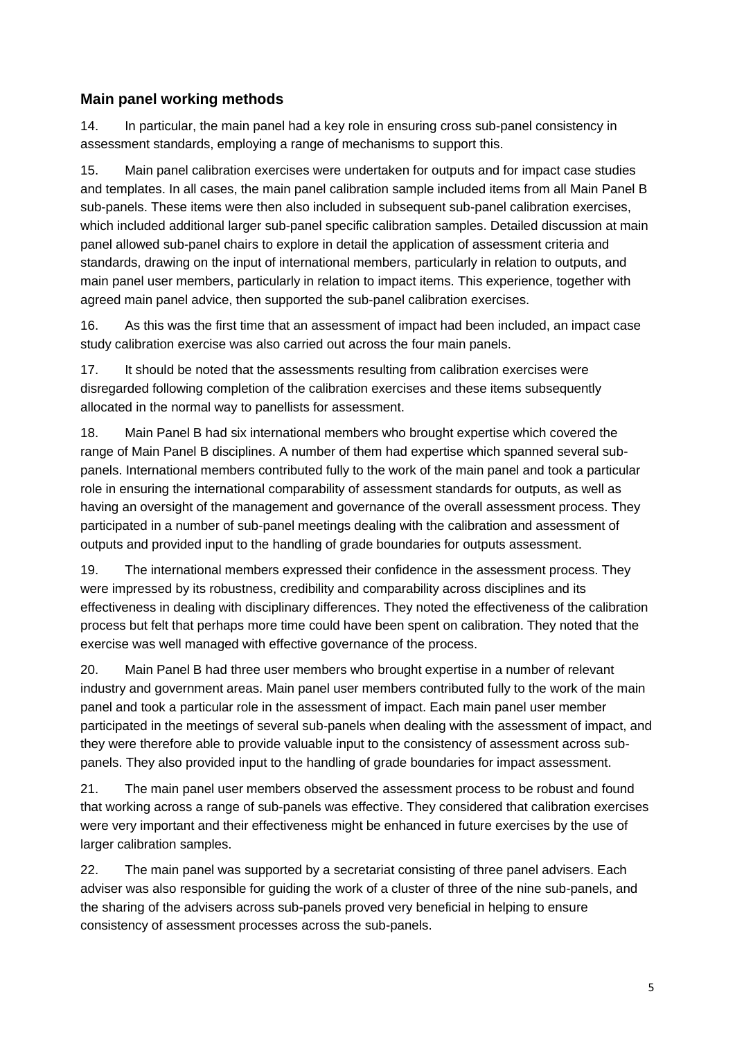## Main panel working methods

14. In particular, the main panel had a key role in ensuring cross sub-panel consistency in assessment standards, employing a range of mechanisms to support this.

15. Main panel calibration exercises were undertaken for outputs and for impact case studies and templates. In all cases, the main panel calibration sample included items from all Main Panel B sub-panels. These items were then also included in subsequent sub-panel calibration exercises, which included additional larger sub-panel specific calibration samples. Detailed discussion at main panel allowed sub-panel chairs to explore in detail the application of assessment criteria and standards, drawing on the input of international members, particularly in relation to outputs, and main panel user members, particularly in relation to impact items. This experience, together with agreed main panel advice, then supported the sub-panel calibration exercises.

16. As this was the first time that an assessment of impact had been included, an impact case study calibration exercise was also carried out across the four main panels.

17. It should be noted that the assessments resulting from calibration exercises were disregarded following completion of the calibration exercises and these items subsequently allocated in the normal way to panellists for assessment.

18. Main Panel B had six international members who brought expertise which covered the range of Main Panel B disciplines. A number of them had expertise which spanned several sub-panels. International members contributed fully to the work of the main panel and took a particular role in ensuring the international comparability of assessment standards for outputs, as well as having an oversight of the management and governance of the overall assessment process. They participated in a number of sub-panel meetings dealing with the calibration and assessment of outputs and provided input to the handling of grade boundaries for outputs assessment.

19. The international members expressed their confidence in the assessment process. They were impressed by its robustness, credibility and comparability across disciplines and its effectiveness in dealing with disciplinary differences. They noted the effectiveness of the calibration process but felt that perhaps more time could have been spent on calibration. They noted that the exercise was well managed with effective governance of the process.

20. Main Panel B had three user members who brought expertise in a number of relevant industry and government areas. Main panel user members contributed fully to the work of the main panel and took a particular role in the assessment of impact. Each main panel user member participated in the meetings of several sub-panels when dealing with the assessment of impact, and they were therefore able to provide valuable input to the consistency of assessment across sub-panels. They also provided input to the handling of grade boundaries for impact assessment.

21. The main panel user members observed the assessment process to be robust and found that working across a range of sub-panels was effective. They considered that calibration exercises were very important and their effectiveness might be enhanced in future exercises by the use of larger calibration samples.

22. The main panel was supported by a secretariat consisting of three panel advisers. Each adviser was also responsible for guiding the work of a cluster of three of the nine sub-panels, and the sharing of the advisers across sub-panels proved very beneficial in helping to ensure consistency of assessment processes across the sub-panels.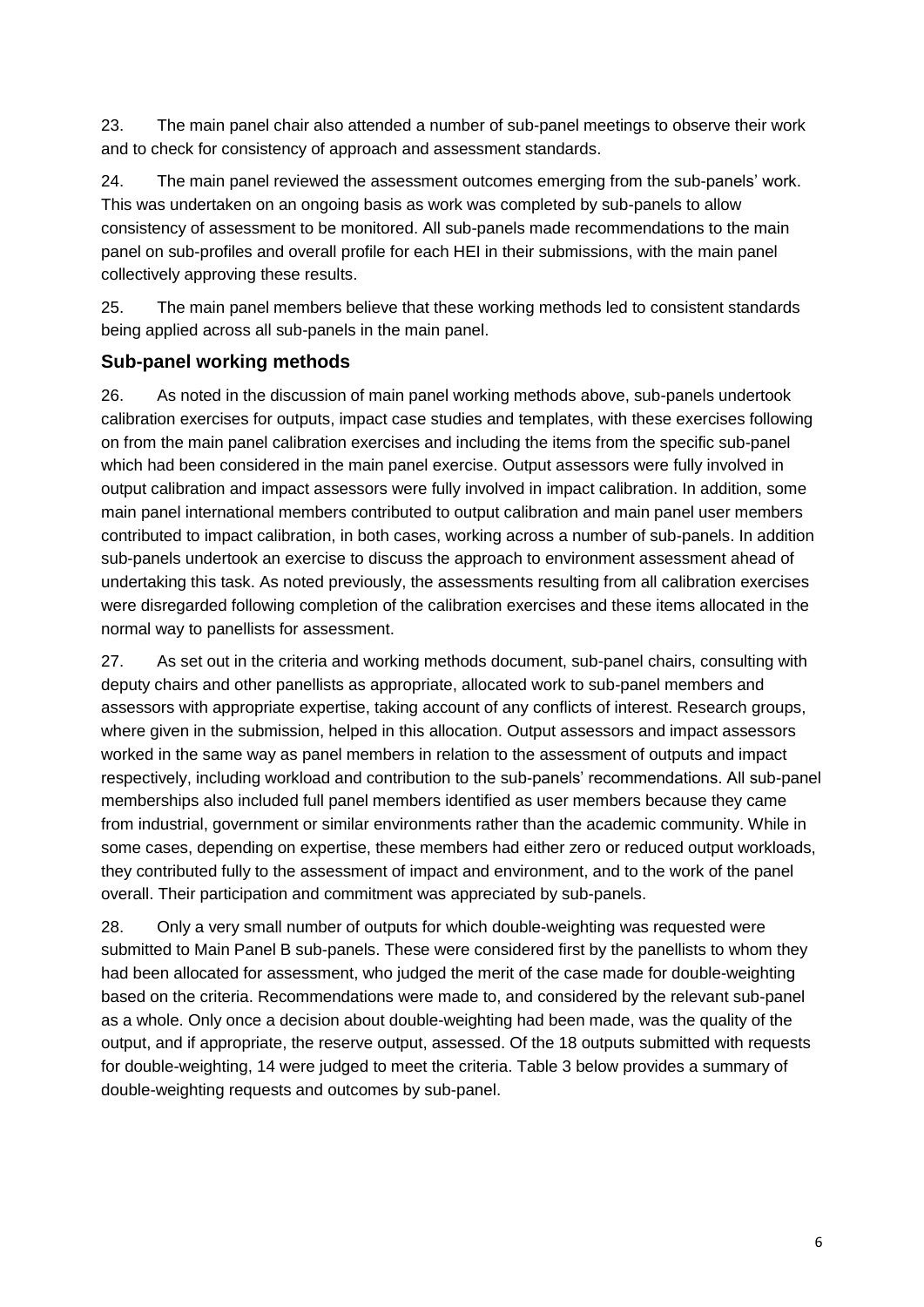23. The main panel chair also attended a number of sub-panel meetings to observe their work and to check for consistency of approach and assessment standards.

24. The main panel reviewed the assessment outcomes emerging from the sub-panels' work. This was undertaken on an ongoing basis as work was completed by sub-panels to allow consistency of assessment to be monitored. All sub-panels made recommendations to the main panel on sub-profiles and overall profile for each HEI in their submissions, with the main panel collectively approving these results.

25. The main panel members believe that these working methods led to consistent standards being applied across all sub-panels in the main panel.

## Sub-panel working methods

26. As noted in the discussion of main panel working methods above, sub-panels undertook calibration exercises for outputs, impact case studies and templates, with these exercises following on from the main panel calibration exercises and including the items from the specific sub-panel which had been considered in the main panel exercise. Output assessors were fully involved in output calibration and impact assessors were fully involved in impact calibration. In addition, some main panel international members contributed to output calibration and main panel user members contributed to impact calibration, in both cases, working across a number of sub-panels. In addition sub-panels undertook an exercise to discuss the approach to environment assessment ahead of undertaking this task. As noted previously, the assessments resulting from all calibration exercises were disregarded following completion of the calibration exercises and these items allocated in the normal way to panellists for assessment.

27. As set out in the criteria and working methods document, sub-panel chairs, consulting with deputy chairs and other panellists as appropriate, allocated work to sub-panel members and assessors with appropriate expertise, taking account of any conflicts of interest. Research groups, where given in the submission, helped in this allocation. Output assessors and impact assessors worked in the same way as panel members in relation to the assessment of outputs and impact respectively, including workload and contribution to the sub-panels' recommendations. All sub-panel memberships also included full panel members identified as user members because they came from industrial, government or similar environments rather than the academic community. While in some cases, depending on expertise, these members had either zero or reduced output workloads, they contributed fully to the assessment of impact and environment, and to the work of the panel overall. Their participation and commitment was appreciated by sub-panels.

28. Only a very small number of outputs for which double-weighting was requested were submitted to Main Panel B sub-panels. These were considered first by the panellists to whom they had been allocated for assessment, who judged the merit of the case made for double-weighting based on the criteria. Recommendations were made to, and considered by the relevant sub-panel as a whole. Only once a decision about double-weighting had been made, was the quality of the output, and if appropriate, the reserve output, assessed. Of the 18 outputs submitted with requests for double-weighting, 14 were judged to meet the criteria. Table 3 below provides a summary of double-weighting requests and outcomes by sub-panel.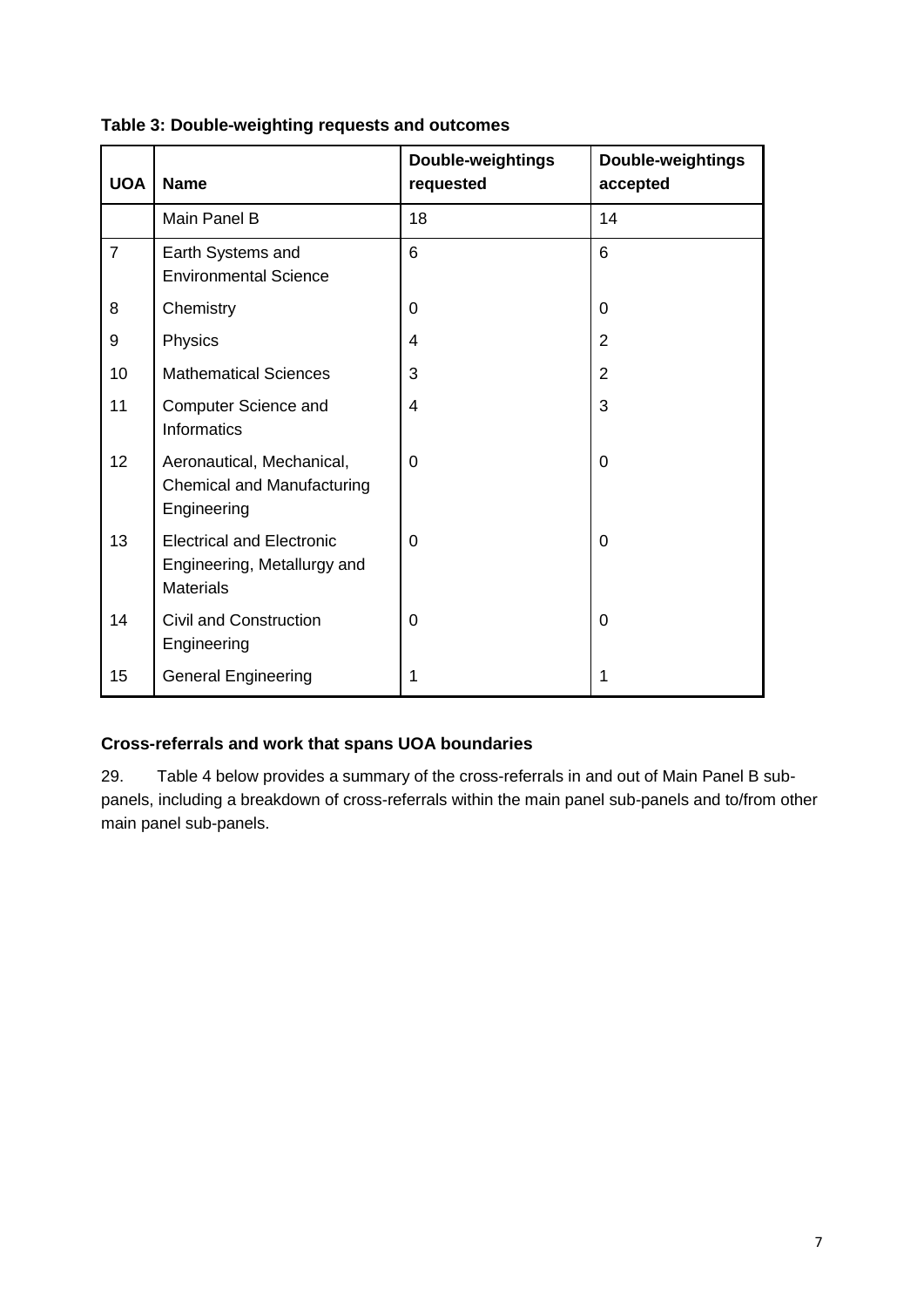**Table 3: Double-weighting requests and outcomes**

| UOA | Name | Double-weightings requested | Double-weightings accepted |
|---|---|---|---|
| | Main Panel B | 18 | 14 |
| 7 | Earth Systems and Environmental Science | 6 | 6 |
| 8 | Chemistry | 0 | 0 |
| 9 | Physics | 4 | 2 |
| 10 | Mathematical Sciences | 3 | 2 |
| 11 | Computer Science and Informatics | 4 | 3 |
| 12 | Aeronautical, Mechanical, Chemical and Manufacturing Engineering | 0 | 0 |
| 13 | Electrical and Electronic Engineering, Metallurgy and Materials | 0 | 0 |
| 14 | Civil and Construction Engineering | 0 | 0 |
| 15 | General Engineering | 1 | 1 |

### Cross-referrals and work that spans UOA boundaries

29. Table 4 below provides a summary of the cross-referrals in and out of Main Panel B sub-panels, including a breakdown of cross-referrals within the main panel sub-panels and to/from other main panel sub-panels.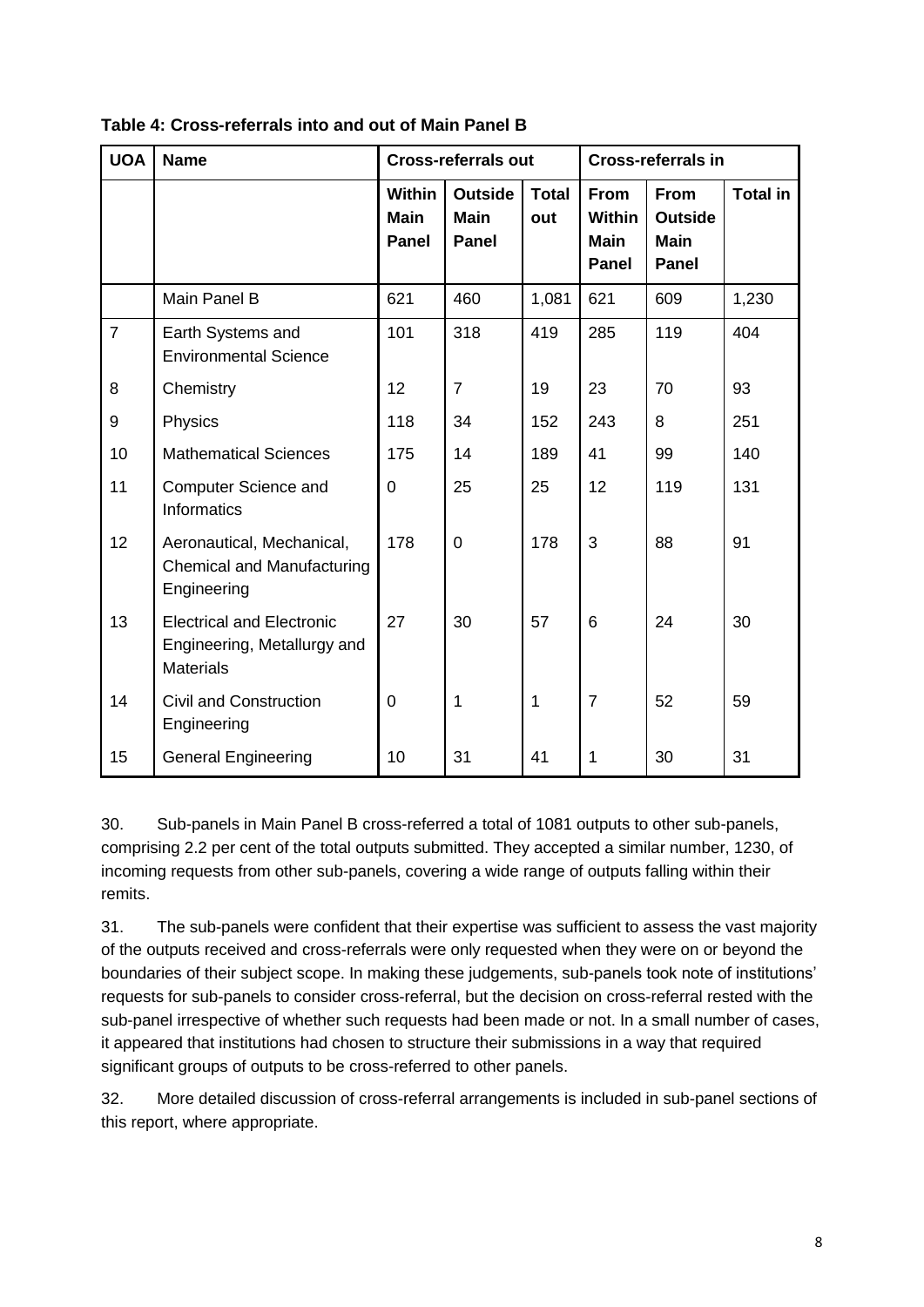**Table 4: Cross-referrals into and out of Main Panel B**

| UOA | Name | Cross-referrals out | | | Cross-referrals in | | |
|---|---|---|---|---|---|---|---|
| | | Within Main Panel | Outside Main Panel | Total out | From Within Main Panel | From Outside Main Panel | Total in |
| | Main Panel B | 621 | 460 | 1,081 | 621 | 609 | 1,230 |
| 7 | Earth Systems and Environmental Science | 101 | 318 | 419 | 285 | 119 | 404 |
| 8 | Chemistry | 12 | 7 | 19 | 23 | 70 | 93 |
| 9 | Physics | 118 | 34 | 152 | 243 | 8 | 251 |
| 10 | Mathematical Sciences | 175 | 14 | 189 | 41 | 99 | 140 |
| 11 | Computer Science and Informatics | 0 | 25 | 25 | 12 | 119 | 131 |
| 12 | Aeronautical, Mechanical, Chemical and Manufacturing Engineering | 178 | 0 | 178 | 3 | 88 | 91 |
| 13 | Electrical and Electronic Engineering, Metallurgy and Materials | 27 | 30 | 57 | 6 | 24 | 30 |
| 14 | Civil and Construction Engineering | 0 | 1 | 1 | 7 | 52 | 59 |
| 15 | General Engineering | 10 | 31 | 41 | 1 | 30 | 31 |

30. Sub-panels in Main Panel B cross-referred a total of 1081 outputs to other sub-panels, comprising 2.2 per cent of the total outputs submitted. They accepted a similar number, 1230, of incoming requests from other sub-panels, covering a wide range of outputs falling within their remits.

31. The sub-panels were confident that their expertise was sufficient to assess the vast majority of the outputs received and cross-referrals were only requested when they were on or beyond the boundaries of their subject scope. In making these judgements, sub-panels took note of institutions' requests for sub-panels to consider cross-referral, but the decision on cross-referral rested with the sub-panel irrespective of whether such requests had been made or not. In a small number of cases, it appeared that institutions had chosen to structure their submissions in a way that required significant groups of outputs to be cross-referred to other panels.

32. More detailed discussion of cross-referral arrangements is included in sub-panel sections of this report, where appropriate.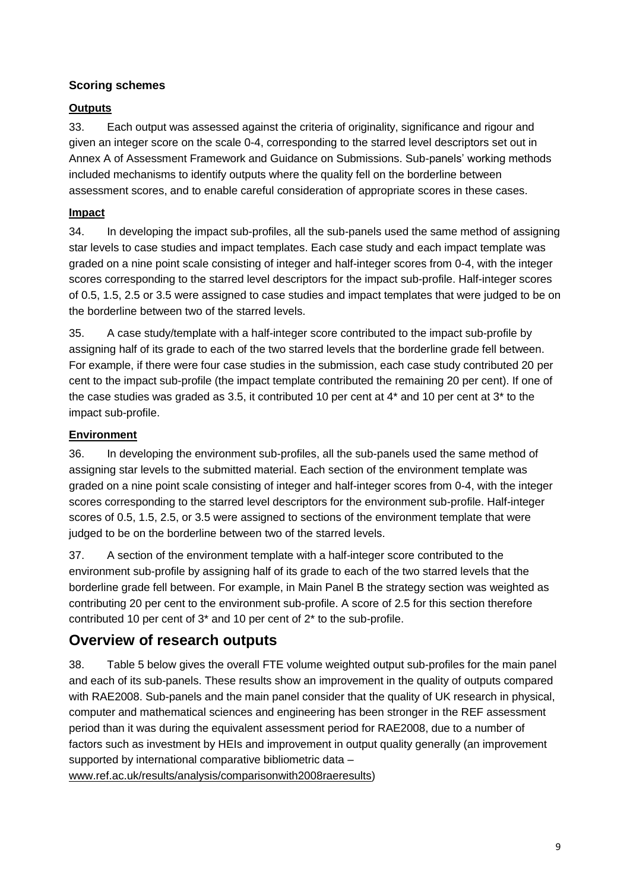### Scoring schemes

#### Outputs

33. Each output was assessed against the criteria of originality, significance and rigour and given an integer score on the scale 0-4, corresponding to the starred level descriptors set out in Annex A of Assessment Framework and Guidance on Submissions. Sub-panels' working methods included mechanisms to identify outputs where the quality fell on the borderline between assessment scores, and to enable careful consideration of appropriate scores in these cases.

#### Impact

34. In developing the impact sub-profiles, all the sub-panels used the same method of assigning star levels to case studies and impact templates. Each case study and each impact template was graded on a nine point scale consisting of integer and half-integer scores from 0-4, with the integer scores corresponding to the starred level descriptors for the impact sub-profile. Half-integer scores of 0.5, 1.5, 2.5 or 3.5 were assigned to case studies and impact templates that were judged to be on the borderline between two of the starred levels.

35. A case study/template with a half-integer score contributed to the impact sub-profile by assigning half of its grade to each of the two starred levels that the borderline grade fell between. For example, if there were four case studies in the submission, each case study contributed 20 per cent to the impact sub-profile (the impact template contributed the remaining 20 per cent). If one of the case studies was graded as 3.5, it contributed 10 per cent at 4* and 10 per cent at 3* to the impact sub-profile.

#### Environment

36. In developing the environment sub-profiles, all the sub-panels used the same method of assigning star levels to the submitted material. Each section of the environment template was graded on a nine point scale consisting of integer and half-integer scores from 0-4, with the integer scores corresponding to the starred level descriptors for the environment sub-profile. Half-integer scores of 0.5, 1.5, 2.5, or 3.5 were assigned to sections of the environment template that were judged to be on the borderline between two of the starred levels.

37. A section of the environment template with a half-integer score contributed to the environment sub-profile by assigning half of its grade to each of the two starred levels that the borderline grade fell between. For example, in Main Panel B the strategy section was weighted as contributing 20 per cent to the environment sub-profile. A score of 2.5 for this section therefore contributed 10 per cent of 3* and 10 per cent of 2* to the sub-profile.

## Overview of research outputs

38. Table 5 below gives the overall FTE volume weighted output sub-profiles for the main panel and each of its sub-panels. These results show an improvement in the quality of outputs compared with RAE2008. Sub-panels and the main panel consider that the quality of UK research in physical, computer and mathematical sciences and engineering has been stronger in the REF assessment period than it was during the equivalent assessment period for RAE2008, due to a number of factors such as investment by HEIs and improvement in output quality generally (an improvement supported by international comparative bibliometric data – www.ref.ac.uk/results/analysis/comparisonwith2008raeresults)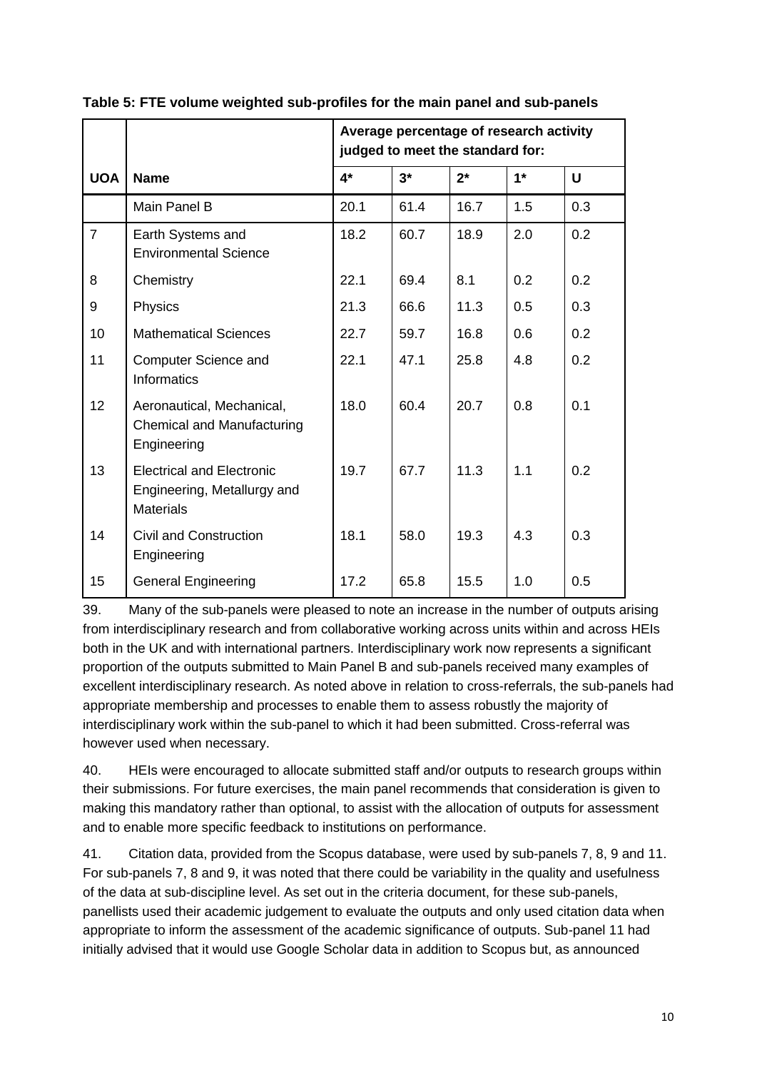**Table 5: FTE volume weighted sub-profiles for the main panel and sub-panels**

| | | Average percentage of research activity judged to meet the standard for: | | | | |
|---|---|---|---|---|---|---|
| **UOA** | **Name** | **4*** | **3*** | **2*** | **1*** | **U** |
| | Main Panel B | 20.1 | 61.4 | 16.7 | 1.5 | 0.3 |
| 7 | Earth Systems and Environmental Science | 18.2 | 60.7 | 18.9 | 2.0 | 0.2 |
| 8 | Chemistry | 22.1 | 69.4 | 8.1 | 0.2 | 0.2 |
| 9 | Physics | 21.3 | 66.6 | 11.3 | 0.5 | 0.3 |
| 10 | Mathematical Sciences | 22.7 | 59.7 | 16.8 | 0.6 | 0.2 |
| 11 | Computer Science and Informatics | 22.1 | 47.1 | 25.8 | 4.8 | 0.2 |
| 12 | Aeronautical, Mechanical, Chemical and Manufacturing Engineering | 18.0 | 60.4 | 20.7 | 0.8 | 0.1 |
| 13 | Electrical and Electronic Engineering, Metallurgy and Materials | 19.7 | 67.7 | 11.3 | 1.1 | 0.2 |
| 14 | Civil and Construction Engineering | 18.1 | 58.0 | 19.3 | 4.3 | 0.3 |
| 15 | General Engineering | 17.2 | 65.8 | 15.5 | 1.0 | 0.5 |

39. Many of the sub-panels were pleased to note an increase in the number of outputs arising from interdisciplinary research and from collaborative working across units within and across HEIs both in the UK and with international partners. Interdisciplinary work now represents a significant proportion of the outputs submitted to Main Panel B and sub-panels received many examples of excellent interdisciplinary research. As noted above in relation to cross-referrals, the sub-panels had appropriate membership and processes to enable them to assess robustly the majority of interdisciplinary work within the sub-panel to which it had been submitted. Cross-referral was however used when necessary.

40. HEIs were encouraged to allocate submitted staff and/or outputs to research groups within their submissions. For future exercises, the main panel recommends that consideration is given to making this mandatory rather than optional, to assist with the allocation of outputs for assessment and to enable more specific feedback to institutions on performance.

41. Citation data, provided from the Scopus database, were used by sub-panels 7, 8, 9 and 11. For sub-panels 7, 8 and 9, it was noted that there could be variability in the quality and usefulness of the data at sub-discipline level. As set out in the criteria document, for these sub-panels, panellists used their academic judgement to evaluate the outputs and only used citation data when appropriate to inform the assessment of the academic significance of outputs. Sub-panel 11 had initially advised that it would use Google Scholar data in addition to Scopus but, as announced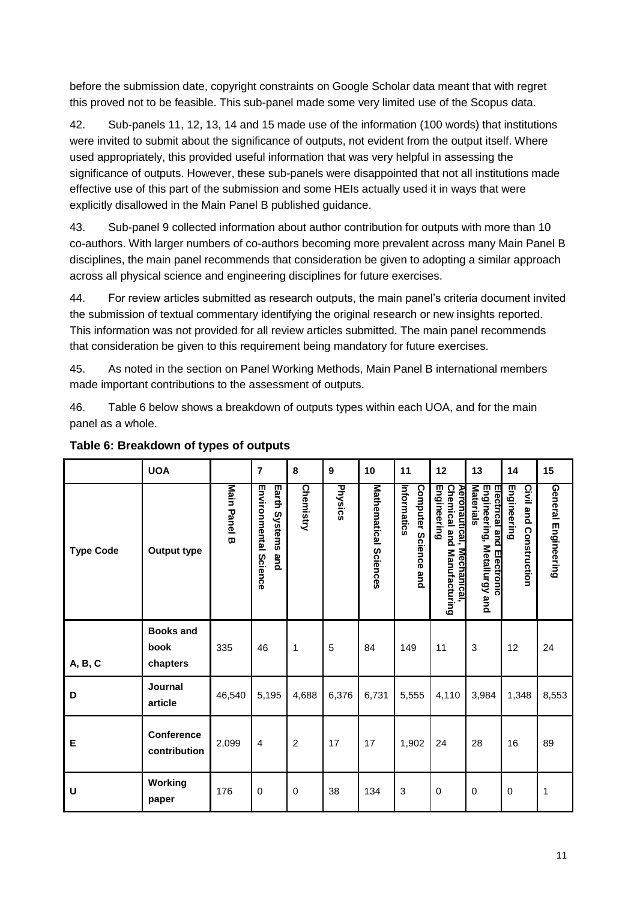before the submission date, copyright constraints on Google Scholar data meant that with regret this proved not to be feasible. This sub-panel made some very limited use of the Scopus data.

42. Sub-panels 11, 12, 13, 14 and 15 made use of the information (100 words) that institutions were invited to submit about the significance of outputs, not evident from the output itself. Where used appropriately, this provided useful information that was very helpful in assessing the significance of outputs. However, these sub-panels were disappointed that not all institutions made effective use of this part of the submission and some HEIs actually used it in ways that were explicitly disallowed in the Main Panel B published guidance.

43. Sub-panel 9 collected information about author contribution for outputs with more than 10 co-authors. With larger numbers of co-authors becoming more prevalent across many Main Panel B disciplines, the main panel recommends that consideration be given to adopting a similar approach across all physical science and engineering disciplines for future exercises.

44. For review articles submitted as research outputs, the main panel's criteria document invited the submission of textual commentary identifying the original research or new insights reported. This information was not provided for all review articles submitted. The main panel recommends that consideration be given to this requirement being mandatory for future exercises.

45. As noted in the section on Panel Working Methods, Main Panel B international members made important contributions to the assessment of outputs.

46. Table 6 below shows a breakdown of outputs types within each UOA, and for the main panel as a whole.

**Table 6: Breakdown of types of outputs**

| | UOA | | 7 | 8 | 9 | 10 | 11 | 12 | 13 | 14 | 15 |
|---|---|---|---|---|---|---|---|---|---|---|---|
| Type Code | Output type | Main Panel B | Earth Systems and Environmental Science | Chemistry | Physics | Mathematical Sciences | Computer Science and Informatics | Aeronautical, Mechanical, Chemical and Manufacturing Engineering | Electrical and Electronic Engineering, Metallurgy and Materials | Civil and Construction Engineering | General Engineering |
| A, B, C | Books and book chapters | 335 | 46 | 1 | 5 | 84 | 149 | 11 | 3 | 12 | 24 |
| D | Journal article | 46,540 | 5,195 | 4,688 | 6,376 | 6,731 | 5,555 | 4,110 | 3,984 | 1,348 | 8,553 |
| E | Conference contribution | 2,099 | 4 | 2 | 17 | 17 | 1,902 | 24 | 28 | 16 | 89 |
| U | Working paper | 176 | 0 | 0 | 38 | 134 | 3 | 0 | 0 | 0 | 1 |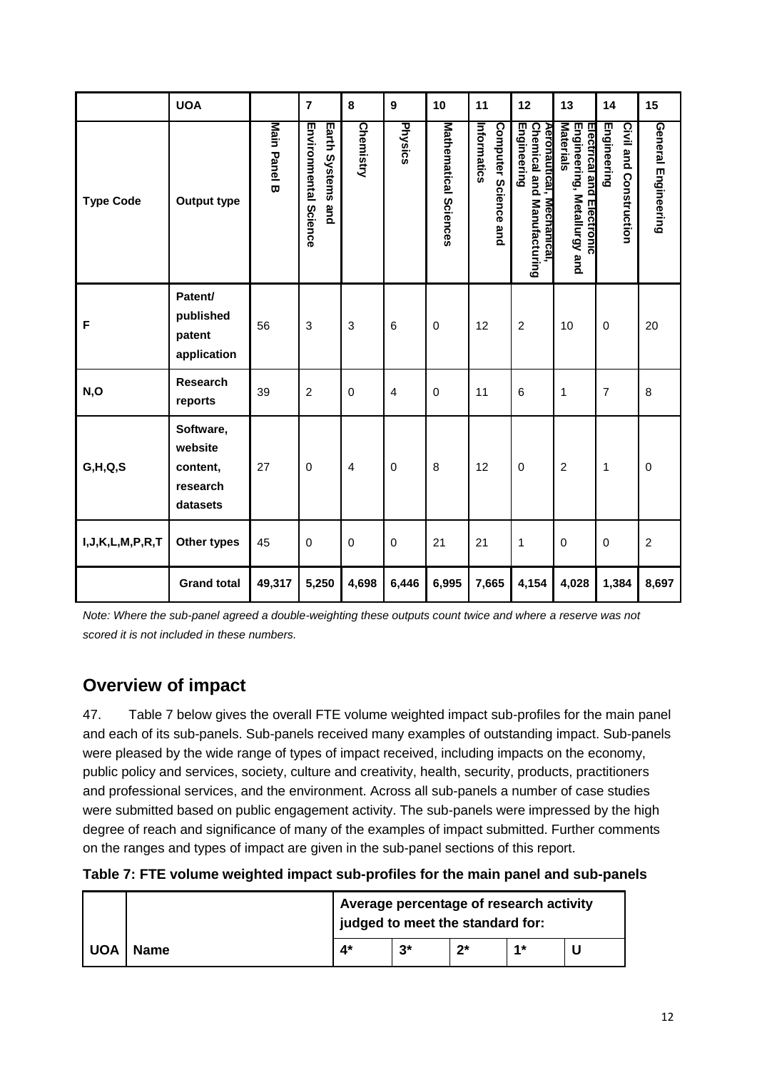| | UOA | | 7 | 8 | 9 | 10 | 11 | 12 | 13 | 14 | 15 |
|---|---|---|---|---|---|---|---|---|---|---|---|
| **Type Code** | **Output type** | **Main Panel B** | **Earth Systems and Environmental Science** | **Chemistry** | **Physics** | **Mathematical Sciences** | **Computer Science and Informatics** | **Aeronautical, Mechanical, Chemical and Manufacturing Engineering** | **Electrical and Electronic Engineering, Metallurgy and Materials** | **Civil and Construction Engineering** | **General Engineering** |
| **F** | **Patent/ published patent application** | 56 | 3 | 3 | 6 | 0 | 12 | 2 | 10 | 0 | 20 |
| **N,O** | **Research reports** | 39 | 2 | 0 | 4 | 0 | 11 | 6 | 1 | 7 | 8 |
| **G,H,Q,S** | **Software, website content, research datasets** | 27 | 0 | 4 | 0 | 8 | 12 | 0 | 2 | 1 | 0 |
| **I,J,K,L,M,P,R,T** | **Other types** | 45 | 0 | 0 | 0 | 21 | 21 | 1 | 0 | 0 | 2 |
| | **Grand total** | **49,317** | **5,250** | **4,698** | **6,446** | **6,995** | **7,665** | **4,154** | **4,028** | **1,384** | **8,697** |

*Note: Where the sub-panel agreed a double-weighting these outputs count twice and where a reserve was not scored it is not included in these numbers.*

## Overview of impact

47. Table 7 below gives the overall FTE volume weighted impact sub-profiles for the main panel and each of its sub-panels. Sub-panels received many examples of outstanding impact. Sub-panels were pleased by the wide range of types of impact received, including impacts on the economy, public policy and services, society, culture and creativity, health, security, products, practitioners and professional services, and the environment. Across all sub-panels a number of case studies were submitted based on public engagement activity. The sub-panels were impressed by the high degree of reach and significance of many of the examples of impact submitted. Further comments on the ranges and types of impact are given in the sub-panel sections of this report.

**Table 7: FTE volume weighted impact sub-profiles for the main panel and sub-panels**

| | | Average percentage of research activity judged to meet the standard for: | | | | |
|---|---|---|---|---|---|---|
| **UOA** | **Name** | **4*** | **3*** | **2*** | **1*** | **U** |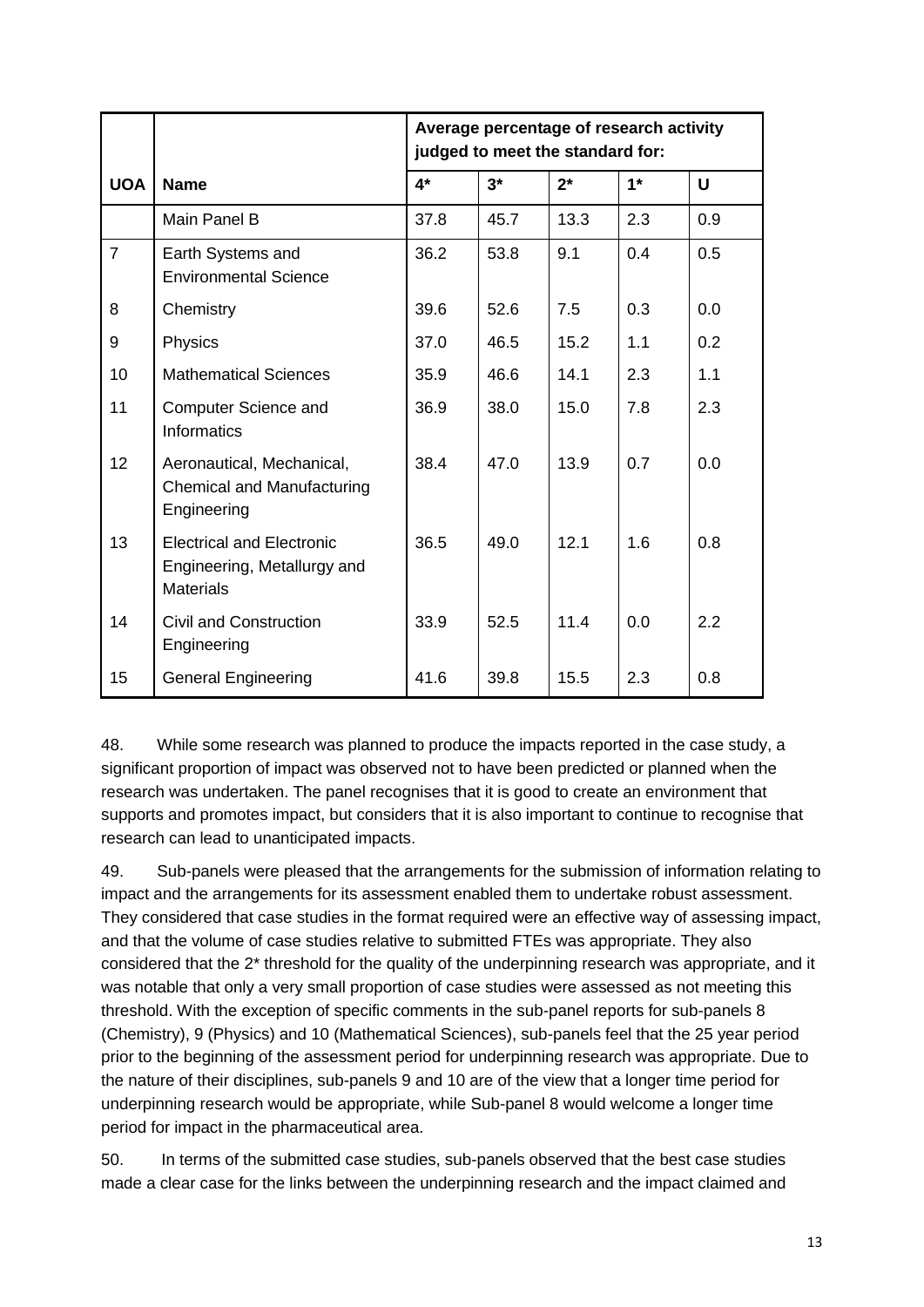| UOA | Name | Average percentage of research activity judged to meet the standard for: | | | | |
|---|---|---|---|---|---|---|
| | | 4* | 3* | 2* | 1* | U |
| | Main Panel B | 37.8 | 45.7 | 13.3 | 2.3 | 0.9 |
| 7 | Earth Systems and Environmental Science | 36.2 | 53.8 | 9.1 | 0.4 | 0.5 |
| 8 | Chemistry | 39.6 | 52.6 | 7.5 | 0.3 | 0.0 |
| 9 | Physics | 37.0 | 46.5 | 15.2 | 1.1 | 0.2 |
| 10 | Mathematical Sciences | 35.9 | 46.6 | 14.1 | 2.3 | 1.1 |
| 11 | Computer Science and Informatics | 36.9 | 38.0 | 15.0 | 7.8 | 2.3 |
| 12 | Aeronautical, Mechanical, Chemical and Manufacturing Engineering | 38.4 | 47.0 | 13.9 | 0.7 | 0.0 |
| 13 | Electrical and Electronic Engineering, Metallurgy and Materials | 36.5 | 49.0 | 12.1 | 1.6 | 0.8 |
| 14 | Civil and Construction Engineering | 33.9 | 52.5 | 11.4 | 0.0 | 2.2 |
| 15 | General Engineering | 41.6 | 39.8 | 15.5 | 2.3 | 0.8 |

48. While some research was planned to produce the impacts reported in the case study, a significant proportion of impact was observed not to have been predicted or planned when the research was undertaken. The panel recognises that it is good to create an environment that supports and promotes impact, but considers that it is also important to continue to recognise that research can lead to unanticipated impacts.

49. Sub-panels were pleased that the arrangements for the submission of information relating to impact and the arrangements for its assessment enabled them to undertake robust assessment. They considered that case studies in the format required were an effective way of assessing impact, and that the volume of case studies relative to submitted FTEs was appropriate. They also considered that the 2* threshold for the quality of the underpinning research was appropriate, and it was notable that only a very small proportion of case studies were assessed as not meeting this threshold. With the exception of specific comments in the sub-panel reports for sub-panels 8 (Chemistry), 9 (Physics) and 10 (Mathematical Sciences), sub-panels feel that the 25 year period prior to the beginning of the assessment period for underpinning research was appropriate. Due to the nature of their disciplines, sub-panels 9 and 10 are of the view that a longer time period for underpinning research would be appropriate, while Sub-panel 8 would welcome a longer time period for impact in the pharmaceutical area.

50. In terms of the submitted case studies, sub-panels observed that the best case studies made a clear case for the links between the underpinning research and the impact claimed and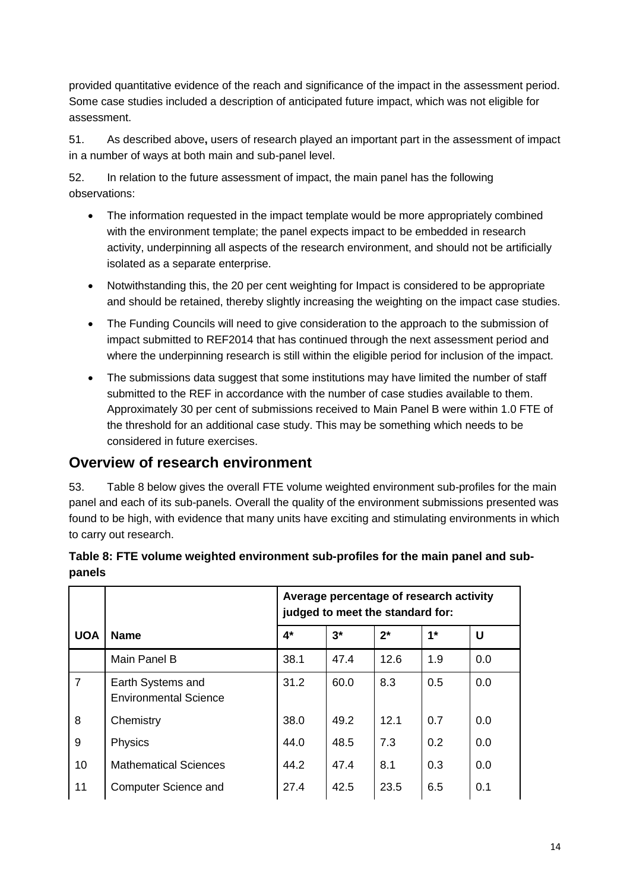provided quantitative evidence of the reach and significance of the impact in the assessment period. Some case studies included a description of anticipated future impact, which was not eligible for assessment.

51. As described above, users of research played an important part in the assessment of impact in a number of ways at both main and sub-panel level.

52. In relation to the future assessment of impact, the main panel has the following observations:

- The information requested in the impact template would be more appropriately combined with the environment template; the panel expects impact to be embedded in research activity, underpinning all aspects of the research environment, and should not be artificially isolated as a separate enterprise.
- Notwithstanding this, the 20 per cent weighting for Impact is considered to be appropriate and should be retained, thereby slightly increasing the weighting on the impact case studies.
- The Funding Councils will need to give consideration to the approach to the submission of impact submitted to REF2014 that has continued through the next assessment period and where the underpinning research is still within the eligible period for inclusion of the impact.
- The submissions data suggest that some institutions may have limited the number of staff submitted to the REF in accordance with the number of case studies available to them. Approximately 30 per cent of submissions received to Main Panel B were within 1.0 FTE of the threshold for an additional case study. This may be something which needs to be considered in future exercises.

## Overview of research environment

53. Table 8 below gives the overall FTE volume weighted environment sub-profiles for the main panel and each of its sub-panels. Overall the quality of the environment submissions presented was found to be high, with evidence that many units have exciting and stimulating environments in which to carry out research.

**Table 8: FTE volume weighted environment sub-profiles for the main panel and sub-panels**

| | | Average percentage of research activity judged to meet the standard for: | | | | |
|---|---|---|---|---|---|---|
| **UOA** | **Name** | **4*** | **3*** | **2*** | **1*** | **U** |
| | Main Panel B | 38.1 | 47.4 | 12.6 | 1.9 | 0.0 |
| 7 | Earth Systems and Environmental Science | 31.2 | 60.0 | 8.3 | 0.5 | 0.0 |
| 8 | Chemistry | 38.0 | 49.2 | 12.1 | 0.7 | 0.0 |
| 9 | Physics | 44.0 | 48.5 | 7.3 | 0.2 | 0.0 |
| 10 | Mathematical Sciences | 44.2 | 47.4 | 8.1 | 0.3 | 0.0 |
| 11 | Computer Science and | 27.4 | 42.5 | 23.5 | 6.5 | 0.1 |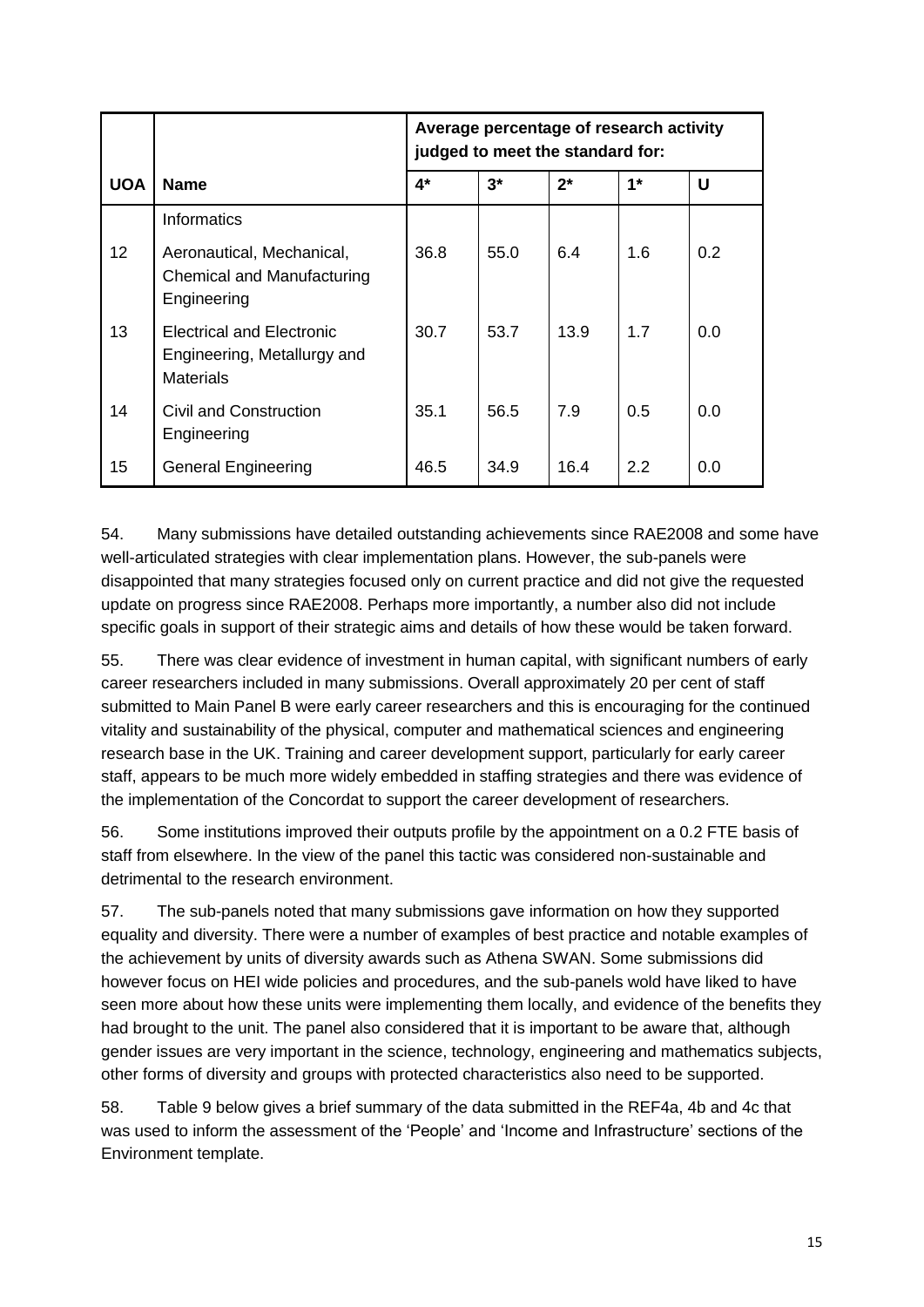| | | Average percentage of research activity judged to meet the standard for: | | | | |
|---|---|---|---|---|---|---|
| **UOA** | **Name** | **4*** | **3*** | **2*** | **1*** | **U** |
| | Informatics | | | | | |
| 12 | Aeronautical, Mechanical, Chemical and Manufacturing Engineering | 36.8 | 55.0 | 6.4 | 1.6 | 0.2 |
| 13 | Electrical and Electronic Engineering, Metallurgy and Materials | 30.7 | 53.7 | 13.9 | 1.7 | 0.0 |
| 14 | Civil and Construction Engineering | 35.1 | 56.5 | 7.9 | 0.5 | 0.0 |
| 15 | General Engineering | 46.5 | 34.9 | 16.4 | 2.2 | 0.0 |

54. Many submissions have detailed outstanding achievements since RAE2008 and some have well-articulated strategies with clear implementation plans. However, the sub-panels were disappointed that many strategies focused only on current practice and did not give the requested update on progress since RAE2008. Perhaps more importantly, a number also did not include specific goals in support of their strategic aims and details of how these would be taken forward.

55. There was clear evidence of investment in human capital, with significant numbers of early career researchers included in many submissions. Overall approximately 20 per cent of staff submitted to Main Panel B were early career researchers and this is encouraging for the continued vitality and sustainability of the physical, computer and mathematical sciences and engineering research base in the UK. Training and career development support, particularly for early career staff, appears to be much more widely embedded in staffing strategies and there was evidence of the implementation of the Concordat to support the career development of researchers.

56. Some institutions improved their outputs profile by the appointment on a 0.2 FTE basis of staff from elsewhere. In the view of the panel this tactic was considered non-sustainable and detrimental to the research environment.

57. The sub-panels noted that many submissions gave information on how they supported equality and diversity. There were a number of examples of best practice and notable examples of the achievement by units of diversity awards such as Athena SWAN. Some submissions did however focus on HEI wide policies and procedures, and the sub-panels wold have liked to have seen more about how these units were implementing them locally, and evidence of the benefits they had brought to the unit. The panel also considered that it is important to be aware that, although gender issues are very important in the science, technology, engineering and mathematics subjects, other forms of diversity and groups with protected characteristics also need to be supported.

58. Table 9 below gives a brief summary of the data submitted in the REF4a, 4b and 4c that was used to inform the assessment of the 'People' and 'Income and Infrastructure' sections of the Environment template.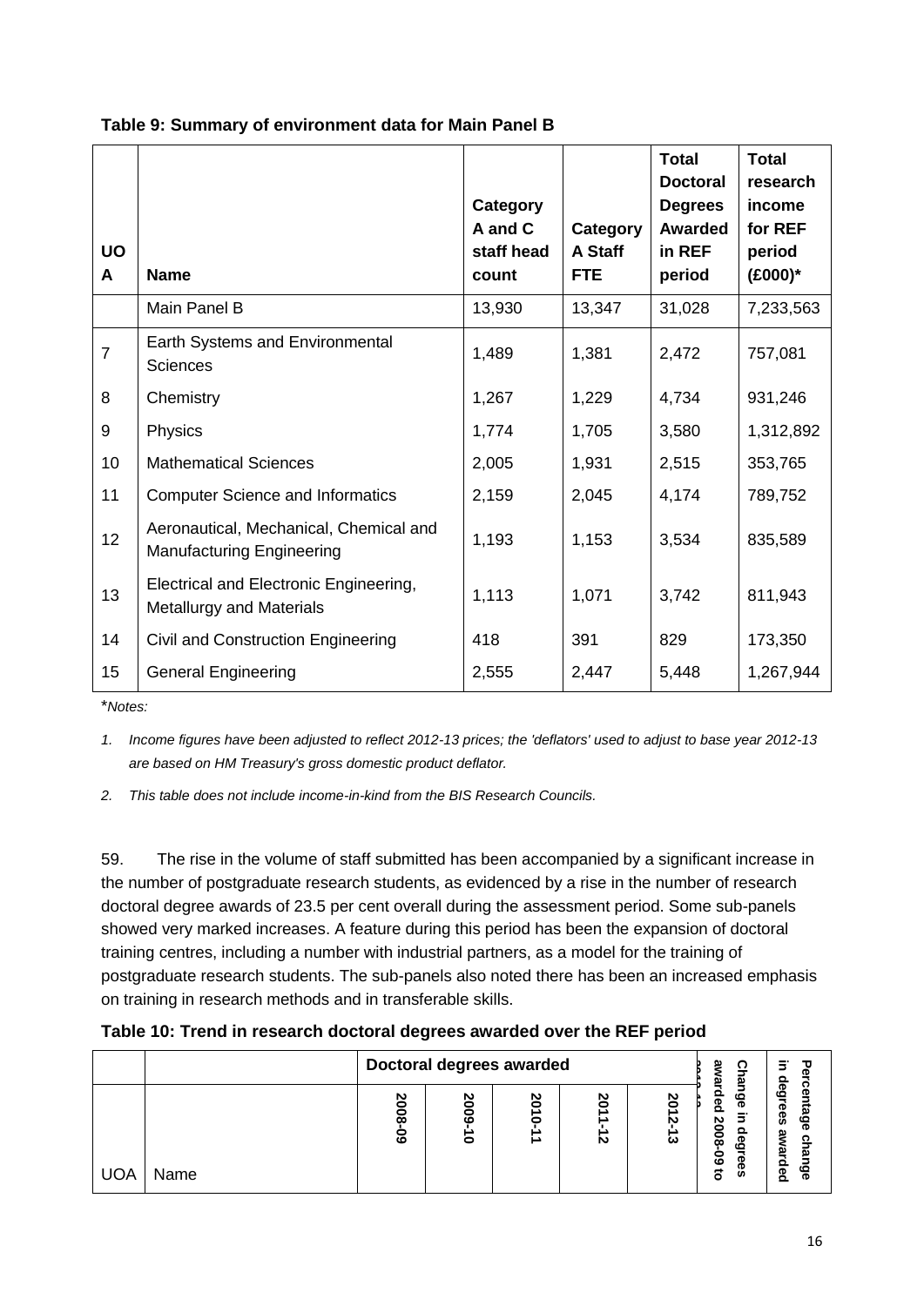**Table 9: Summary of environment data for Main Panel B**

| UOA | Name | Category A and C staff head count | Category A Staff FTE | Total Doctoral Degrees Awarded in REF period | Total research income for REF period (£000)* |
|---|---|---|---|---|---|
| | Main Panel B | 13,930 | 13,347 | 31,028 | 7,233,563 |
| 7 | Earth Systems and Environmental Sciences | 1,489 | 1,381 | 2,472 | 757,081 |
| 8 | Chemistry | 1,267 | 1,229 | 4,734 | 931,246 |
| 9 | Physics | 1,774 | 1,705 | 3,580 | 1,312,892 |
| 10 | Mathematical Sciences | 2,005 | 1,931 | 2,515 | 353,765 |
| 11 | Computer Science and Informatics | 2,159 | 2,045 | 4,174 | 789,752 |
| 12 | Aeronautical, Mechanical, Chemical and Manufacturing Engineering | 1,193 | 1,153 | 3,534 | 835,589 |
| 13 | Electrical and Electronic Engineering, Metallurgy and Materials | 1,113 | 1,071 | 3,742 | 811,943 |
| 14 | Civil and Construction Engineering | 418 | 391 | 829 | 173,350 |
| 15 | General Engineering | 2,555 | 2,447 | 5,448 | 1,267,944 |

**Notes:*

1. *Income figures have been adjusted to reflect 2012-13 prices; the 'deflators' used to adjust to base year 2012-13 are based on HM Treasury's gross domestic product deflator.*
2. *This table does not include income-in-kind from the BIS Research Councils.*

59. The rise in the volume of staff submitted has been accompanied by a significant increase in the number of postgraduate research students, as evidenced by a rise in the number of research doctoral degree awards of 23.5 per cent overall during the assessment period. Some sub-panels showed very marked increases. A feature during this period has been the expansion of doctoral training centres, including a number with industrial partners, as a model for the training of postgraduate research students. The sub-panels also noted there has been an increased emphasis on training in research methods and in transferable skills.

**Table 10: Trend in research doctoral degrees awarded over the REF period**

| | | Doctoral degrees awarded | | | | | Change in degrees awarded 2008-09 to 2012-13 | Percentage change in degrees awarded |
|---|---|---|---|---|---|---|---|---|
| UOA | Name | 2008-09 | 2009-10 | 2010-11 | 2011-12 | 2012-13 | | |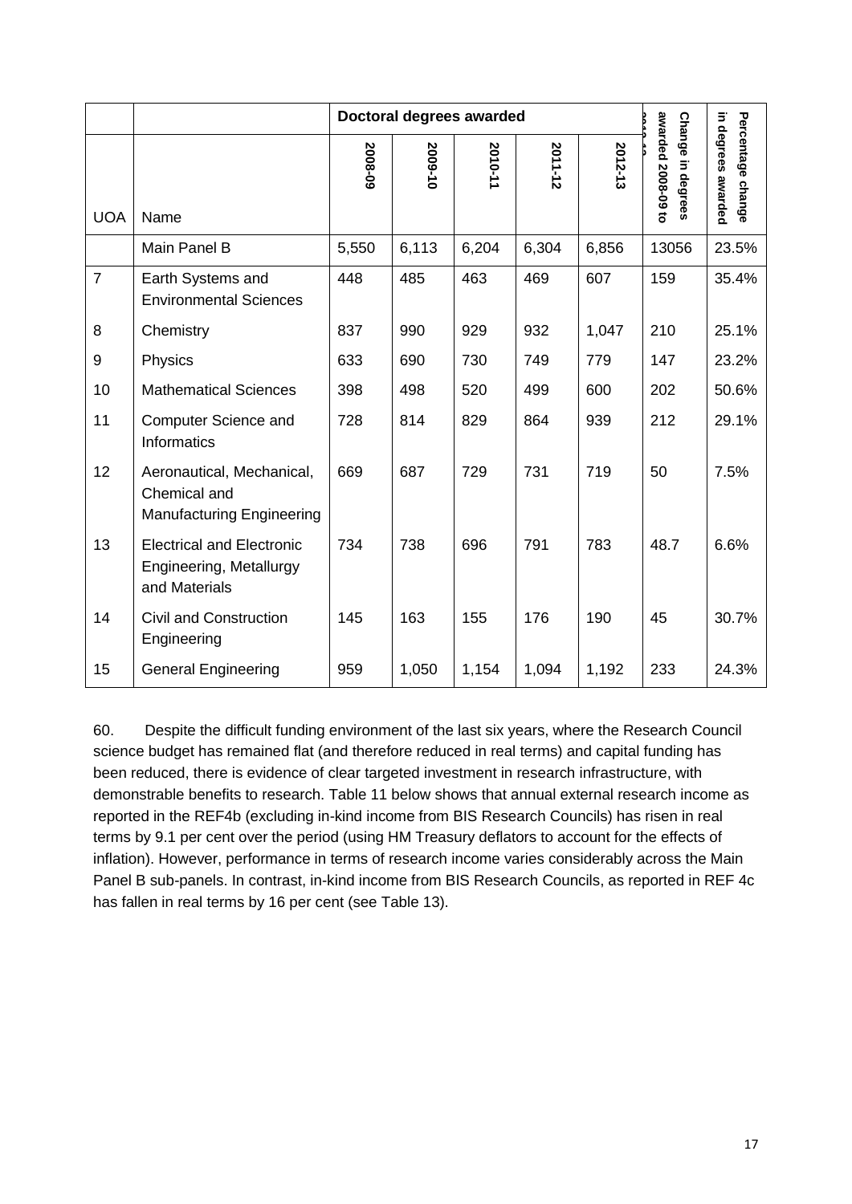| | | Doctoral degrees awarded | | | | | Change in degrees awarded 2008-09 to 2012-13 | Percentage change in degrees awarded |
|---|---|---|---|---|---|---|---|---|
| UOA | Name | 2008-09 | 2009-10 | 2010-11 | 2011-12 | 2012-13 | | |
| | Main Panel B | 5,550 | 6,113 | 6,204 | 6,304 | 6,856 | 13056 | 23.5% |
| 7 | Earth Systems and Environmental Sciences | 448 | 485 | 463 | 469 | 607 | 159 | 35.4% |
| 8 | Chemistry | 837 | 990 | 929 | 932 | 1,047 | 210 | 25.1% |
| 9 | Physics | 633 | 690 | 730 | 749 | 779 | 147 | 23.2% |
| 10 | Mathematical Sciences | 398 | 498 | 520 | 499 | 600 | 202 | 50.6% |
| 11 | Computer Science and Informatics | 728 | 814 | 829 | 864 | 939 | 212 | 29.1% |
| 12 | Aeronautical, Mechanical, Chemical and Manufacturing Engineering | 669 | 687 | 729 | 731 | 719 | 50 | 7.5% |
| 13 | Electrical and Electronic Engineering, Metallurgy and Materials | 734 | 738 | 696 | 791 | 783 | 48.7 | 6.6% |
| 14 | Civil and Construction Engineering | 145 | 163 | 155 | 176 | 190 | 45 | 30.7% |
| 15 | General Engineering | 959 | 1,050 | 1,154 | 1,094 | 1,192 | 233 | 24.3% |

60. Despite the difficult funding environment of the last six years, where the Research Council science budget has remained flat (and therefore reduced in real terms) and capital funding has been reduced, there is evidence of clear targeted investment in research infrastructure, with demonstrable benefits to research. Table 11 below shows that annual external research income as reported in the REF4b (excluding in-kind income from BIS Research Councils) has risen in real terms by 9.1 per cent over the period (using HM Treasury deflators to account for the effects of inflation). However, performance in terms of research income varies considerably across the Main Panel B sub-panels. In contrast, in-kind income from BIS Research Councils, as reported in REF 4c has fallen in real terms by 16 per cent (see Table 13).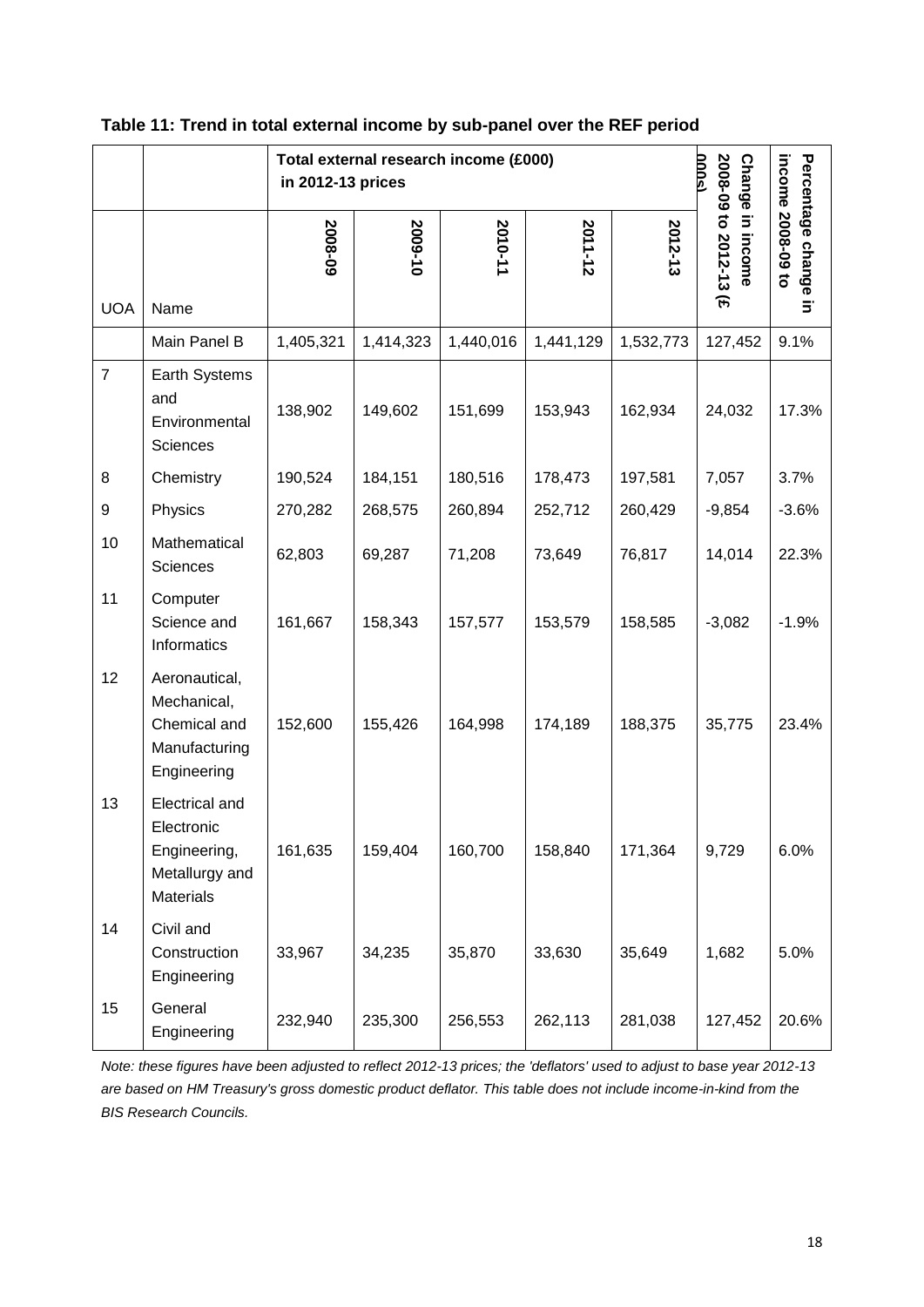**Table 11: Trend in total external income by sub-panel over the REF period**

| | | Total external research income (£000) in 2012-13 prices | | | | | Change in income 2008-09 to 2012-13 (£ 000s) | Percentage change in income 2008-09 to |
|---|---|---|---|---|---|---|---|---|
| UOA | Name | 2008-09 | 2009-10 | 2010-11 | 2011-12 | 2012-13 | | |
| | Main Panel B | 1,405,321 | 1,414,323 | 1,440,016 | 1,441,129 | 1,532,773 | 127,452 | 9.1% |
| 7 | Earth Systems and Environmental Sciences | 138,902 | 149,602 | 151,699 | 153,943 | 162,934 | 24,032 | 17.3% |
| 8 | Chemistry | 190,524 | 184,151 | 180,516 | 178,473 | 197,581 | 7,057 | 3.7% |
| 9 | Physics | 270,282 | 268,575 | 260,894 | 252,712 | 260,429 | -9,854 | -3.6% |
| 10 | Mathematical Sciences | 62,803 | 69,287 | 71,208 | 73,649 | 76,817 | 14,014 | 22.3% |
| 11 | Computer Science and Informatics | 161,667 | 158,343 | 157,577 | 153,579 | 158,585 | -3,082 | -1.9% |
| 12 | Aeronautical, Mechanical, Chemical and Manufacturing Engineering | 152,600 | 155,426 | 164,998 | 174,189 | 188,375 | 35,775 | 23.4% |
| 13 | Electrical and Electronic Engineering, Metallurgy and Materials | 161,635 | 159,404 | 160,700 | 158,840 | 171,364 | 9,729 | 6.0% |
| 14 | Civil and Construction Engineering | 33,967 | 34,235 | 35,870 | 33,630 | 35,649 | 1,682 | 5.0% |
| 15 | General Engineering | 232,940 | 235,300 | 256,553 | 262,113 | 281,038 | 127,452 | 20.6% |

*Note: these figures have been adjusted to reflect 2012-13 prices; the 'deflators' used to adjust to base year 2012-13 are based on HM Treasury's gross domestic product deflator. This table does not include income-in-kind from the BIS Research Councils.*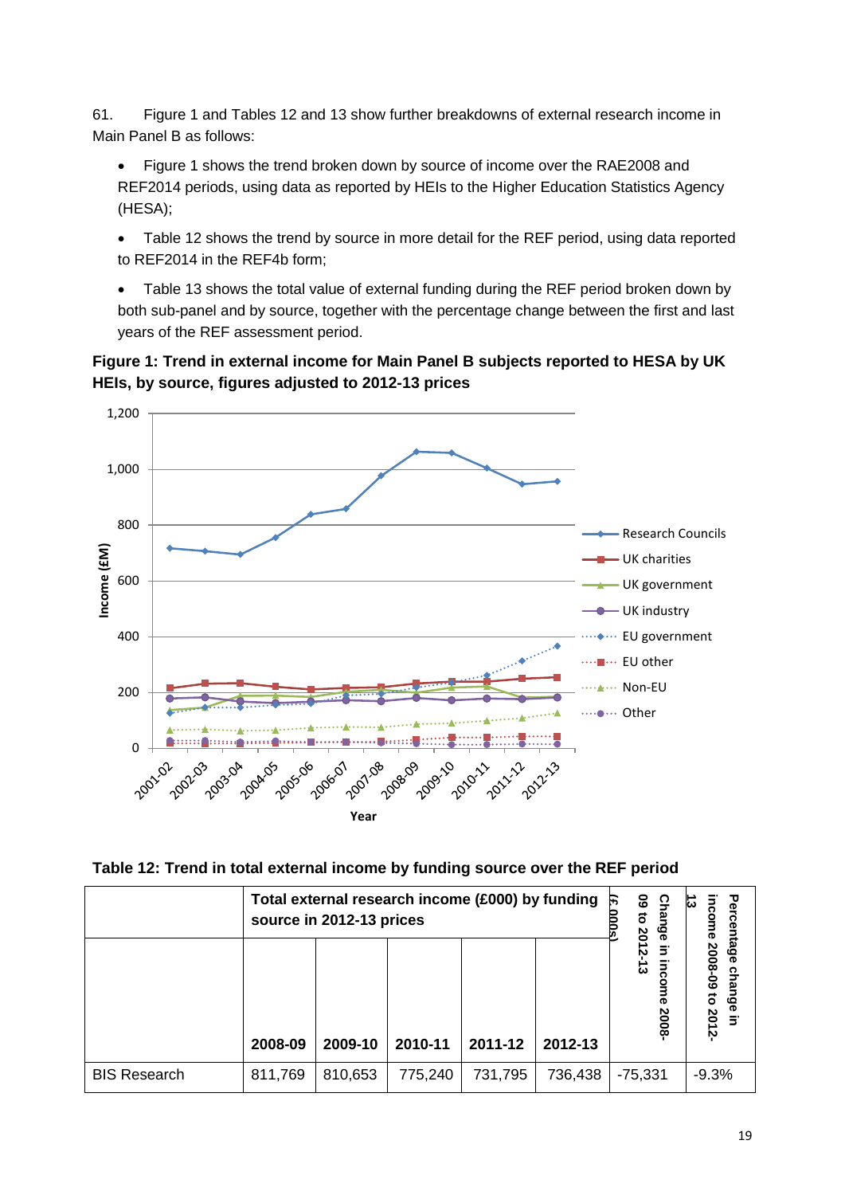61. Figure 1 and Tables 12 and 13 show further breakdowns of external research income in Main Panel B as follows:

- Figure 1 shows the trend broken down by source of income over the RAE2008 and REF2014 periods, using data as reported by HEIs to the Higher Education Statistics Agency (HESA);
- Table 12 shows the trend by source in more detail for the REF period, using data reported to REF2014 in the REF4b form;
- Table 13 shows the total value of external funding during the REF period broken down by both sub-panel and by source, together with the percentage change between the first and last years of the REF assessment period.

**Figure 1: Trend in external income for Main Panel B subjects reported to HESA by UK HEIs, by source, figures adjusted to 2012-13 prices**

**Table 12: Trend in total external income by funding source over the REF period**

| | Total external research income (£000) by funding source in 2012-13 prices | | | | | Change in income 2008-09 to 2012-13 (£ 000s) | Percentage change in income 2008-09 to 2012-13 |
|---|---|---|---|---|---|---|---|
| | 2008-09 | 2009-10 | 2010-11 | 2011-12 | 2012-13 | | |
| BIS Research | 811,769 | 810,653 | 775,240 | 731,795 | 736,438 | -75,331 | -9.3% |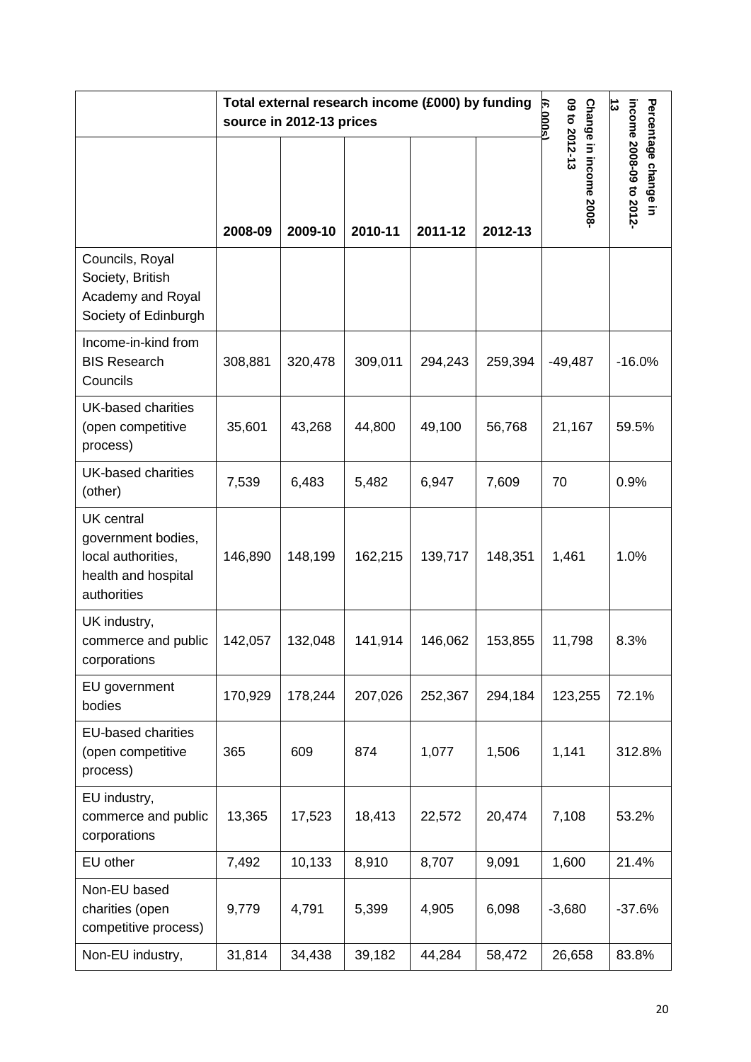| | Total external research income (£000) by funding source in 2012-13 prices | | | | | Change in income 2008-09 to 2012-13 (£ 000s) | Percentage change in income 2008-09 to 2012-13 |
|---|---|---|---|---|---|---|---|
| | 2008-09 | 2009-10 | 2010-11 | 2011-12 | 2012-13 | | |
| Councils, Royal Society, British Academy and Royal Society of Edinburgh | | | | | | | |
| Income-in-kind from BIS Research Councils | 308,881 | 320,478 | 309,011 | 294,243 | 259,394 | -49,487 | -16.0% |
| UK-based charities (open competitive process) | 35,601 | 43,268 | 44,800 | 49,100 | 56,768 | 21,167 | 59.5% |
| UK-based charities (other) | 7,539 | 6,483 | 5,482 | 6,947 | 7,609 | 70 | 0.9% |
| UK central government bodies, local authorities, health and hospital authorities | 146,890 | 148,199 | 162,215 | 139,717 | 148,351 | 1,461 | 1.0% |
| UK industry, commerce and public corporations | 142,057 | 132,048 | 141,914 | 146,062 | 153,855 | 11,798 | 8.3% |
| EU government bodies | 170,929 | 178,244 | 207,026 | 252,367 | 294,184 | 123,255 | 72.1% |
| EU-based charities (open competitive process) | 365 | 609 | 874 | 1,077 | 1,506 | 1,141 | 312.8% |
| EU industry, commerce and public corporations | 13,365 | 17,523 | 18,413 | 22,572 | 20,474 | 7,108 | 53.2% |
| EU other | 7,492 | 10,133 | 8,910 | 8,707 | 9,091 | 1,600 | 21.4% |
| Non-EU based charities (open competitive process) | 9,779 | 4,791 | 5,399 | 4,905 | 6,098 | -3,680 | -37.6% |
| Non-EU industry, | 31,814 | 34,438 | 39,182 | 44,284 | 58,472 | 26,658 | 83.8% |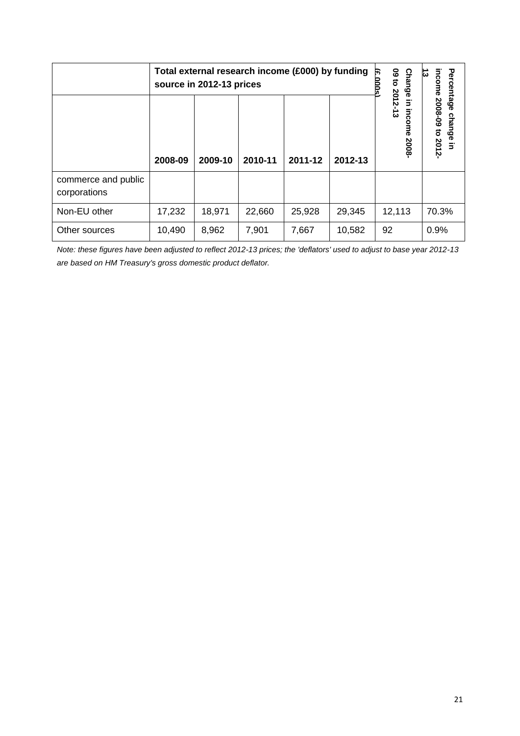| | Total external research income (£000) by funding source in 2012-13 prices | | | | | Change in income 2008-09 to 2012-13 (£ 000s) | Percentage change in income 2008-09 to 2012-13 |
|---|---|---|---|---|---|---|---|
| | 2008-09 | 2009-10 | 2010-11 | 2011-12 | 2012-13 | | |
| commerce and public corporations | | | | | | | |
| Non-EU other | 17,232 | 18,971 | 22,660 | 25,928 | 29,345 | 12,113 | 70.3% |
| Other sources | 10,490 | 8,962 | 7,901 | 7,667 | 10,582 | 92 | 0.9% |

*Note: these figures have been adjusted to reflect 2012-13 prices; the 'deflators' used to adjust to base year 2012-13 are based on HM Treasury's gross domestic product deflator.*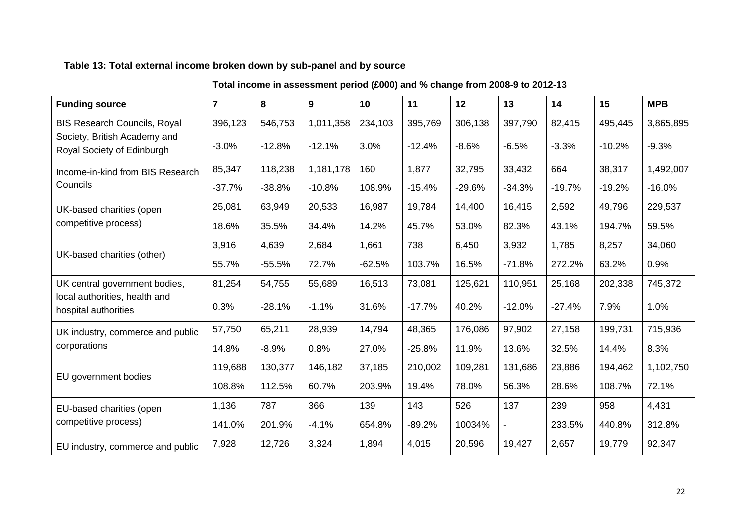**Table 13: Total external income broken down by sub-panel and by source**

| | Total income in assessment period (£000) and % change from 2008-9 to 2012-13 | | | | | | | | | |
|---|---|---|---|---|---|---|---|---|---|---|
| **Funding source** | **7** | **8** | **9** | **10** | **11** | **12** | **13** | **14** | **15** | **MPB** |
| BIS Research Councils, Royal Society, British Academy and Royal Society of Edinburgh | 396,123 | 546,753 | 1,011,358 | 234,103 | 395,769 | 306,138 | 397,790 | 82,415 | 495,445 | 3,865,895 |
| | -3.0% | -12.8% | -12.1% | 3.0% | -12.4% | -8.6% | -6.5% | -3.3% | -10.2% | -9.3% |
| Income-in-kind from BIS Research Councils | 85,347 | 118,238 | 1,181,178 | 160 | 1,877 | 32,795 | 33,432 | 664 | 38,317 | 1,492,007 |
| | -37.7% | -38.8% | -10.8% | 108.9% | -15.4% | -29.6% | -34.3% | -19.7% | -19.2% | -16.0% |
| UK-based charities (open competitive process) | 25,081 | 63,949 | 20,533 | 16,987 | 19,784 | 14,400 | 16,415 | 2,592 | 49,796 | 229,537 |
| | 18.6% | 35.5% | 34.4% | 14.2% | 45.7% | 53.0% | 82.3% | 43.1% | 194.7% | 59.5% |
| UK-based charities (other) | 3,916 | 4,639 | 2,684 | 1,661 | 738 | 6,450 | 3,932 | 1,785 | 8,257 | 34,060 |
| | 55.7% | -55.5% | 72.7% | -62.5% | 103.7% | 16.5% | -71.8% | 272.2% | 63.2% | 0.9% |
| UK central government bodies, local authorities, health and hospital authorities | 81,254 | 54,755 | 55,689 | 16,513 | 73,081 | 125,621 | 110,951 | 25,168 | 202,338 | 745,372 |
| | 0.3% | -28.1% | -1.1% | 31.6% | -17.7% | 40.2% | -12.0% | -27.4% | 7.9% | 1.0% |
| UK industry, commerce and public corporations | 57,750 | 65,211 | 28,939 | 14,794 | 48,365 | 176,086 | 97,902 | 27,158 | 199,731 | 715,936 |
| | 14.8% | -8.9% | 0.8% | 27.0% | -25.8% | 11.9% | 13.6% | 32.5% | 14.4% | 8.3% |
| EU government bodies | 119,688 | 130,377 | 146,182 | 37,185 | 210,002 | 109,281 | 131,686 | 23,886 | 194,462 | 1,102,750 |
| | 108.8% | 112.5% | 60.7% | 203.9% | 19.4% | 78.0% | 56.3% | 28.6% | 108.7% | 72.1% |
| EU-based charities (open competitive process) | 1,136 | 787 | 366 | 139 | 143 | 526 | 137 | 239 | 958 | 4,431 |
| | 141.0% | 201.9% | -4.1% | 654.8% | -89.2% | 10034% | - | 233.5% | 440.8% | 312.8% |
| EU industry, commerce and public | 7,928 | 12,726 | 3,324 | 1,894 | 4,015 | 20,596 | 19,427 | 2,657 | 19,779 | 92,347 |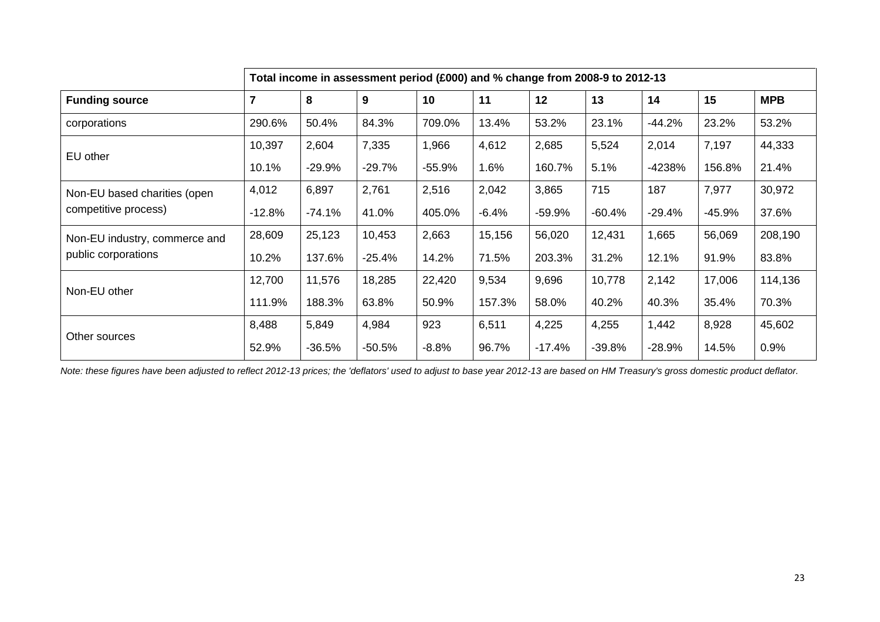| | Total income in assessment period (£000) and % change from 2008-9 to 2012-13 | | | | | | | | | |
|---|---|---|---|---|---|---|---|---|---|---|
| **Funding source** | **7** | **8** | **9** | **10** | **11** | **12** | **13** | **14** | **15** | **MPB** |
| corporations | 290.6% | 50.4% | 84.3% | 709.0% | 13.4% | 53.2% | 23.1% | -44.2% | 23.2% | 53.2% |
| EU other | 10,397 | 2,604 | 7,335 | 1,966 | 4,612 | 2,685 | 5,524 | 2,014 | 7,197 | 44,333 |
| | 10.1% | -29.9% | -29.7% | -55.9% | 1.6% | 160.7% | 5.1% | -4238% | 156.8% | 21.4% |
| Non-EU based charities (open competitive process) | 4,012 | 6,897 | 2,761 | 2,516 | 2,042 | 3,865 | 715 | 187 | 7,977 | 30,972 |
| | -12.8% | -74.1% | 41.0% | 405.0% | -6.4% | -59.9% | -60.4% | -29.4% | -45.9% | 37.6% |
| Non-EU industry, commerce and public corporations | 28,609 | 25,123 | 10,453 | 2,663 | 15,156 | 56,020 | 12,431 | 1,665 | 56,069 | 208,190 |
| | 10.2% | 137.6% | -25.4% | 14.2% | 71.5% | 203.3% | 31.2% | 12.1% | 91.9% | 83.8% |
| Non-EU other | 12,700 | 11,576 | 18,285 | 22,420 | 9,534 | 9,696 | 10,778 | 2,142 | 17,006 | 114,136 |
| | 111.9% | 188.3% | 63.8% | 50.9% | 157.3% | 58.0% | 40.2% | 40.3% | 35.4% | 70.3% |
| Other sources | 8,488 | 5,849 | 4,984 | 923 | 6,511 | 4,225 | 4,255 | 1,442 | 8,928 | 45,602 |
| | 52.9% | -36.5% | -50.5% | -8.8% | 96.7% | -17.4% | -39.8% | -28.9% | 14.5% | 0.9% |

*Note: these figures have been adjusted to reflect 2012-13 prices; the 'deflators' used to adjust to base year 2012-13 are based on HM Treasury's gross domestic product deflator.*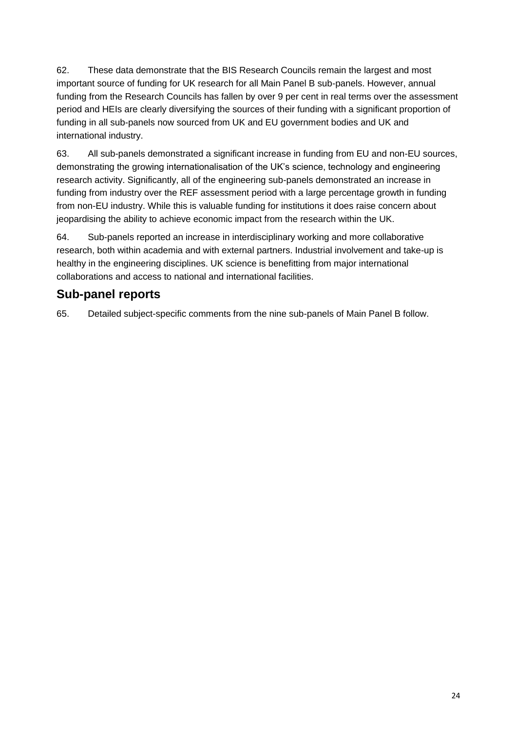62. These data demonstrate that the BIS Research Councils remain the largest and most important source of funding for UK research for all Main Panel B sub-panels. However, annual funding from the Research Councils has fallen by over 9 per cent in real terms over the assessment period and HEIs are clearly diversifying the sources of their funding with a significant proportion of funding in all sub-panels now sourced from UK and EU government bodies and UK and international industry.

63. All sub-panels demonstrated a significant increase in funding from EU and non-EU sources, demonstrating the growing internationalisation of the UK's science, technology and engineering research activity. Significantly, all of the engineering sub-panels demonstrated an increase in funding from industry over the REF assessment period with a large percentage growth in funding from non-EU industry. While this is valuable funding for institutions it does raise concern about jeopardising the ability to achieve economic impact from the research within the UK.

64. Sub-panels reported an increase in interdisciplinary working and more collaborative research, both within academia and with external partners. Industrial involvement and take-up is healthy in the engineering disciplines. UK science is benefitting from major international collaborations and access to national and international facilities.

## Sub-panel reports

65. Detailed subject-specific comments from the nine sub-panels of Main Panel B follow.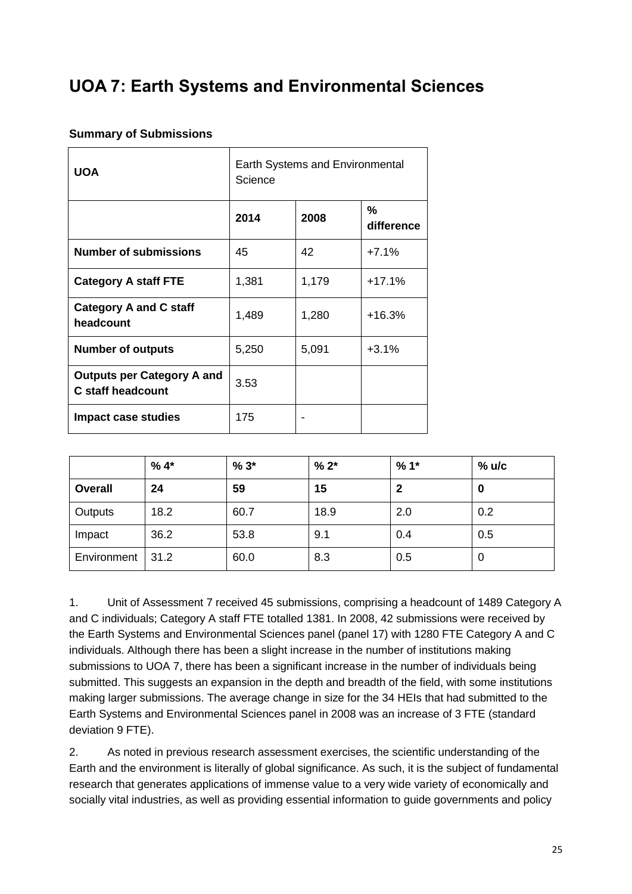# UOA 7: Earth Systems and Environmental Sciences

**Summary of Submissions**

| **UOA** | Earth Systems and Environmental Science | | |
|---|---|---|---|
| | **2014** | **2008** | **% difference** |
| **Number of submissions** | 45 | 42 | +7.1% |
| **Category A staff FTE** | 1,381 | 1,179 | +17.1% |
| **Category A and C staff headcount** | 1,489 | 1,280 | +16.3% |
| **Number of outputs** | 5,250 | 5,091 | +3.1% |
| **Outputs per Category A and C staff headcount** | 3.53 | | |
| **Impact case studies** | 175 | - | |

| | **% 4*** | **% 3*** | **% 2*** | **% 1*** | **% u/c** |
|---|---|---|---|---|---|
| **Overall** | **24** | **59** | **15** | **2** | **0** |
| Outputs | 18.2 | 60.7 | 18.9 | 2.0 | 0.2 |
| Impact | 36.2 | 53.8 | 9.1 | 0.4 | 0.5 |
| Environment | 31.2 | 60.0 | 8.3 | 0.5 | 0 |

1. Unit of Assessment 7 received 45 submissions, comprising a headcount of 1489 Category A and C individuals; Category A staff FTE totalled 1381. In 2008, 42 submissions were received by the Earth Systems and Environmental Sciences panel (panel 17) with 1280 FTE Category A and C individuals. Although there has been a slight increase in the number of institutions making submissions to UOA 7, there has been a significant increase in the number of individuals being submitted. This suggests an expansion in the depth and breadth of the field, with some institutions making larger submissions. The average change in size for the 34 HEIs that had submitted to the Earth Systems and Environmental Sciences panel in 2008 was an increase of 3 FTE (standard deviation 9 FTE).

2. As noted in previous research assessment exercises, the scientific understanding of the Earth and the environment is literally of global significance. As such, it is the subject of fundamental research that generates applications of immense value to a very wide variety of economically and socially vital industries, as well as providing essential information to guide governments and policy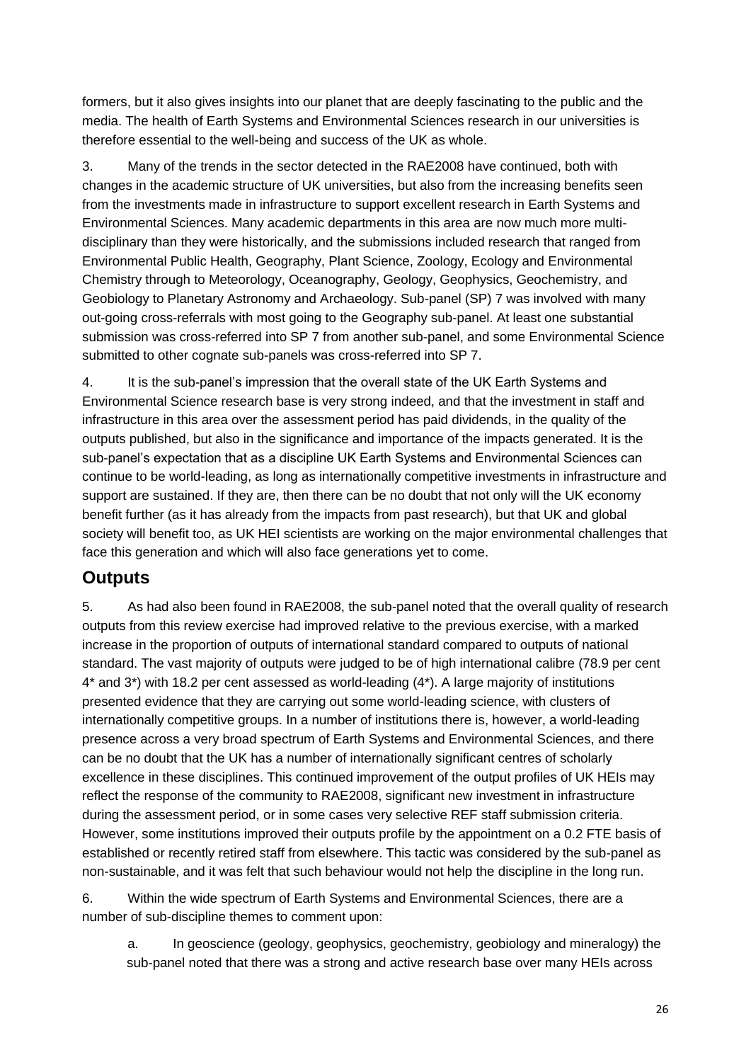formers, but it also gives insights into our planet that are deeply fascinating to the public and the media. The health of Earth Systems and Environmental Sciences research in our universities is therefore essential to the well-being and success of the UK as whole.

3. Many of the trends in the sector detected in the RAE2008 have continued, both with changes in the academic structure of UK universities, but also from the increasing benefits seen from the investments made in infrastructure to support excellent research in Earth Systems and Environmental Sciences. Many academic departments in this area are now much more multi-disciplinary than they were historically, and the submissions included research that ranged from Environmental Public Health, Geography, Plant Science, Zoology, Ecology and Environmental Chemistry through to Meteorology, Oceanography, Geology, Geophysics, Geochemistry, and Geobiology to Planetary Astronomy and Archaeology. Sub-panel (SP) 7 was involved with many out-going cross-referrals with most going to the Geography sub-panel. At least one substantial submission was cross-referred into SP 7 from another sub-panel, and some Environmental Science submitted to other cognate sub-panels was cross-referred into SP 7.

4. It is the sub-panel's impression that the overall state of the UK Earth Systems and Environmental Science research base is very strong indeed, and that the investment in staff and infrastructure in this area over the assessment period has paid dividends, in the quality of the outputs published, but also in the significance and importance of the impacts generated. It is the sub-panel's expectation that as a discipline UK Earth Systems and Environmental Sciences can continue to be world-leading, as long as internationally competitive investments in infrastructure and support are sustained. If they are, then there can be no doubt that not only will the UK economy benefit further (as it has already from the impacts from past research), but that UK and global society will benefit too, as UK HEI scientists are working on the major environmental challenges that face this generation and which will also face generations yet to come.

## Outputs

5. As had also been found in RAE2008, the sub-panel noted that the overall quality of research outputs from this review exercise had improved relative to the previous exercise, with a marked increase in the proportion of outputs of international standard compared to outputs of national standard. The vast majority of outputs were judged to be of high international calibre (78.9 per cent 4* and 3*) with 18.2 per cent assessed as world-leading (4*). A large majority of institutions presented evidence that they are carrying out some world-leading science, with clusters of internationally competitive groups. In a number of institutions there is, however, a world-leading presence across a very broad spectrum of Earth Systems and Environmental Sciences, and there can be no doubt that the UK has a number of internationally significant centres of scholarly excellence in these disciplines. This continued improvement of the output profiles of UK HEIs may reflect the response of the community to RAE2008, significant new investment in infrastructure during the assessment period, or in some cases very selective REF staff submission criteria. However, some institutions improved their outputs profile by the appointment on a 0.2 FTE basis of established or recently retired staff from elsewhere. This tactic was considered by the sub-panel as non-sustainable, and it was felt that such behaviour would not help the discipline in the long run.

6. Within the wide spectrum of Earth Systems and Environmental Sciences, there are a number of sub-discipline themes to comment upon:

a. In geoscience (geology, geophysics, geochemistry, geobiology and mineralogy) the sub-panel noted that there was a strong and active research base over many HEIs across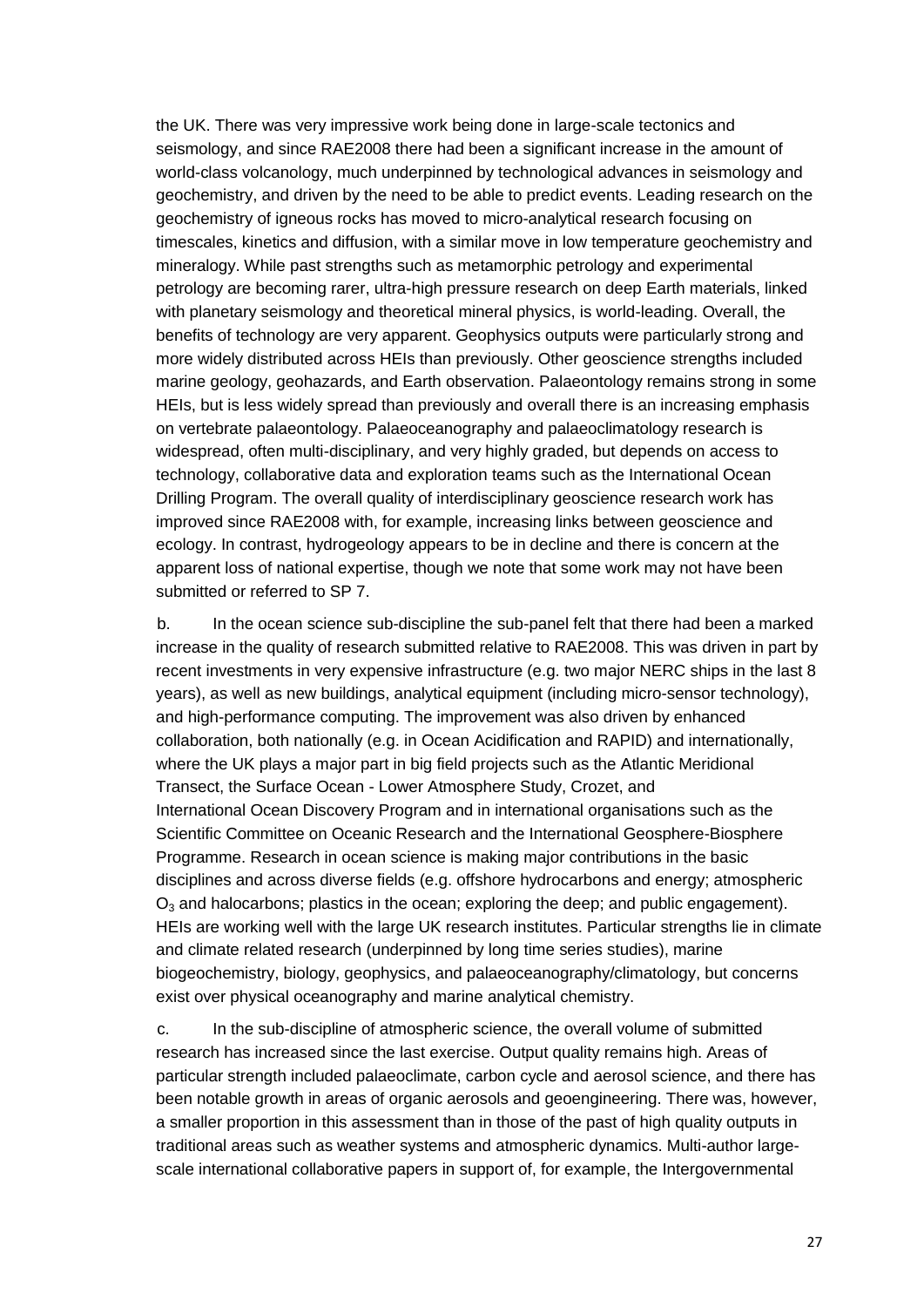the UK. There was very impressive work being done in large-scale tectonics and seismology, and since RAE2008 there had been a significant increase in the amount of world-class volcanology, much underpinned by technological advances in seismology and geochemistry, and driven by the need to be able to predict events. Leading research on the geochemistry of igneous rocks has moved to micro-analytical research focusing on timescales, kinetics and diffusion, with a similar move in low temperature geochemistry and mineralogy. While past strengths such as metamorphic petrology and experimental petrology are becoming rarer, ultra-high pressure research on deep Earth materials, linked with planetary seismology and theoretical mineral physics, is world-leading. Overall, the benefits of technology are very apparent. Geophysics outputs were particularly strong and more widely distributed across HEIs than previously. Other geoscience strengths included marine geology, geohazards, and Earth observation. Palaeontology remains strong in some HEIs, but is less widely spread than previously and overall there is an increasing emphasis on vertebrate palaeontology. Palaeoceanography and palaeoclimatology research is widespread, often multi-disciplinary, and very highly graded, but depends on access to technology, collaborative data and exploration teams such as the International Ocean Drilling Program. The overall quality of interdisciplinary geoscience research work has improved since RAE2008 with, for example, increasing links between geoscience and ecology. In contrast, hydrogeology appears to be in decline and there is concern at the apparent loss of national expertise, though we note that some work may not have been submitted or referred to SP 7.

b. In the ocean science sub-discipline the sub-panel felt that there had been a marked increase in the quality of research submitted relative to RAE2008. This was driven in part by recent investments in very expensive infrastructure (e.g. two major NERC ships in the last 8 years), as well as new buildings, analytical equipment (including micro-sensor technology), and high-performance computing. The improvement was also driven by enhanced collaboration, both nationally (e.g. in Ocean Acidification and RAPID) and internationally, where the UK plays a major part in big field projects such as the Atlantic Meridional Transect, the Surface Ocean - Lower Atmosphere Study, Crozet, and International Ocean Discovery Program and in international organisations such as the Scientific Committee on Oceanic Research and the International Geosphere-Biosphere Programme. Research in ocean science is making major contributions in the basic disciplines and across diverse fields (e.g. offshore hydrocarbons and energy; atmospheric $O_3$ and halocarbons; plastics in the ocean; exploring the deep; and public engagement). HEIs are working well with the large UK research institutes. Particular strengths lie in climate and climate related research (underpinned by long time series studies), marine biogeochemistry, biology, geophysics, and palaeoceanography/climatology, but concerns exist over physical oceanography and marine analytical chemistry.

c. In the sub-discipline of atmospheric science, the overall volume of submitted research has increased since the last exercise. Output quality remains high. Areas of particular strength included palaeoclimate, carbon cycle and aerosol science, and there has been notable growth in areas of organic aerosols and geoengineering. There was, however, a smaller proportion in this assessment than in those of the past of high quality outputs in traditional areas such as weather systems and atmospheric dynamics. Multi-author large-scale international collaborative papers in support of, for example, the Intergovernmental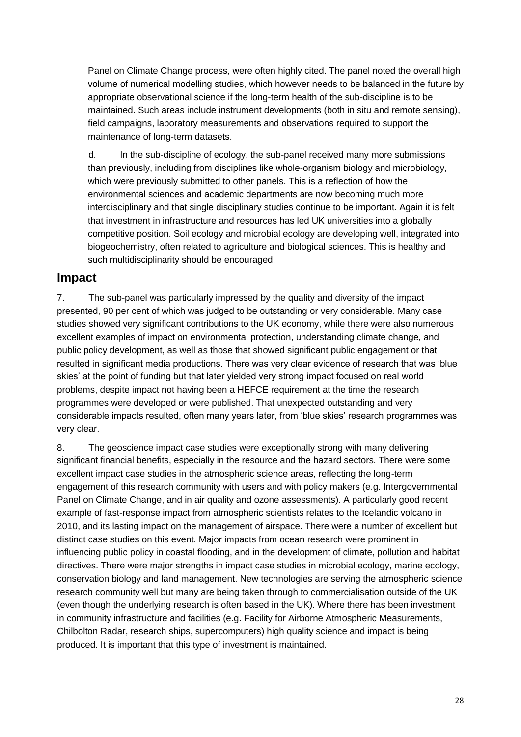Panel on Climate Change process, were often highly cited. The panel noted the overall high volume of numerical modelling studies, which however needs to be balanced in the future by appropriate observational science if the long-term health of the sub-discipline is to be maintained. Such areas include instrument developments (both in situ and remote sensing), field campaigns, laboratory measurements and observations required to support the maintenance of long-term datasets.

d. In the sub-discipline of ecology, the sub-panel received many more submissions than previously, including from disciplines like whole-organism biology and microbiology, which were previously submitted to other panels. This is a reflection of how the environmental sciences and academic departments are now becoming much more interdisciplinary and that single disciplinary studies continue to be important. Again it is felt that investment in infrastructure and resources has led UK universities into a globally competitive position. Soil ecology and microbial ecology are developing well, integrated into biogeochemistry, often related to agriculture and biological sciences. This is healthy and such multidisciplinarity should be encouraged.

## Impact

7. The sub-panel was particularly impressed by the quality and diversity of the impact presented, 90 per cent of which was judged to be outstanding or very considerable. Many case studies showed very significant contributions to the UK economy, while there were also numerous excellent examples of impact on environmental protection, understanding climate change, and public policy development, as well as those that showed significant public engagement or that resulted in significant media productions. There was very clear evidence of research that was 'blue skies' at the point of funding but that later yielded very strong impact focused on real world problems, despite impact not having been a HEFCE requirement at the time the research programmes were developed or were published. That unexpected outstanding and very considerable impacts resulted, often many years later, from 'blue skies' research programmes was very clear.

8. The geoscience impact case studies were exceptionally strong with many delivering significant financial benefits, especially in the resource and the hazard sectors. There were some excellent impact case studies in the atmospheric science areas, reflecting the long-term engagement of this research community with users and with policy makers (e.g. Intergovernmental Panel on Climate Change, and in air quality and ozone assessments). A particularly good recent example of fast-response impact from atmospheric scientists relates to the Icelandic volcano in 2010, and its lasting impact on the management of airspace. There were a number of excellent but distinct case studies on this event. Major impacts from ocean research were prominent in influencing public policy in coastal flooding, and in the development of climate, pollution and habitat directives. There were major strengths in impact case studies in microbial ecology, marine ecology, conservation biology and land management. New technologies are serving the atmospheric science research community well but many are being taken through to commercialisation outside of the UK (even though the underlying research is often based in the UK). Where there has been investment in community infrastructure and facilities (e.g. Facility for Airborne Atmospheric Measurements, Chilbolton Radar, research ships, supercomputers) high quality science and impact is being produced. It is important that this type of investment is maintained.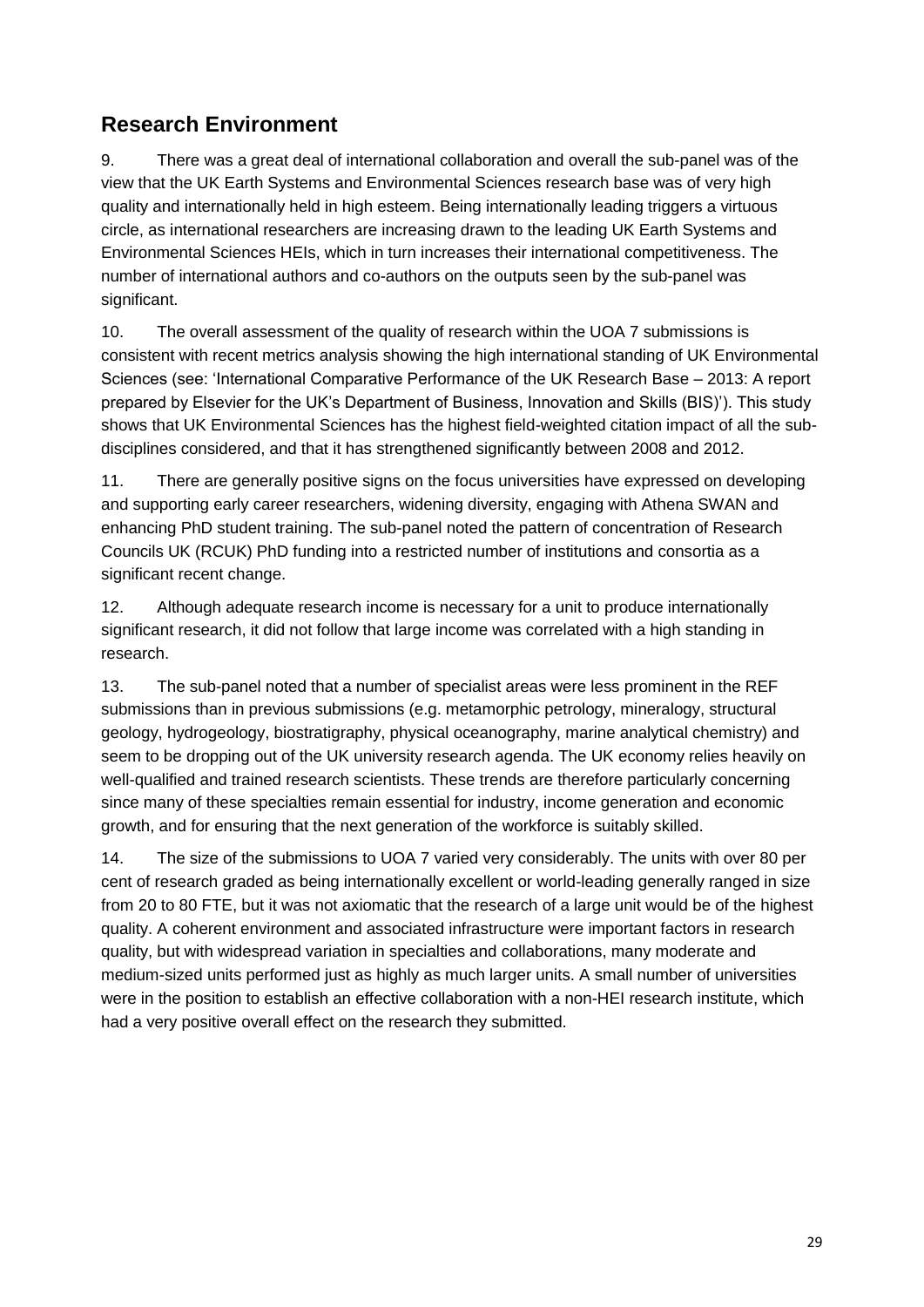## Research Environment

9. There was a great deal of international collaboration and overall the sub-panel was of the view that the UK Earth Systems and Environmental Sciences research base was of very high quality and internationally held in high esteem. Being internationally leading triggers a virtuous circle, as international researchers are increasing drawn to the leading UK Earth Systems and Environmental Sciences HEIs, which in turn increases their international competitiveness. The number of international authors and co-authors on the outputs seen by the sub-panel was significant.

10. The overall assessment of the quality of research within the UOA 7 submissions is consistent with recent metrics analysis showing the high international standing of UK Environmental Sciences (see: 'International Comparative Performance of the UK Research Base – 2013: A report prepared by Elsevier for the UK's Department of Business, Innovation and Skills (BIS)'). This study shows that UK Environmental Sciences has the highest field-weighted citation impact of all the sub-disciplines considered, and that it has strengthened significantly between 2008 and 2012.

11. There are generally positive signs on the focus universities have expressed on developing and supporting early career researchers, widening diversity, engaging with Athena SWAN and enhancing PhD student training. The sub-panel noted the pattern of concentration of Research Councils UK (RCUK) PhD funding into a restricted number of institutions and consortia as a significant recent change.

12. Although adequate research income is necessary for a unit to produce internationally significant research, it did not follow that large income was correlated with a high standing in research.

13. The sub-panel noted that a number of specialist areas were less prominent in the REF submissions than in previous submissions (e.g. metamorphic petrology, mineralogy, structural geology, hydrogeology, biostratigraphy, physical oceanography, marine analytical chemistry) and seem to be dropping out of the UK university research agenda. The UK economy relies heavily on well-qualified and trained research scientists. These trends are therefore particularly concerning since many of these specialties remain essential for industry, income generation and economic growth, and for ensuring that the next generation of the workforce is suitably skilled.

14. The size of the submissions to UOA 7 varied very considerably. The units with over 80 per cent of research graded as being internationally excellent or world-leading generally ranged in size from 20 to 80 FTE, but it was not axiomatic that the research of a large unit would be of the highest quality. A coherent environment and associated infrastructure were important factors in research quality, but with widespread variation in specialties and collaborations, many moderate and medium-sized units performed just as highly as much larger units. A small number of universities were in the position to establish an effective collaboration with a non-HEI research institute, which had a very positive overall effect on the research they submitted.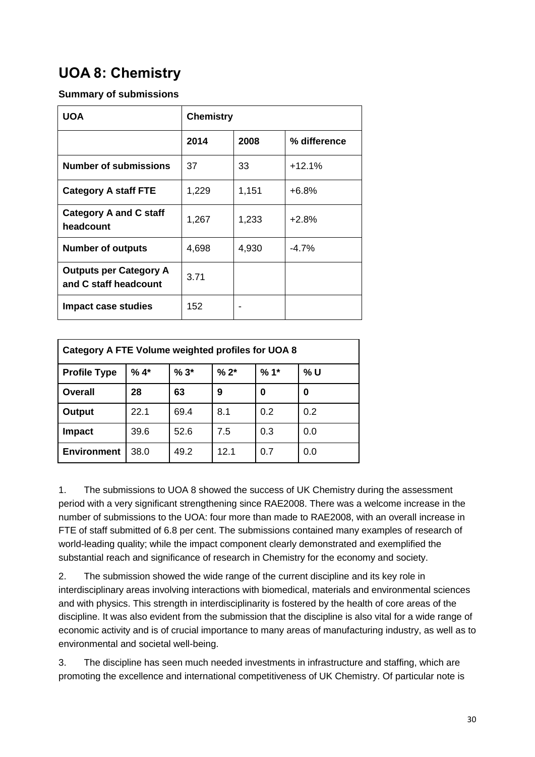# UOA 8: Chemistry

### Summary of submissions

| UOA | Chemistry | | |
|---|---|---|---|
| | 2014 | 2008 | % difference |
| **Number of submissions** | 37 | 33 | +12.1% |
| **Category A staff FTE** | 1,229 | 1,151 | +6.8% |
| **Category A and C staff headcount** | 1,267 | 1,233 | +2.8% |
| **Number of outputs** | 4,698 | 4,930 | -4.7% |
| **Outputs per Category A and C staff headcount** | 3.71 | | |
| **Impact case studies** | 152 | - | |

| Category A FTE Volume weighted profiles for UOA 8 | | | | | |
|---|---|---|---|---|---|
| **Profile Type** | **% 4*** | **% 3*** | **% 2*** | **% 1*** | **% U** |
| **Overall** | **28** | **63** | **9** | **0** | **0** |
| **Output** | 22.1 | 69.4 | 8.1 | 0.2 | 0.2 |
| **Impact** | 39.6 | 52.6 | 7.5 | 0.3 | 0.0 |
| **Environment** | 38.0 | 49.2 | 12.1 | 0.7 | 0.0 |

1. The submissions to UOA 8 showed the success of UK Chemistry during the assessment period with a very significant strengthening since RAE2008. There was a welcome increase in the number of submissions to the UOA: four more than made to RAE2008, with an overall increase in FTE of staff submitted of 6.8 per cent. The submissions contained many examples of research of world-leading quality; while the impact component clearly demonstrated and exemplified the substantial reach and significance of research in Chemistry for the economy and society.

2. The submission showed the wide range of the current discipline and its key role in interdisciplinary areas involving interactions with biomedical, materials and environmental sciences and with physics. This strength in interdisciplinarity is fostered by the health of core areas of the discipline. It was also evident from the submission that the discipline is also vital for a wide range of economic activity and is of crucial importance to many areas of manufacturing industry, as well as to environmental and societal well-being.

3. The discipline has seen much needed investments in infrastructure and staffing, which are promoting the excellence and international competitiveness of UK Chemistry. Of particular note is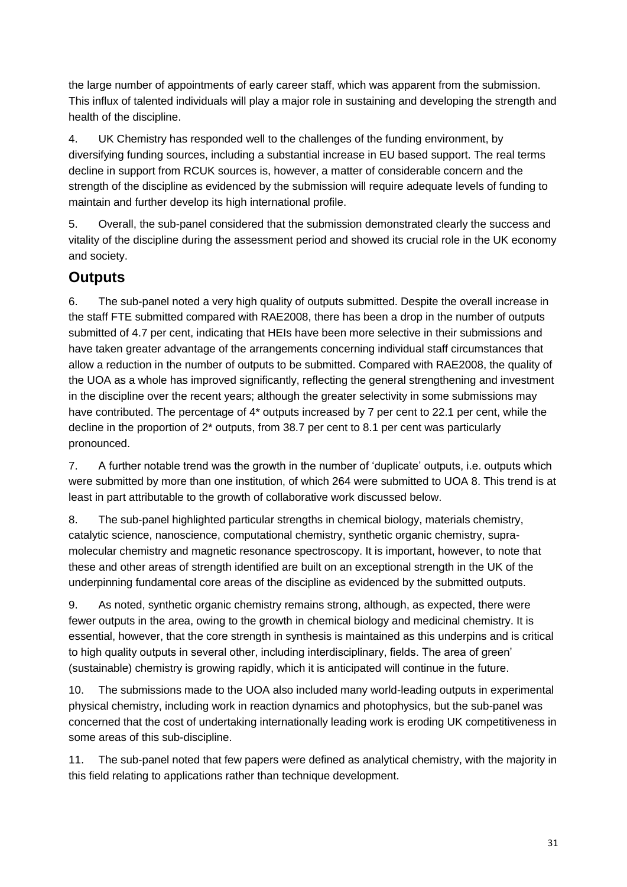the large number of appointments of early career staff, which was apparent from the submission. This influx of talented individuals will play a major role in sustaining and developing the strength and health of the discipline.

4. UK Chemistry has responded well to the challenges of the funding environment, by diversifying funding sources, including a substantial increase in EU based support. The real terms decline in support from RCUK sources is, however, a matter of considerable concern and the strength of the discipline as evidenced by the submission will require adequate levels of funding to maintain and further develop its high international profile.

5. Overall, the sub-panel considered that the submission demonstrated clearly the success and vitality of the discipline during the assessment period and showed its crucial role in the UK economy and society.

## Outputs

6. The sub-panel noted a very high quality of outputs submitted. Despite the overall increase in the staff FTE submitted compared with RAE2008, there has been a drop in the number of outputs submitted of 4.7 per cent, indicating that HEIs have been more selective in their submissions and have taken greater advantage of the arrangements concerning individual staff circumstances that allow a reduction in the number of outputs to be submitted. Compared with RAE2008, the quality of the UOA as a whole has improved significantly, reflecting the general strengthening and investment in the discipline over the recent years; although the greater selectivity in some submissions may have contributed. The percentage of 4* outputs increased by 7 per cent to 22.1 per cent, while the decline in the proportion of 2* outputs, from 38.7 per cent to 8.1 per cent was particularly pronounced.

7. A further notable trend was the growth in the number of 'duplicate' outputs, i.e. outputs which were submitted by more than one institution, of which 264 were submitted to UOA 8. This trend is at least in part attributable to the growth of collaborative work discussed below.

8. The sub-panel highlighted particular strengths in chemical biology, materials chemistry, catalytic science, nanoscience, computational chemistry, synthetic organic chemistry, supra-molecular chemistry and magnetic resonance spectroscopy. It is important, however, to note that these and other areas of strength identified are built on an exceptional strength in the UK of the underpinning fundamental core areas of the discipline as evidenced by the submitted outputs.

9. As noted, synthetic organic chemistry remains strong, although, as expected, there were fewer outputs in the area, owing to the growth in chemical biology and medicinal chemistry. It is essential, however, that the core strength in synthesis is maintained as this underpins and is critical to high quality outputs in several other, including interdisciplinary, fields. The area of green' (sustainable) chemistry is growing rapidly, which it is anticipated will continue in the future.

10. The submissions made to the UOA also included many world-leading outputs in experimental physical chemistry, including work in reaction dynamics and photophysics, but the sub-panel was concerned that the cost of undertaking internationally leading work is eroding UK competitiveness in some areas of this sub-discipline.

11. The sub-panel noted that few papers were defined as analytical chemistry, with the majority in this field relating to applications rather than technique development.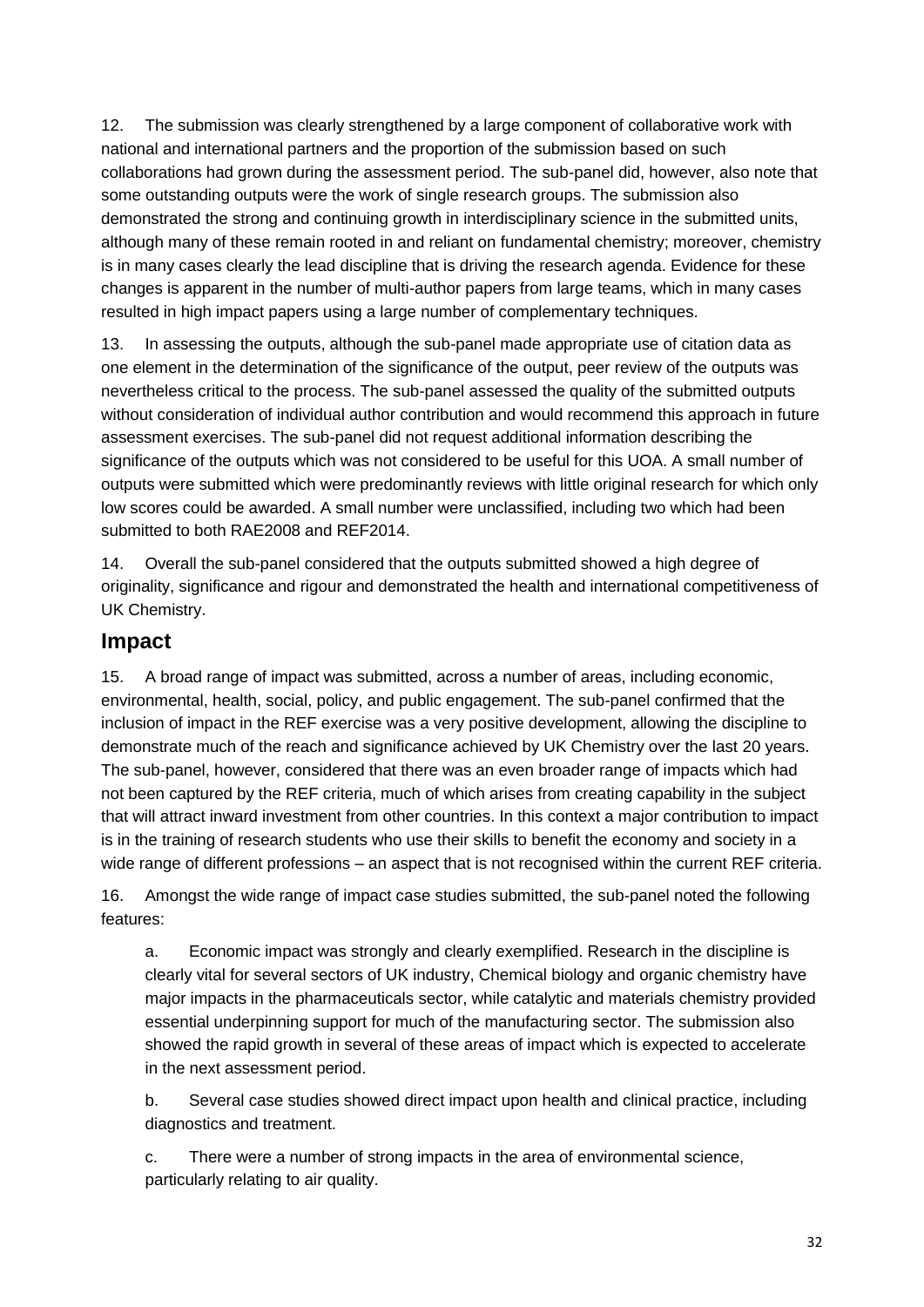12. The submission was clearly strengthened by a large component of collaborative work with national and international partners and the proportion of the submission based on such collaborations had grown during the assessment period. The sub-panel did, however, also note that some outstanding outputs were the work of single research groups. The submission also demonstrated the strong and continuing growth in interdisciplinary science in the submitted units, although many of these remain rooted in and reliant on fundamental chemistry; moreover, chemistry is in many cases clearly the lead discipline that is driving the research agenda. Evidence for these changes is apparent in the number of multi-author papers from large teams, which in many cases resulted in high impact papers using a large number of complementary techniques.

13. In assessing the outputs, although the sub-panel made appropriate use of citation data as one element in the determination of the significance of the output, peer review of the outputs was nevertheless critical to the process. The sub-panel assessed the quality of the submitted outputs without consideration of individual author contribution and would recommend this approach in future assessment exercises. The sub-panel did not request additional information describing the significance of the outputs which was not considered to be useful for this UOA. A small number of outputs were submitted which were predominantly reviews with little original research for which only low scores could be awarded. A small number were unclassified, including two which had been submitted to both RAE2008 and REF2014.

14. Overall the sub-panel considered that the outputs submitted showed a high degree of originality, significance and rigour and demonstrated the health and international competitiveness of UK Chemistry.

## Impact

15. A broad range of impact was submitted, across a number of areas, including economic, environmental, health, social, policy, and public engagement. The sub-panel confirmed that the inclusion of impact in the REF exercise was a very positive development, allowing the discipline to demonstrate much of the reach and significance achieved by UK Chemistry over the last 20 years. The sub-panel, however, considered that there was an even broader range of impacts which had not been captured by the REF criteria, much of which arises from creating capability in the subject that will attract inward investment from other countries. In this context a major contribution to impact is in the training of research students who use their skills to benefit the economy and society in a wide range of different professions – an aspect that is not recognised within the current REF criteria.

16. Amongst the wide range of impact case studies submitted, the sub-panel noted the following features:

a. Economic impact was strongly and clearly exemplified. Research in the discipline is clearly vital for several sectors of UK industry, Chemical biology and organic chemistry have major impacts in the pharmaceuticals sector, while catalytic and materials chemistry provided essential underpinning support for much of the manufacturing sector. The submission also showed the rapid growth in several of these areas of impact which is expected to accelerate in the next assessment period.

b. Several case studies showed direct impact upon health and clinical practice, including diagnostics and treatment.

c. There were a number of strong impacts in the area of environmental science, particularly relating to air quality.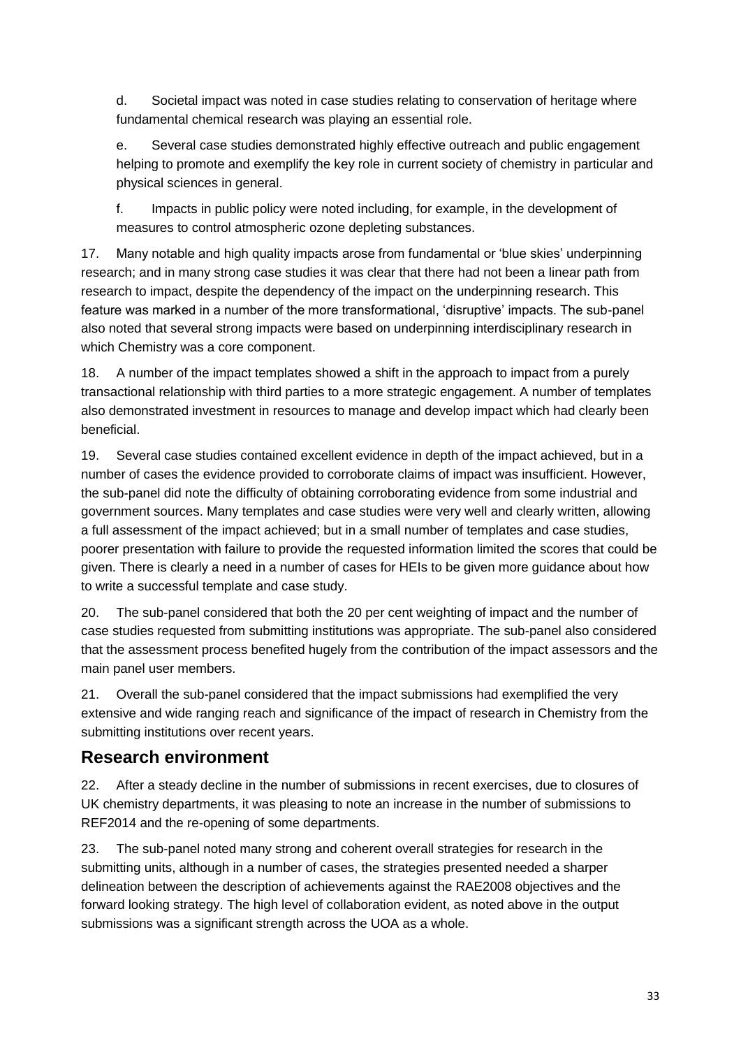d. Societal impact was noted in case studies relating to conservation of heritage where fundamental chemical research was playing an essential role.

e. Several case studies demonstrated highly effective outreach and public engagement helping to promote and exemplify the key role in current society of chemistry in particular and physical sciences in general.

f. Impacts in public policy were noted including, for example, in the development of measures to control atmospheric ozone depleting substances.

17. Many notable and high quality impacts arose from fundamental or 'blue skies' underpinning research; and in many strong case studies it was clear that there had not been a linear path from research to impact, despite the dependency of the impact on the underpinning research. This feature was marked in a number of the more transformational, 'disruptive' impacts. The sub-panel also noted that several strong impacts were based on underpinning interdisciplinary research in which Chemistry was a core component.

18. A number of the impact templates showed a shift in the approach to impact from a purely transactional relationship with third parties to a more strategic engagement. A number of templates also demonstrated investment in resources to manage and develop impact which had clearly been beneficial.

19. Several case studies contained excellent evidence in depth of the impact achieved, but in a number of cases the evidence provided to corroborate claims of impact was insufficient. However, the sub-panel did note the difficulty of obtaining corroborating evidence from some industrial and government sources. Many templates and case studies were very well and clearly written, allowing a full assessment of the impact achieved; but in a small number of templates and case studies, poorer presentation with failure to provide the requested information limited the scores that could be given. There is clearly a need in a number of cases for HEIs to be given more guidance about how to write a successful template and case study.

20. The sub-panel considered that both the 20 per cent weighting of impact and the number of case studies requested from submitting institutions was appropriate. The sub-panel also considered that the assessment process benefited hugely from the contribution of the impact assessors and the main panel user members.

21. Overall the sub-panel considered that the impact submissions had exemplified the very extensive and wide ranging reach and significance of the impact of research in Chemistry from the submitting institutions over recent years.

## Research environment

22. After a steady decline in the number of submissions in recent exercises, due to closures of UK chemistry departments, it was pleasing to note an increase in the number of submissions to REF2014 and the re-opening of some departments.

23. The sub-panel noted many strong and coherent overall strategies for research in the submitting units, although in a number of cases, the strategies presented needed a sharper delineation between the description of achievements against the RAE2008 objectives and the forward looking strategy. The high level of collaboration evident, as noted above in the output submissions was a significant strength across the UOA as a whole.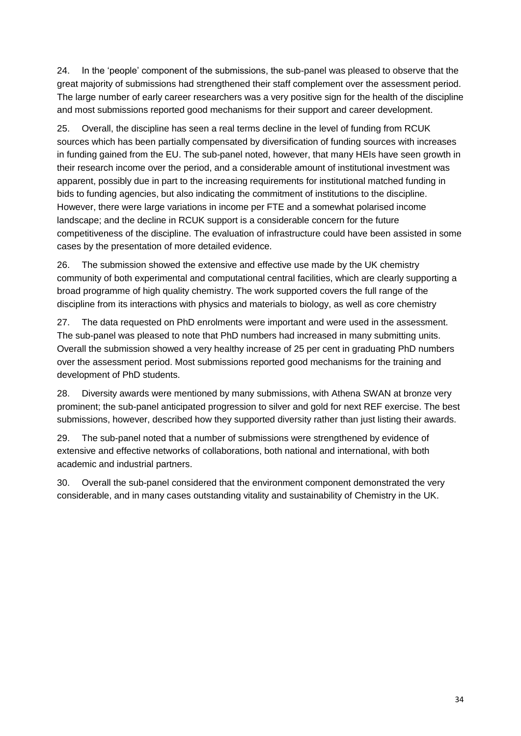24. In the 'people' component of the submissions, the sub-panel was pleased to observe that the great majority of submissions had strengthened their staff complement over the assessment period. The large number of early career researchers was a very positive sign for the health of the discipline and most submissions reported good mechanisms for their support and career development.

25. Overall, the discipline has seen a real terms decline in the level of funding from RCUK sources which has been partially compensated by diversification of funding sources with increases in funding gained from the EU. The sub-panel noted, however, that many HEIs have seen growth in their research income over the period, and a considerable amount of institutional investment was apparent, possibly due in part to the increasing requirements for institutional matched funding in bids to funding agencies, but also indicating the commitment of institutions to the discipline. However, there were large variations in income per FTE and a somewhat polarised income landscape; and the decline in RCUK support is a considerable concern for the future competitiveness of the discipline. The evaluation of infrastructure could have been assisted in some cases by the presentation of more detailed evidence.

26. The submission showed the extensive and effective use made by the UK chemistry community of both experimental and computational central facilities, which are clearly supporting a broad programme of high quality chemistry. The work supported covers the full range of the discipline from its interactions with physics and materials to biology, as well as core chemistry

27. The data requested on PhD enrolments were important and were used in the assessment. The sub-panel was pleased to note that PhD numbers had increased in many submitting units. Overall the submission showed a very healthy increase of 25 per cent in graduating PhD numbers over the assessment period. Most submissions reported good mechanisms for the training and development of PhD students.

28. Diversity awards were mentioned by many submissions, with Athena SWAN at bronze very prominent; the sub-panel anticipated progression to silver and gold for next REF exercise. The best submissions, however, described how they supported diversity rather than just listing their awards.

29. The sub-panel noted that a number of submissions were strengthened by evidence of extensive and effective networks of collaborations, both national and international, with both academic and industrial partners.

30. Overall the sub-panel considered that the environment component demonstrated the very considerable, and in many cases outstanding vitality and sustainability of Chemistry in the UK.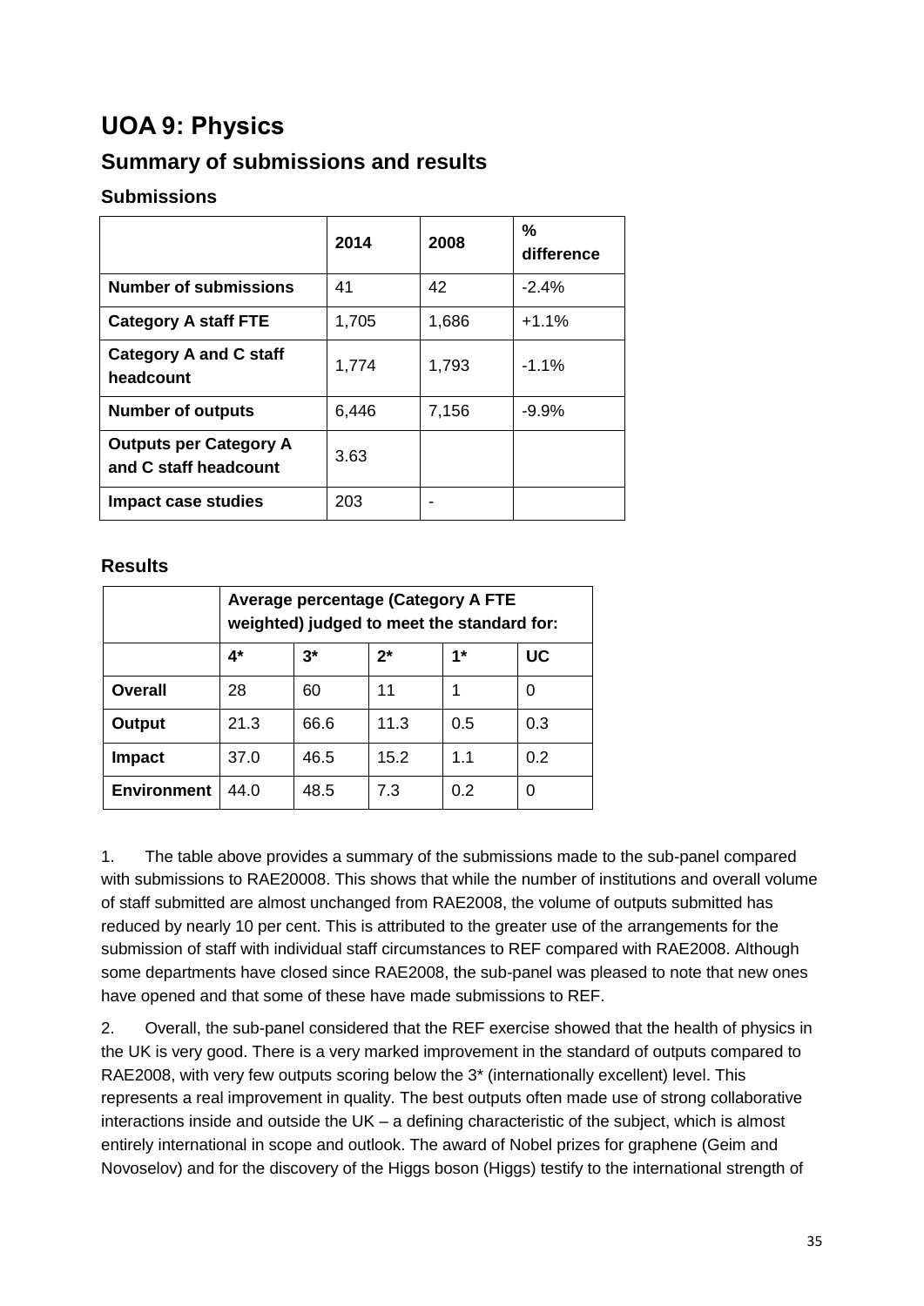# UOA 9: Physics

## Summary of submissions and results

### Submissions

| | 2014 | 2008 | % difference |
|---|---|---|---|
| **Number of submissions** | 41 | 42 | -2.4% |
| **Category A staff FTE** | 1,705 | 1,686 | +1.1% |
| **Category A and C staff headcount** | 1,774 | 1,793 | -1.1% |
| **Number of outputs** | 6,446 | 7,156 | -9.9% |
| **Outputs per Category A and C staff headcount** | 3.63 | | |
| **Impact case studies** | 203 | - | |

### Results

| | Average percentage (Category A FTE weighted) judged to meet the standard for: | | | | |
|---|---|---|---|---|---|
| | **4*** | **3*** | **2*** | **1*** | **UC** |
| **Overall** | 28 | 60 | 11 | 1 | 0 |
| **Output** | 21.3 | 66.6 | 11.3 | 0.5 | 0.3 |
| **Impact** | 37.0 | 46.5 | 15.2 | 1.1 | 0.2 |
| **Environment** | 44.0 | 48.5 | 7.3 | 0.2 | 0 |

1. The table above provides a summary of the submissions made to the sub-panel compared with submissions to RAE20008. This shows that while the number of institutions and overall volume of staff submitted are almost unchanged from RAE2008, the volume of outputs submitted has reduced by nearly 10 per cent. This is attributed to the greater use of the arrangements for the submission of staff with individual staff circumstances to REF compared with RAE2008. Although some departments have closed since RAE2008, the sub-panel was pleased to note that new ones have opened and that some of these have made submissions to REF.

2. Overall, the sub-panel considered that the REF exercise showed that the health of physics in the UK is very good. There is a very marked improvement in the standard of outputs compared to RAE2008, with very few outputs scoring below the 3* (internationally excellent) level. This represents a real improvement in quality. The best outputs often made use of strong collaborative interactions inside and outside the UK – a defining characteristic of the subject, which is almost entirely international in scope and outlook. The award of Nobel prizes for graphene (Geim and Novoselov) and for the discovery of the Higgs boson (Higgs) testify to the international strength of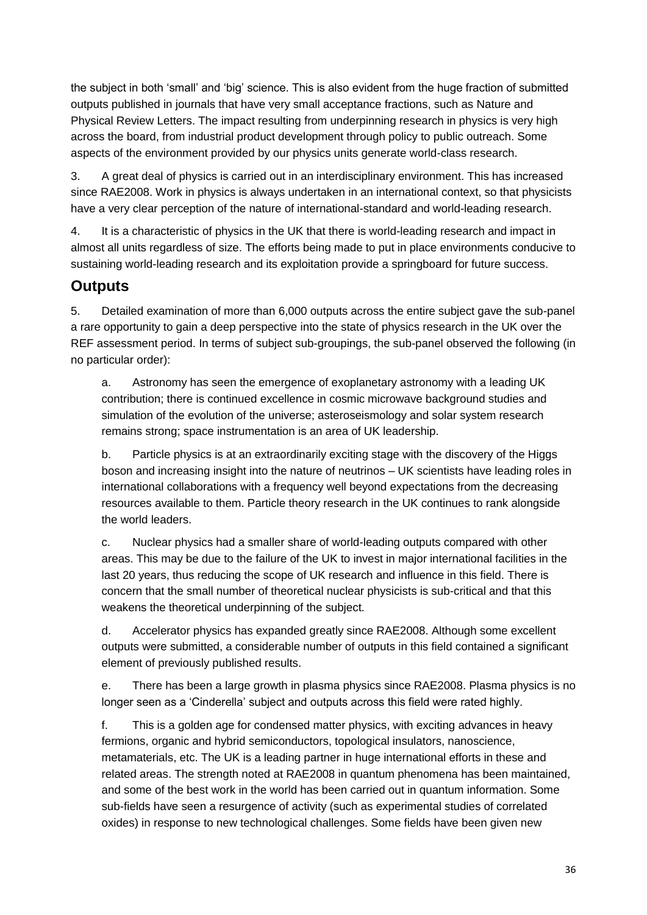the subject in both 'small' and 'big' science. This is also evident from the huge fraction of submitted outputs published in journals that have very small acceptance fractions, such as Nature and Physical Review Letters. The impact resulting from underpinning research in physics is very high across the board, from industrial product development through policy to public outreach. Some aspects of the environment provided by our physics units generate world-class research.

3. A great deal of physics is carried out in an interdisciplinary environment. This has increased since RAE2008. Work in physics is always undertaken in an international context, so that physicists have a very clear perception of the nature of international-standard and world-leading research.

4. It is a characteristic of physics in the UK that there is world-leading research and impact in almost all units regardless of size. The efforts being made to put in place environments conducive to sustaining world-leading research and its exploitation provide a springboard for future success.

## Outputs

5. Detailed examination of more than 6,000 outputs across the entire subject gave the sub-panel a rare opportunity to gain a deep perspective into the state of physics research in the UK over the REF assessment period. In terms of subject sub-groupings, the sub-panel observed the following (in no particular order):

a. Astronomy has seen the emergence of exoplanetary astronomy with a leading UK contribution; there is continued excellence in cosmic microwave background studies and simulation of the evolution of the universe; asteroseismology and solar system research remains strong; space instrumentation is an area of UK leadership.

b. Particle physics is at an extraordinarily exciting stage with the discovery of the Higgs boson and increasing insight into the nature of neutrinos – UK scientists have leading roles in international collaborations with a frequency well beyond expectations from the decreasing resources available to them. Particle theory research in the UK continues to rank alongside the world leaders.

c. Nuclear physics had a smaller share of world-leading outputs compared with other areas. This may be due to the failure of the UK to invest in major international facilities in the last 20 years, thus reducing the scope of UK research and influence in this field. There is concern that the small number of theoretical nuclear physicists is sub-critical and that this weakens the theoretical underpinning of the subject.

d. Accelerator physics has expanded greatly since RAE2008. Although some excellent outputs were submitted, a considerable number of outputs in this field contained a significant element of previously published results.

e. There has been a large growth in plasma physics since RAE2008. Plasma physics is no longer seen as a 'Cinderella' subject and outputs across this field were rated highly.

f. This is a golden age for condensed matter physics, with exciting advances in heavy fermions, organic and hybrid semiconductors, topological insulators, nanoscience, metamaterials, etc. The UK is a leading partner in huge international efforts in these and related areas. The strength noted at RAE2008 in quantum phenomena has been maintained, and some of the best work in the world has been carried out in quantum information. Some sub-fields have seen a resurgence of activity (such as experimental studies of correlated oxides) in response to new technological challenges. Some fields have been given new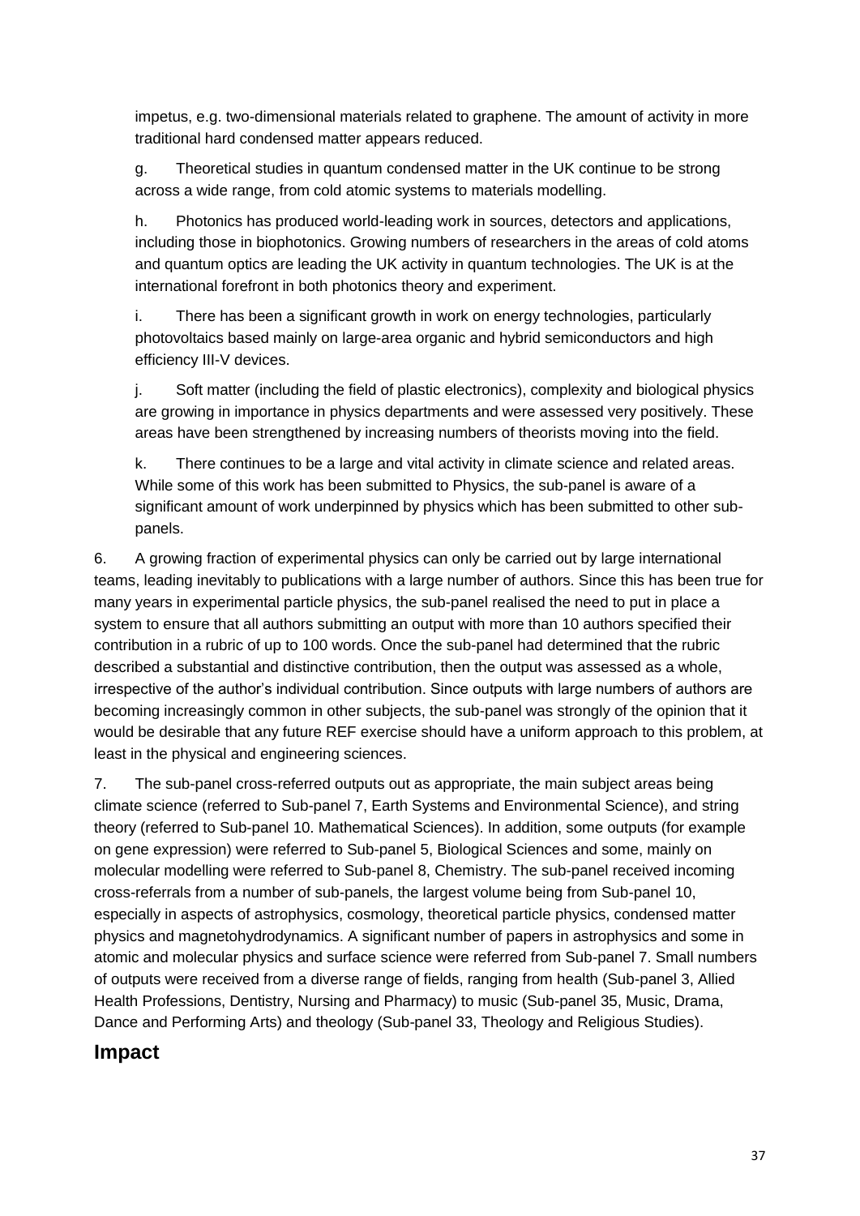impetus, e.g. two-dimensional materials related to graphene. The amount of activity in more traditional hard condensed matter appears reduced.

g. Theoretical studies in quantum condensed matter in the UK continue to be strong across a wide range, from cold atomic systems to materials modelling.

h. Photonics has produced world-leading work in sources, detectors and applications, including those in biophotonics. Growing numbers of researchers in the areas of cold atoms and quantum optics are leading the UK activity in quantum technologies. The UK is at the international forefront in both photonics theory and experiment.

i. There has been a significant growth in work on energy technologies, particularly photovoltaics based mainly on large-area organic and hybrid semiconductors and high efficiency III-V devices.

j. Soft matter (including the field of plastic electronics), complexity and biological physics are growing in importance in physics departments and were assessed very positively. These areas have been strengthened by increasing numbers of theorists moving into the field.

k. There continues to be a large and vital activity in climate science and related areas. While some of this work has been submitted to Physics, the sub-panel is aware of a significant amount of work underpinned by physics which has been submitted to other sub-panels.

6. A growing fraction of experimental physics can only be carried out by large international teams, leading inevitably to publications with a large number of authors. Since this has been true for many years in experimental particle physics, the sub-panel realised the need to put in place a system to ensure that all authors submitting an output with more than 10 authors specified their contribution in a rubric of up to 100 words. Once the sub-panel had determined that the rubric described a substantial and distinctive contribution, then the output was assessed as a whole, irrespective of the author's individual contribution. Since outputs with large numbers of authors are becoming increasingly common in other subjects, the sub-panel was strongly of the opinion that it would be desirable that any future REF exercise should have a uniform approach to this problem, at least in the physical and engineering sciences.

7. The sub-panel cross-referred outputs out as appropriate, the main subject areas being climate science (referred to Sub-panel 7, Earth Systems and Environmental Science), and string theory (referred to Sub-panel 10. Mathematical Sciences). In addition, some outputs (for example on gene expression) were referred to Sub-panel 5, Biological Sciences and some, mainly on molecular modelling were referred to Sub-panel 8, Chemistry. The sub-panel received incoming cross-referrals from a number of sub-panels, the largest volume being from Sub-panel 10, especially in aspects of astrophysics, cosmology, theoretical particle physics, condensed matter physics and magnetohydrodynamics. A significant number of papers in astrophysics and some in atomic and molecular physics and surface science were referred from Sub-panel 7. Small numbers of outputs were received from a diverse range of fields, ranging from health (Sub-panel 3, Allied Health Professions, Dentistry, Nursing and Pharmacy) to music (Sub-panel 35, Music, Drama, Dance and Performing Arts) and theology (Sub-panel 33, Theology and Religious Studies).

## Impact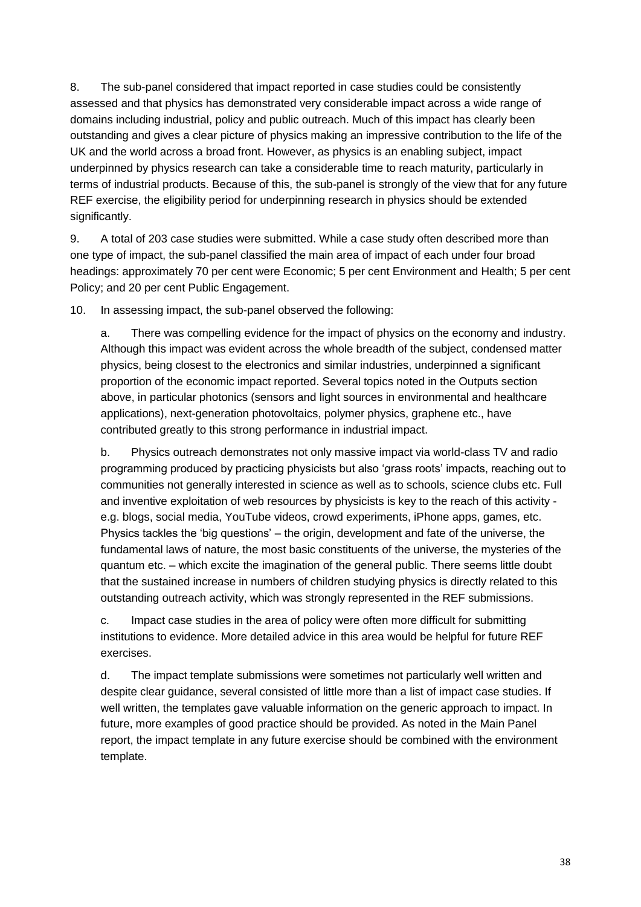8. The sub-panel considered that impact reported in case studies could be consistently assessed and that physics has demonstrated very considerable impact across a wide range of domains including industrial, policy and public outreach. Much of this impact has clearly been outstanding and gives a clear picture of physics making an impressive contribution to the life of the UK and the world across a broad front. However, as physics is an enabling subject, impact underpinned by physics research can take a considerable time to reach maturity, particularly in terms of industrial products. Because of this, the sub-panel is strongly of the view that for any future REF exercise, the eligibility period for underpinning research in physics should be extended significantly.

9. A total of 203 case studies were submitted. While a case study often described more than one type of impact, the sub-panel classified the main area of impact of each under four broad headings: approximately 70 per cent were Economic; 5 per cent Environment and Health; 5 per cent Policy; and 20 per cent Public Engagement.

10. In assessing impact, the sub-panel observed the following:

a. There was compelling evidence for the impact of physics on the economy and industry. Although this impact was evident across the whole breadth of the subject, condensed matter physics, being closest to the electronics and similar industries, underpinned a significant proportion of the economic impact reported. Several topics noted in the Outputs section above, in particular photonics (sensors and light sources in environmental and healthcare applications), next-generation photovoltaics, polymer physics, graphene etc., have contributed greatly to this strong performance in industrial impact.

b. Physics outreach demonstrates not only massive impact via world-class TV and radio programming produced by practicing physicists but also 'grass roots' impacts, reaching out to communities not generally interested in science as well as to schools, science clubs etc. Full and inventive exploitation of web resources by physicists is key to the reach of this activity - e.g. blogs, social media, YouTube videos, crowd experiments, iPhone apps, games, etc. Physics tackles the 'big questions' – the origin, development and fate of the universe, the fundamental laws of nature, the most basic constituents of the universe, the mysteries of the quantum etc. – which excite the imagination of the general public. There seems little doubt that the sustained increase in numbers of children studying physics is directly related to this outstanding outreach activity, which was strongly represented in the REF submissions.

c. Impact case studies in the area of policy were often more difficult for submitting institutions to evidence. More detailed advice in this area would be helpful for future REF exercises.

d. The impact template submissions were sometimes not particularly well written and despite clear guidance, several consisted of little more than a list of impact case studies. If well written, the templates gave valuable information on the generic approach to impact. In future, more examples of good practice should be provided. As noted in the Main Panel report, the impact template in any future exercise should be combined with the environment template.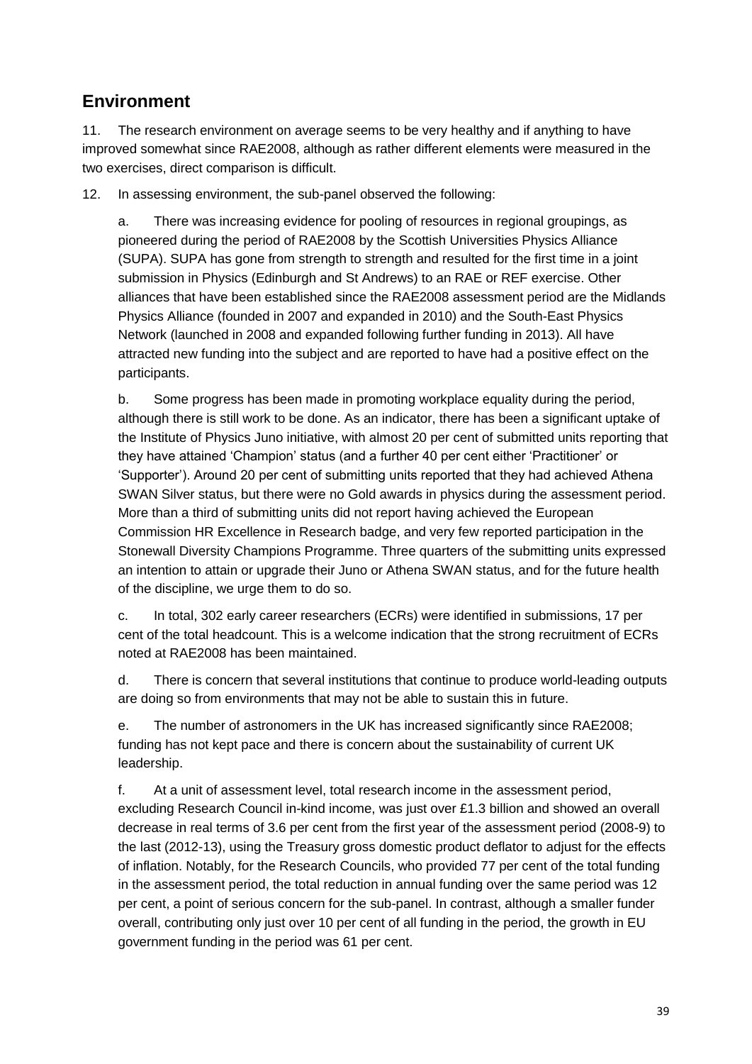## Environment

11. The research environment on average seems to be very healthy and if anything to have improved somewhat since RAE2008, although as rather different elements were measured in the two exercises, direct comparison is difficult.

12. In assessing environment, the sub-panel observed the following:

a. There was increasing evidence for pooling of resources in regional groupings, as pioneered during the period of RAE2008 by the Scottish Universities Physics Alliance (SUPA). SUPA has gone from strength to strength and resulted for the first time in a joint submission in Physics (Edinburgh and St Andrews) to an RAE or REF exercise. Other alliances that have been established since the RAE2008 assessment period are the Midlands Physics Alliance (founded in 2007 and expanded in 2010) and the South-East Physics Network (launched in 2008 and expanded following further funding in 2013). All have attracted new funding into the subject and are reported to have had a positive effect on the participants.

b. Some progress has been made in promoting workplace equality during the period, although there is still work to be done. As an indicator, there has been a significant uptake of the Institute of Physics Juno initiative, with almost 20 per cent of submitted units reporting that they have attained 'Champion' status (and a further 40 per cent either 'Practitioner' or 'Supporter'). Around 20 per cent of submitting units reported that they had achieved Athena SWAN Silver status, but there were no Gold awards in physics during the assessment period. More than a third of submitting units did not report having achieved the European Commission HR Excellence in Research badge, and very few reported participation in the Stonewall Diversity Champions Programme. Three quarters of the submitting units expressed an intention to attain or upgrade their Juno or Athena SWAN status, and for the future health of the discipline, we urge them to do so.

c. In total, 302 early career researchers (ECRs) were identified in submissions, 17 per cent of the total headcount. This is a welcome indication that the strong recruitment of ECRs noted at RAE2008 has been maintained.

d. There is concern that several institutions that continue to produce world-leading outputs are doing so from environments that may not be able to sustain this in future.

e. The number of astronomers in the UK has increased significantly since RAE2008; funding has not kept pace and there is concern about the sustainability of current UK leadership.

f. At a unit of assessment level, total research income in the assessment period, excluding Research Council in-kind income, was just over £1.3 billion and showed an overall decrease in real terms of 3.6 per cent from the first year of the assessment period (2008-9) to the last (2012-13), using the Treasury gross domestic product deflator to adjust for the effects of inflation. Notably, for the Research Councils, who provided 77 per cent of the total funding in the assessment period, the total reduction in annual funding over the same period was 12 per cent, a point of serious concern for the sub-panel. In contrast, although a smaller funder overall, contributing only just over 10 per cent of all funding in the period, the growth in EU government funding in the period was 61 per cent.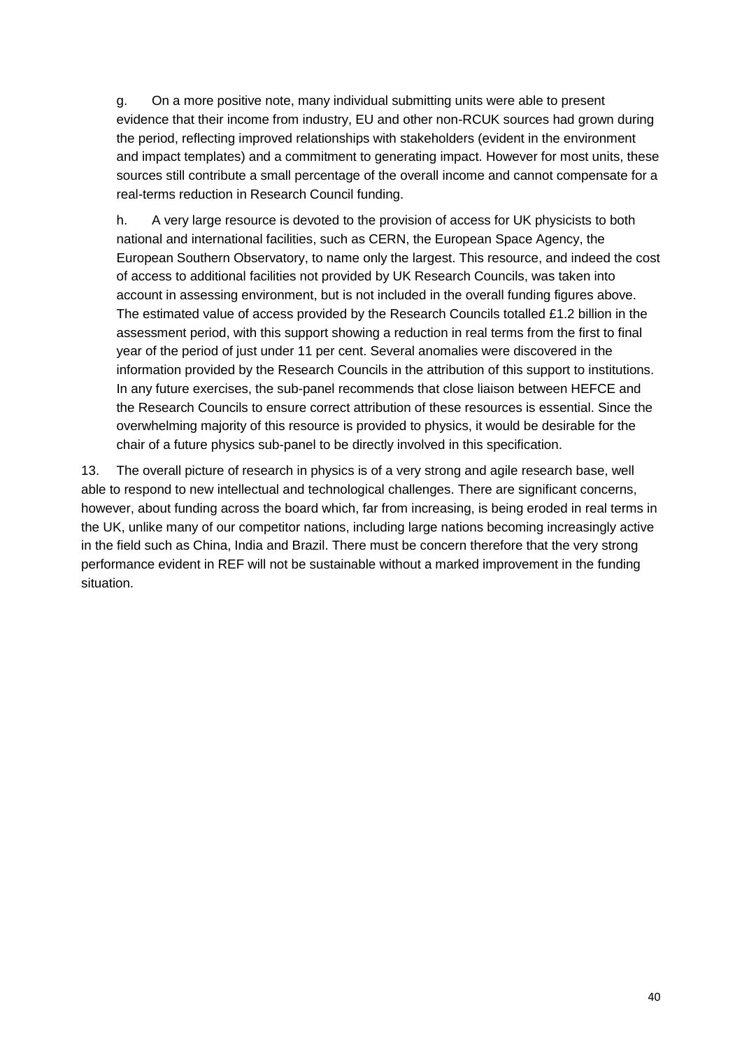g. On a more positive note, many individual submitting units were able to present evidence that their income from industry, EU and other non-RCUK sources had grown during the period, reflecting improved relationships with stakeholders (evident in the environment and impact templates) and a commitment to generating impact. However for most units, these sources still contribute a small percentage of the overall income and cannot compensate for a real-terms reduction in Research Council funding.

h. A very large resource is devoted to the provision of access for UK physicists to both national and international facilities, such as CERN, the European Space Agency, the European Southern Observatory, to name only the largest. This resource, and indeed the cost of access to additional facilities not provided by UK Research Councils, was taken into account in assessing environment, but is not included in the overall funding figures above. The estimated value of access provided by the Research Councils totalled £1.2 billion in the assessment period, with this support showing a reduction in real terms from the first to final year of the period of just under 11 per cent. Several anomalies were discovered in the information provided by the Research Councils in the attribution of this support to institutions. In any future exercises, the sub-panel recommends that close liaison between HEFCE and the Research Councils to ensure correct attribution of these resources is essential. Since the overwhelming majority of this resource is provided to physics, it would be desirable for the chair of a future physics sub-panel to be directly involved in this specification.

13. The overall picture of research in physics is of a very strong and agile research base, well able to respond to new intellectual and technological challenges. There are significant concerns, however, about funding across the board which, far from increasing, is being eroded in real terms in the UK, unlike many of our competitor nations, including large nations becoming increasingly active in the field such as China, India and Brazil. There must be concern therefore that the very strong performance evident in REF will not be sustainable without a marked improvement in the funding situation.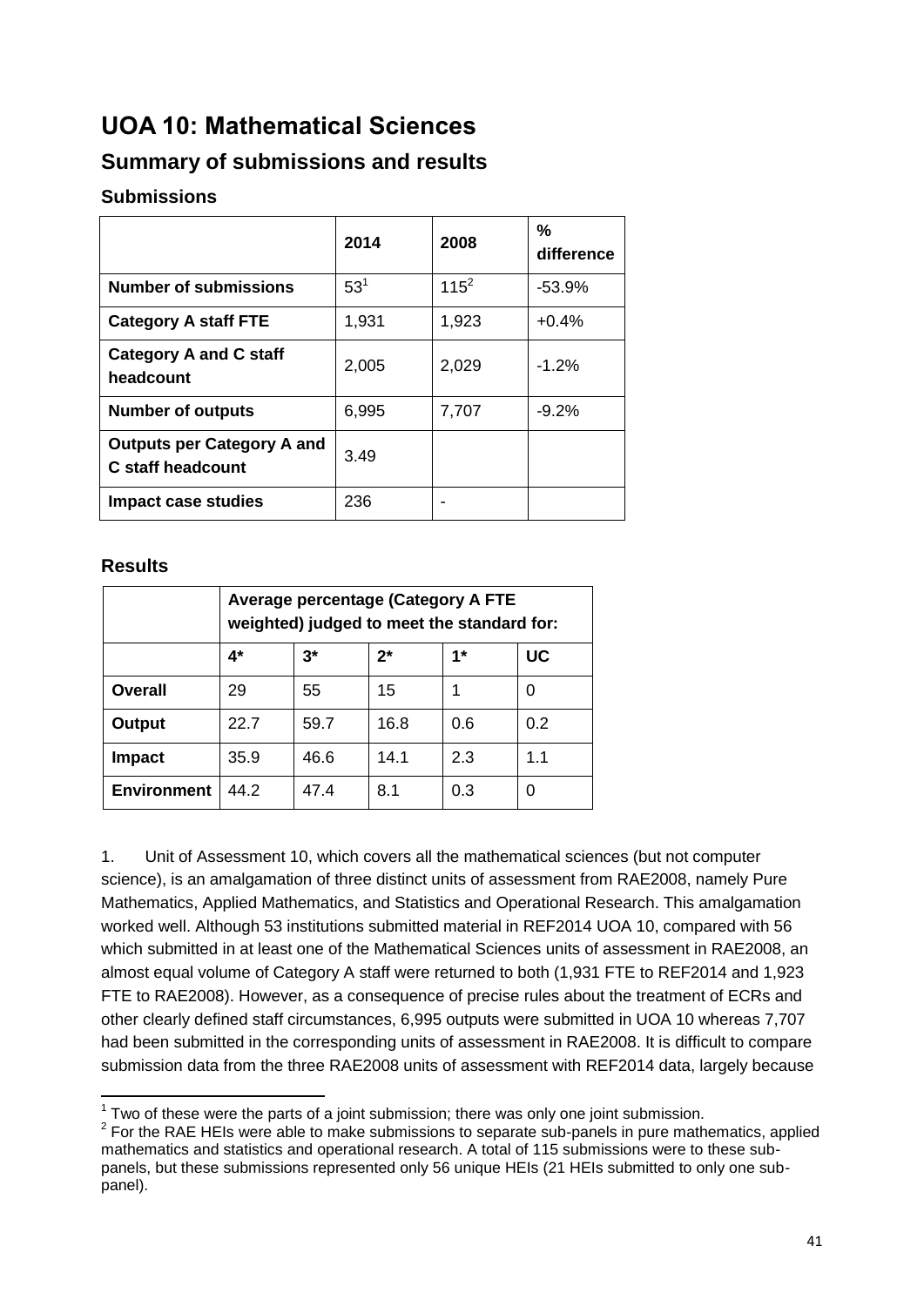# UOA 10: Mathematical Sciences

## Summary of submissions and results

### Submissions

| | 2014 | 2008 | % difference |
|---|---|---|---|
| **Number of submissions** | 53[1] | 115[2] | -53.9% |
| **Category A staff FTE** | 1,931 | 1,923 | +0.4% |
| **Category A and C staff headcount** | 2,005 | 2,029 | -1.2% |
| **Number of outputs** | 6,995 | 7,707 | -9.2% |
| **Outputs per Category A and C staff headcount** | 3.49 | | |
| **Impact case studies** | 236 | - | |

### Results

| | Average percentage (Category A FTE weighted) judged to meet the standard for: | | | | |
|---|---|---|---|---|---|
| | **4*** | **3*** | **2*** | **1*** | **UC** |
| **Overall** | 29 | 55 | 15 | 1 | 0 |
| **Output** | 22.7 | 59.7 | 16.8 | 0.6 | 0.2 |
| **Impact** | 35.9 | 46.6 | 14.1 | 2.3 | 1.1 |
| **Environment** | 44.2 | 47.4 | 8.1 | 0.3 | 0 |

1. Unit of Assessment 10, which covers all the mathematical sciences (but not computer science), is an amalgamation of three distinct units of assessment from RAE2008, namely Pure Mathematics, Applied Mathematics, and Statistics and Operational Research. This amalgamation worked well. Although 53 institutions submitted material in REF2014 UOA 10, compared with 56 which submitted in at least one of the Mathematical Sciences units of assessment in RAE2008, an almost equal volume of Category A staff were returned to both (1,931 FTE to REF2014 and 1,923 FTE to RAE2008). However, as a consequence of precise rules about the treatment of ECRs and other clearly defined staff circumstances, 6,995 outputs were submitted in UOA 10 whereas 7,707 had been submitted in the corresponding units of assessment in RAE2008. It is difficult to compare submission data from the three RAE2008 units of assessment with REF2014 data, largely because

[1] Two of these were the parts of a joint submission; there was only one joint submission.

[2] For the RAE HEIs were able to make submissions to separate sub-panels in pure mathematics, applied mathematics and statistics and operational research. A total of 115 submissions were to these sub-panels, but these submissions represented only 56 unique HEIs (21 HEIs submitted to only one sub-panel).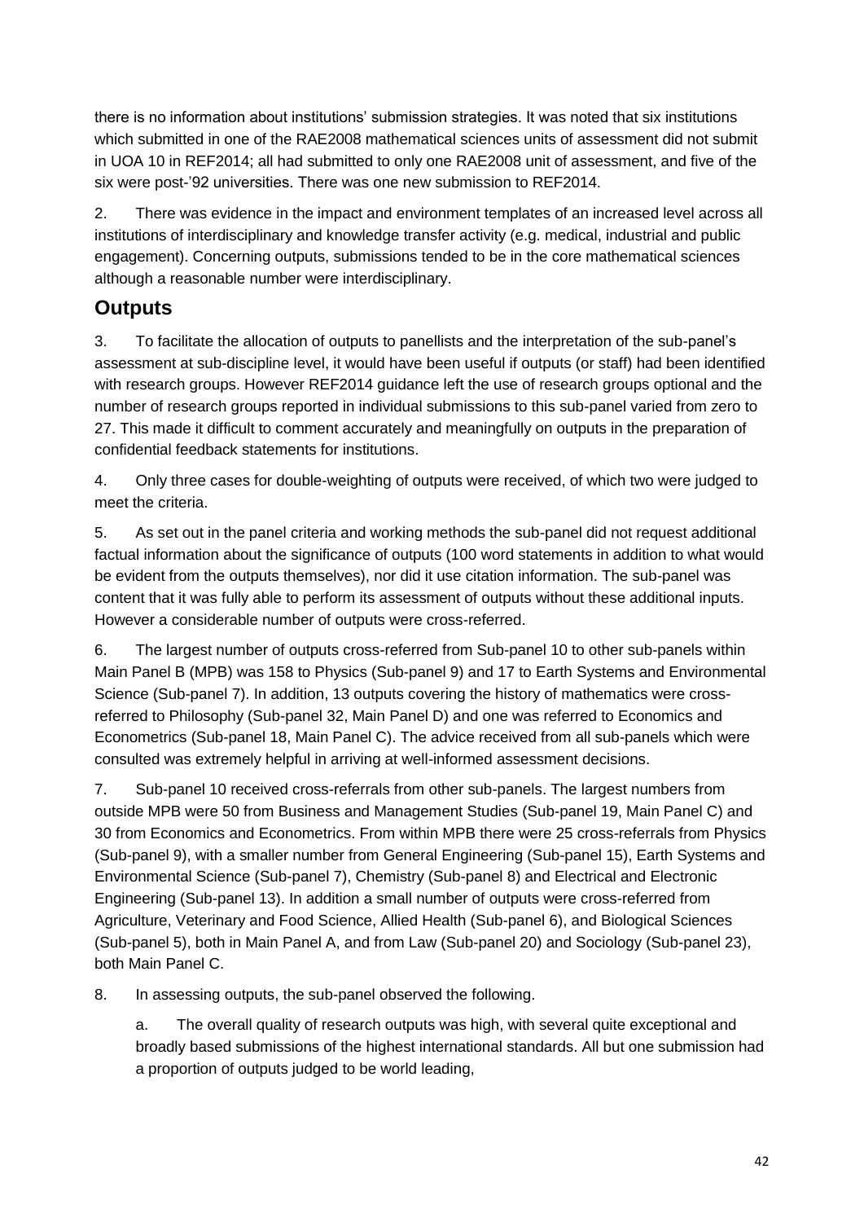there is no information about institutions' submission strategies. It was noted that six institutions which submitted in one of the RAE2008 mathematical sciences units of assessment did not submit in UOA 10 in REF2014; all had submitted to only one RAE2008 unit of assessment, and five of the six were post-'92 universities. There was one new submission to REF2014.

2. There was evidence in the impact and environment templates of an increased level across all institutions of interdisciplinary and knowledge transfer activity (e.g. medical, industrial and public engagement). Concerning outputs, submissions tended to be in the core mathematical sciences although a reasonable number were interdisciplinary.

## Outputs

3. To facilitate the allocation of outputs to panellists and the interpretation of the sub-panel's assessment at sub-discipline level, it would have been useful if outputs (or staff) had been identified with research groups. However REF2014 guidance left the use of research groups optional and the number of research groups reported in individual submissions to this sub-panel varied from zero to 27. This made it difficult to comment accurately and meaningfully on outputs in the preparation of confidential feedback statements for institutions.

4. Only three cases for double-weighting of outputs were received, of which two were judged to meet the criteria.

5. As set out in the panel criteria and working methods the sub-panel did not request additional factual information about the significance of outputs (100 word statements in addition to what would be evident from the outputs themselves), nor did it use citation information. The sub-panel was content that it was fully able to perform its assessment of outputs without these additional inputs. However a considerable number of outputs were cross-referred.

6. The largest number of outputs cross-referred from Sub-panel 10 to other sub-panels within Main Panel B (MPB) was 158 to Physics (Sub-panel 9) and 17 to Earth Systems and Environmental Science (Sub-panel 7). In addition, 13 outputs covering the history of mathematics were cross-referred to Philosophy (Sub-panel 32, Main Panel D) and one was referred to Economics and Econometrics (Sub-panel 18, Main Panel C). The advice received from all sub-panels which were consulted was extremely helpful in arriving at well-informed assessment decisions.

7. Sub-panel 10 received cross-referrals from other sub-panels. The largest numbers from outside MPB were 50 from Business and Management Studies (Sub-panel 19, Main Panel C) and 30 from Economics and Econometrics. From within MPB there were 25 cross-referrals from Physics (Sub-panel 9), with a smaller number from General Engineering (Sub-panel 15), Earth Systems and Environmental Science (Sub-panel 7), Chemistry (Sub-panel 8) and Electrical and Electronic Engineering (Sub-panel 13). In addition a small number of outputs were cross-referred from Agriculture, Veterinary and Food Science, Allied Health (Sub-panel 6), and Biological Sciences (Sub-panel 5), both in Main Panel A, and from Law (Sub-panel 20) and Sociology (Sub-panel 23), both Main Panel C.

8. In assessing outputs, the sub-panel observed the following.

   a. The overall quality of research outputs was high, with several quite exceptional and broadly based submissions of the highest international standards. All but one submission had a proportion of outputs judged to be world leading,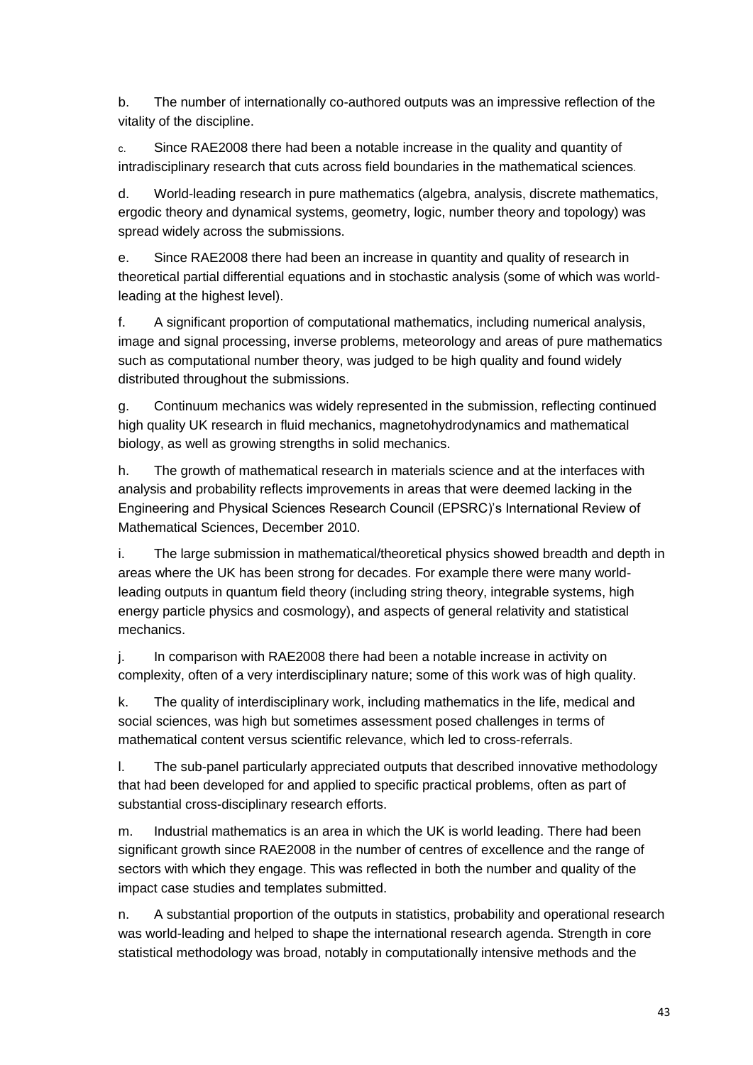b. The number of internationally co-authored outputs was an impressive reflection of the vitality of the discipline.

c. Since RAE2008 there had been a notable increase in the quality and quantity of intradisciplinary research that cuts across field boundaries in the mathematical sciences.

d. World-leading research in pure mathematics (algebra, analysis, discrete mathematics, ergodic theory and dynamical systems, geometry, logic, number theory and topology) was spread widely across the submissions.

e. Since RAE2008 there had been an increase in quantity and quality of research in theoretical partial differential equations and in stochastic analysis (some of which was world-leading at the highest level).

f. A significant proportion of computational mathematics, including numerical analysis, image and signal processing, inverse problems, meteorology and areas of pure mathematics such as computational number theory, was judged to be high quality and found widely distributed throughout the submissions.

g. Continuum mechanics was widely represented in the submission, reflecting continued high quality UK research in fluid mechanics, magnetohydrodynamics and mathematical biology, as well as growing strengths in solid mechanics.

h. The growth of mathematical research in materials science and at the interfaces with analysis and probability reflects improvements in areas that were deemed lacking in the Engineering and Physical Sciences Research Council (EPSRC)'s International Review of Mathematical Sciences, December 2010.

i. The large submission in mathematical/theoretical physics showed breadth and depth in areas where the UK has been strong for decades. For example there were many world-leading outputs in quantum field theory (including string theory, integrable systems, high energy particle physics and cosmology), and aspects of general relativity and statistical mechanics.

j. In comparison with RAE2008 there had been a notable increase in activity on complexity, often of a very interdisciplinary nature; some of this work was of high quality.

k. The quality of interdisciplinary work, including mathematics in the life, medical and social sciences, was high but sometimes assessment posed challenges in terms of mathematical content versus scientific relevance, which led to cross-referrals.

l. The sub-panel particularly appreciated outputs that described innovative methodology that had been developed for and applied to specific practical problems, often as part of substantial cross-disciplinary research efforts.

m. Industrial mathematics is an area in which the UK is world leading. There had been significant growth since RAE2008 in the number of centres of excellence and the range of sectors with which they engage. This was reflected in both the number and quality of the impact case studies and templates submitted.

n. A substantial proportion of the outputs in statistics, probability and operational research was world-leading and helped to shape the international research agenda. Strength in core statistical methodology was broad, notably in computationally intensive methods and the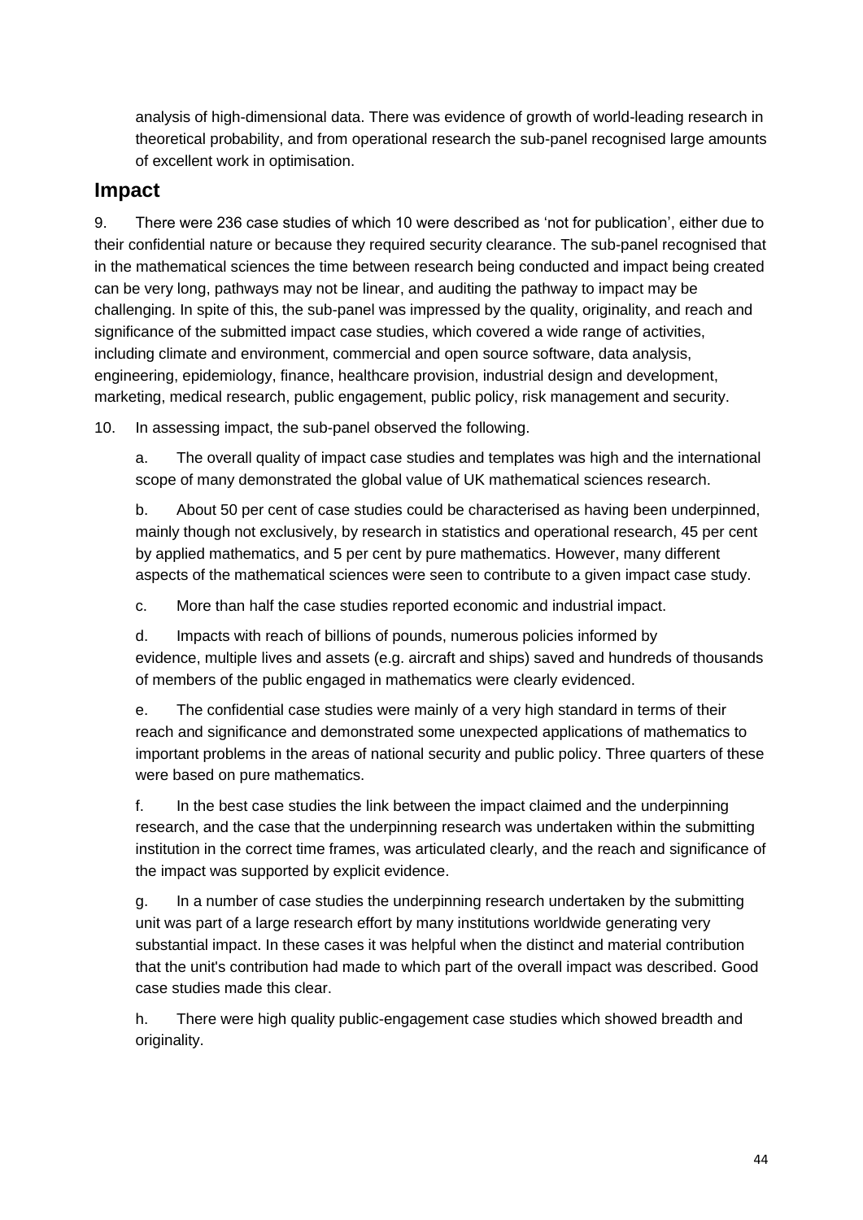analysis of high-dimensional data. There was evidence of growth of world-leading research in theoretical probability, and from operational research the sub-panel recognised large amounts of excellent work in optimisation.

## Impact

9. There were 236 case studies of which 10 were described as 'not for publication', either due to their confidential nature or because they required security clearance. The sub-panel recognised that in the mathematical sciences the time between research being conducted and impact being created can be very long, pathways may not be linear, and auditing the pathway to impact may be challenging. In spite of this, the sub-panel was impressed by the quality, originality, and reach and significance of the submitted impact case studies, which covered a wide range of activities, including climate and environment, commercial and open source software, data analysis, engineering, epidemiology, finance, healthcare provision, industrial design and development, marketing, medical research, public engagement, public policy, risk management and security.

10. In assessing impact, the sub-panel observed the following.

a. The overall quality of impact case studies and templates was high and the international scope of many demonstrated the global value of UK mathematical sciences research.

b. About 50 per cent of case studies could be characterised as having been underpinned, mainly though not exclusively, by research in statistics and operational research, 45 per cent by applied mathematics, and 5 per cent by pure mathematics. However, many different aspects of the mathematical sciences were seen to contribute to a given impact case study.

c. More than half the case studies reported economic and industrial impact.

d. Impacts with reach of billions of pounds, numerous policies informed by evidence, multiple lives and assets (e.g. aircraft and ships) saved and hundreds of thousands of members of the public engaged in mathematics were clearly evidenced.

e. The confidential case studies were mainly of a very high standard in terms of their reach and significance and demonstrated some unexpected applications of mathematics to important problems in the areas of national security and public policy. Three quarters of these were based on pure mathematics.

f. In the best case studies the link between the impact claimed and the underpinning research, and the case that the underpinning research was undertaken within the submitting institution in the correct time frames, was articulated clearly, and the reach and significance of the impact was supported by explicit evidence.

g. In a number of case studies the underpinning research undertaken by the submitting unit was part of a large research effort by many institutions worldwide generating very substantial impact. In these cases it was helpful when the distinct and material contribution that the unit's contribution had made to which part of the overall impact was described. Good case studies made this clear.

h. There were high quality public-engagement case studies which showed breadth and originality.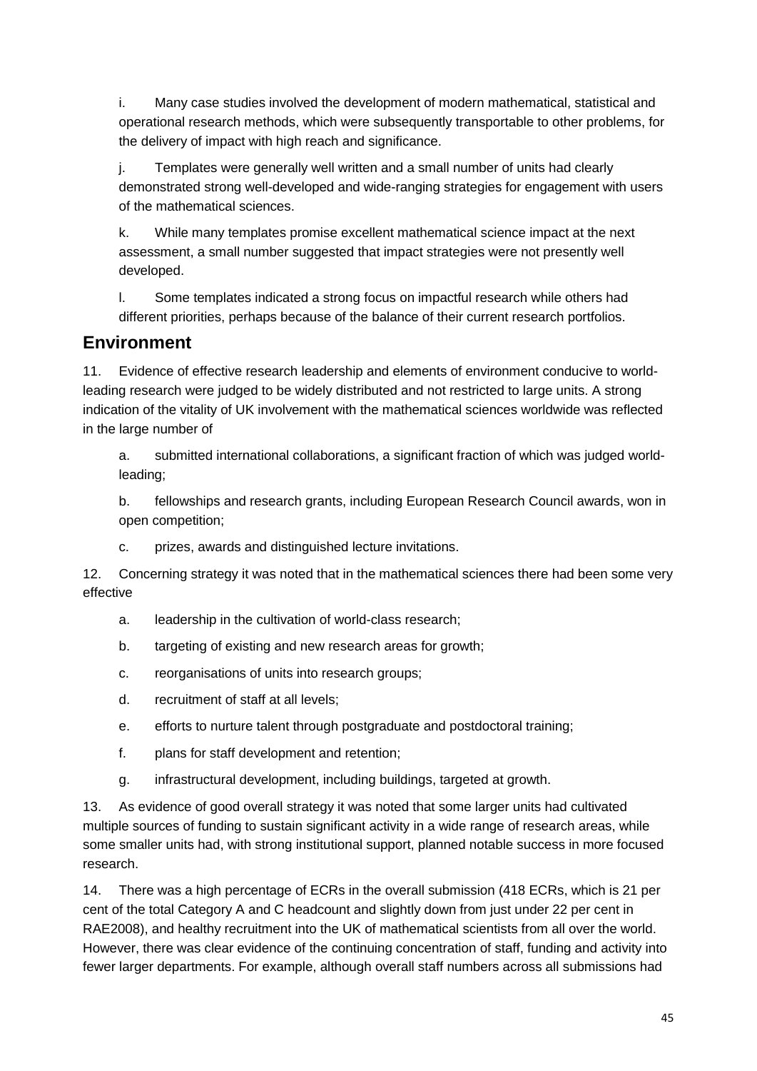i. Many case studies involved the development of modern mathematical, statistical and operational research methods, which were subsequently transportable to other problems, for the delivery of impact with high reach and significance.

j. Templates were generally well written and a small number of units had clearly demonstrated strong well-developed and wide-ranging strategies for engagement with users of the mathematical sciences.

k. While many templates promise excellent mathematical science impact at the next assessment, a small number suggested that impact strategies were not presently well developed.

l. Some templates indicated a strong focus on impactful research while others had different priorities, perhaps because of the balance of their current research portfolios.

## Environment

11. Evidence of effective research leadership and elements of environment conducive to world-leading research were judged to be widely distributed and not restricted to large units. A strong indication of the vitality of UK involvement with the mathematical sciences worldwide was reflected in the large number of

a. submitted international collaborations, a significant fraction of which was judged world-leading;

b. fellowships and research grants, including European Research Council awards, won in open competition;

c. prizes, awards and distinguished lecture invitations.

12. Concerning strategy it was noted that in the mathematical sciences there had been some very effective

a. leadership in the cultivation of world-class research;

b. targeting of existing and new research areas for growth;

c. reorganisations of units into research groups;

d. recruitment of staff at all levels;

e. efforts to nurture talent through postgraduate and postdoctoral training;

f. plans for staff development and retention;

g. infrastructural development, including buildings, targeted at growth.

13. As evidence of good overall strategy it was noted that some larger units had cultivated multiple sources of funding to sustain significant activity in a wide range of research areas, while some smaller units had, with strong institutional support, planned notable success in more focused research.

14. There was a high percentage of ECRs in the overall submission (418 ECRs, which is 21 per cent of the total Category A and C headcount and slightly down from just under 22 per cent in RAE2008), and healthy recruitment into the UK of mathematical scientists from all over the world. However, there was clear evidence of the continuing concentration of staff, funding and activity into fewer larger departments. For example, although overall staff numbers across all submissions had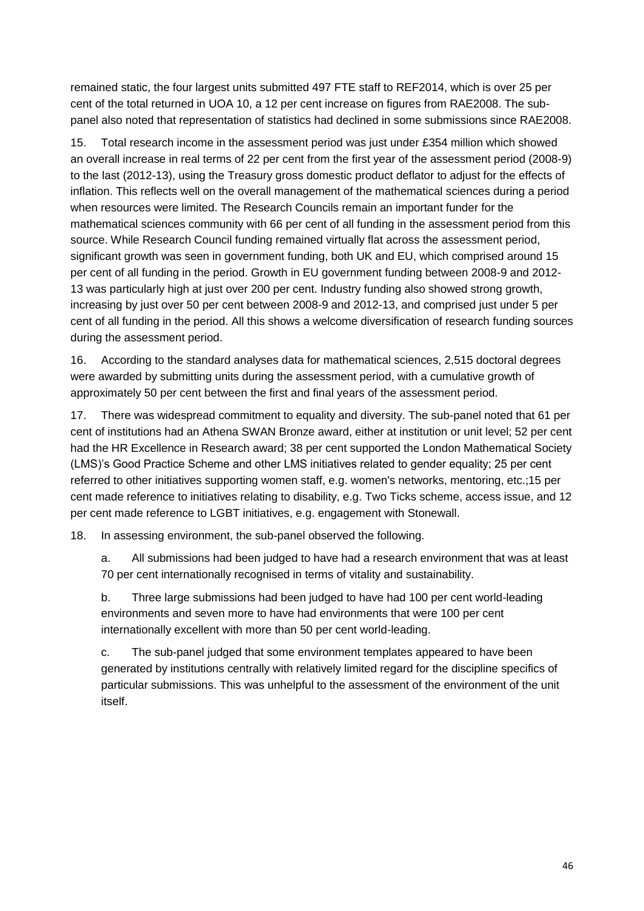remained static, the four largest units submitted 497 FTE staff to REF2014, which is over 25 per cent of the total returned in UOA 10, a 12 per cent increase on figures from RAE2008. The sub-panel also noted that representation of statistics had declined in some submissions since RAE2008.

15. Total research income in the assessment period was just under £354 million which showed an overall increase in real terms of 22 per cent from the first year of the assessment period (2008-9) to the last (2012-13), using the Treasury gross domestic product deflator to adjust for the effects of inflation. This reflects well on the overall management of the mathematical sciences during a period when resources were limited. The Research Councils remain an important funder for the mathematical sciences community with 66 per cent of all funding in the assessment period from this source. While Research Council funding remained virtually flat across the assessment period, significant growth was seen in government funding, both UK and EU, which comprised around 15 per cent of all funding in the period. Growth in EU government funding between 2008-9 and 2012-13 was particularly high at just over 200 per cent. Industry funding also showed strong growth, increasing by just over 50 per cent between 2008-9 and 2012-13, and comprised just under 5 per cent of all funding in the period. All this shows a welcome diversification of research funding sources during the assessment period.

16. According to the standard analyses data for mathematical sciences, 2,515 doctoral degrees were awarded by submitting units during the assessment period, with a cumulative growth of approximately 50 per cent between the first and final years of the assessment period.

17. There was widespread commitment to equality and diversity. The sub-panel noted that 61 per cent of institutions had an Athena SWAN Bronze award, either at institution or unit level; 52 per cent had the HR Excellence in Research award; 38 per cent supported the London Mathematical Society (LMS)'s Good Practice Scheme and other LMS initiatives related to gender equality; 25 per cent referred to other initiatives supporting women staff, e.g. women's networks, mentoring, etc.;15 per cent made reference to initiatives relating to disability, e.g. Two Ticks scheme, access issue, and 12 per cent made reference to LGBT initiatives, e.g. engagement with Stonewall.

18. In assessing environment, the sub-panel observed the following.

a. All submissions had been judged to have had a research environment that was at least 70 per cent internationally recognised in terms of vitality and sustainability.

b. Three large submissions had been judged to have had 100 per cent world-leading environments and seven more to have had environments that were 100 per cent internationally excellent with more than 50 per cent world-leading.

c. The sub-panel judged that some environment templates appeared to have been generated by institutions centrally with relatively limited regard for the discipline specifics of particular submissions. This was unhelpful to the assessment of the environment of the unit itself.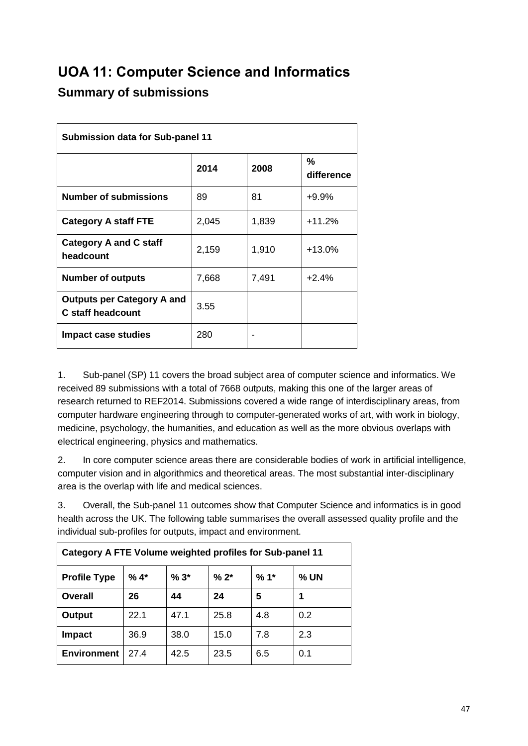# UOA 11: Computer Science and Informatics

## Summary of submissions

| Submission data for Sub-panel 11 | | | |
|---|---|---|---|
| | **2014** | **2008** | **% difference** |
| **Number of submissions** | 89 | 81 | +9.9% |
| **Category A staff FTE** | 2,045 | 1,839 | +11.2% |
| **Category A and C staff headcount** | 2,159 | 1,910 | +13.0% |
| **Number of outputs** | 7,668 | 7,491 | +2.4% |
| **Outputs per Category A and C staff headcount** | 3.55 | | |
| **Impact case studies** | 280 | - | |

1. Sub-panel (SP) 11 covers the broad subject area of computer science and informatics. We received 89 submissions with a total of 7668 outputs, making this one of the larger areas of research returned to REF2014. Submissions covered a wide range of interdisciplinary areas, from computer hardware engineering through to computer-generated works of art, with work in biology, medicine, psychology, the humanities, and education as well as the more obvious overlaps with electrical engineering, physics and mathematics.

2. In core computer science areas there are considerable bodies of work in artificial intelligence, computer vision and in algorithmics and theoretical areas. The most substantial inter-disciplinary area is the overlap with life and medical sciences.

3. Overall, the Sub-panel 11 outcomes show that Computer Science and informatics is in good health across the UK. The following table summarises the overall assessed quality profile and the individual sub-profiles for outputs, impact and environment.

| Category A FTE Volume weighted profiles for Sub-panel 11 | | | | | |
|---|---|---|---|---|---|
| **Profile Type** | **% 4*** | **% 3*** | **% 2*** | **% 1*** | **% UN** |
| **Overall** | **26** | **44** | **24** | **5** | **1** |
| **Output** | 22.1 | 47.1 | 25.8 | 4.8 | 0.2 |
| **Impact** | 36.9 | 38.0 | 15.0 | 7.8 | 2.3 |
| **Environment** | 27.4 | 42.5 | 23.5 | 6.5 | 0.1 |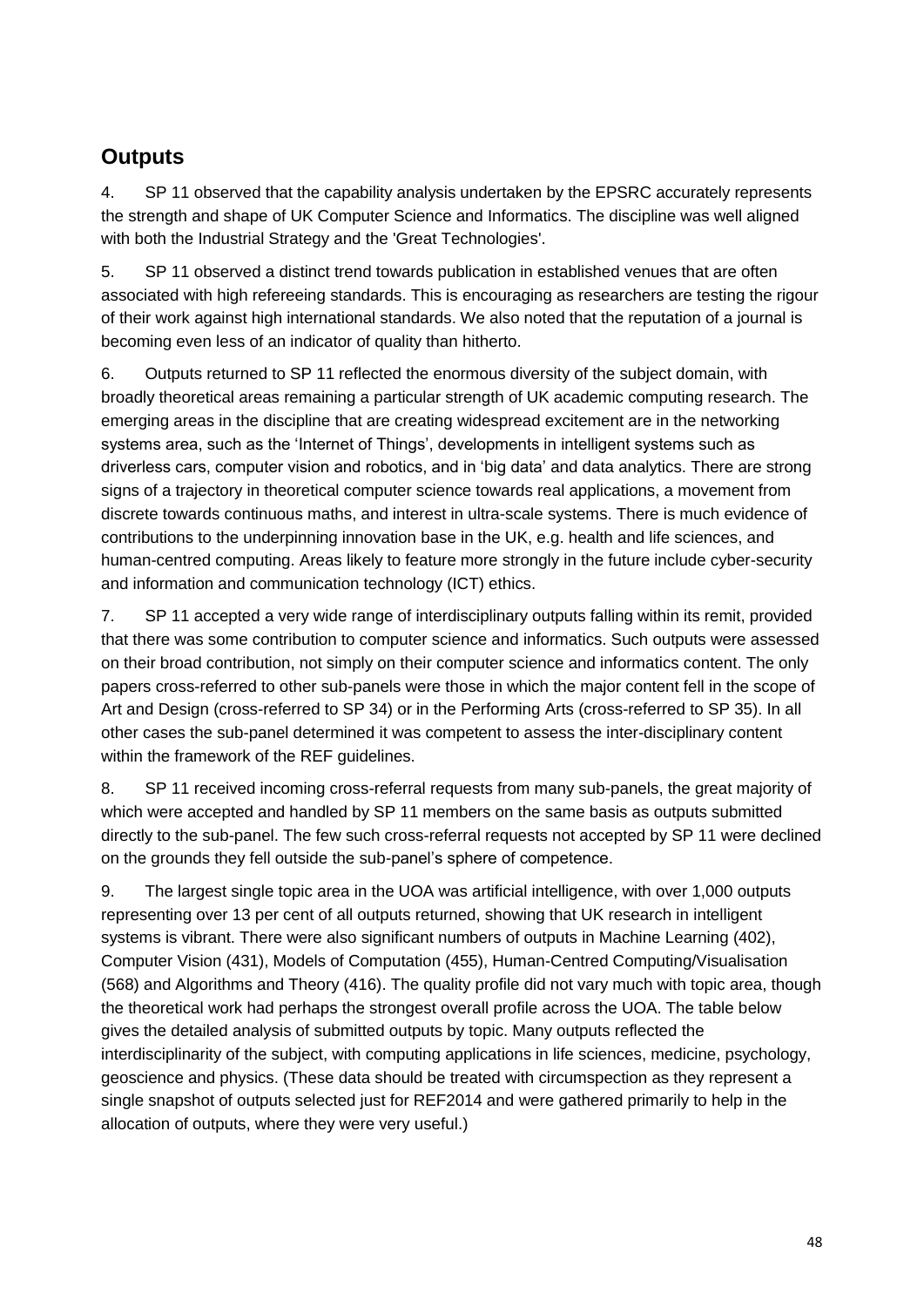## Outputs

4. SP 11 observed that the capability analysis undertaken by the EPSRC accurately represents the strength and shape of UK Computer Science and Informatics. The discipline was well aligned with both the Industrial Strategy and the 'Great Technologies'.

5. SP 11 observed a distinct trend towards publication in established venues that are often associated with high refereeing standards. This is encouraging as researchers are testing the rigour of their work against high international standards. We also noted that the reputation of a journal is becoming even less of an indicator of quality than hitherto.

6. Outputs returned to SP 11 reflected the enormous diversity of the subject domain, with broadly theoretical areas remaining a particular strength of UK academic computing research. The emerging areas in the discipline that are creating widespread excitement are in the networking systems area, such as the 'Internet of Things', developments in intelligent systems such as driverless cars, computer vision and robotics, and in 'big data' and data analytics. There are strong signs of a trajectory in theoretical computer science towards real applications, a movement from discrete towards continuous maths, and interest in ultra-scale systems. There is much evidence of contributions to the underpinning innovation base in the UK, e.g. health and life sciences, and human-centred computing. Areas likely to feature more strongly in the future include cyber-security and information and communication technology (ICT) ethics.

7. SP 11 accepted a very wide range of interdisciplinary outputs falling within its remit, provided that there was some contribution to computer science and informatics. Such outputs were assessed on their broad contribution, not simply on their computer science and informatics content. The only papers cross-referred to other sub-panels were those in which the major content fell in the scope of Art and Design (cross-referred to SP 34) or in the Performing Arts (cross-referred to SP 35). In all other cases the sub-panel determined it was competent to assess the inter-disciplinary content within the framework of the REF guidelines.

8. SP 11 received incoming cross-referral requests from many sub-panels, the great majority of which were accepted and handled by SP 11 members on the same basis as outputs submitted directly to the sub-panel. The few such cross-referral requests not accepted by SP 11 were declined on the grounds they fell outside the sub-panel's sphere of competence.

9. The largest single topic area in the UOA was artificial intelligence, with over 1,000 outputs representing over 13 per cent of all outputs returned, showing that UK research in intelligent systems is vibrant. There were also significant numbers of outputs in Machine Learning (402), Computer Vision (431), Models of Computation (455), Human-Centred Computing/Visualisation (568) and Algorithms and Theory (416). The quality profile did not vary much with topic area, though the theoretical work had perhaps the strongest overall profile across the UOA. The table below gives the detailed analysis of submitted outputs by topic. Many outputs reflected the interdisciplinarity of the subject, with computing applications in life sciences, medicine, psychology, geoscience and physics. (These data should be treated with circumspection as they represent a single snapshot of outputs selected just for REF2014 and were gathered primarily to help in the allocation of outputs, where they were very useful.)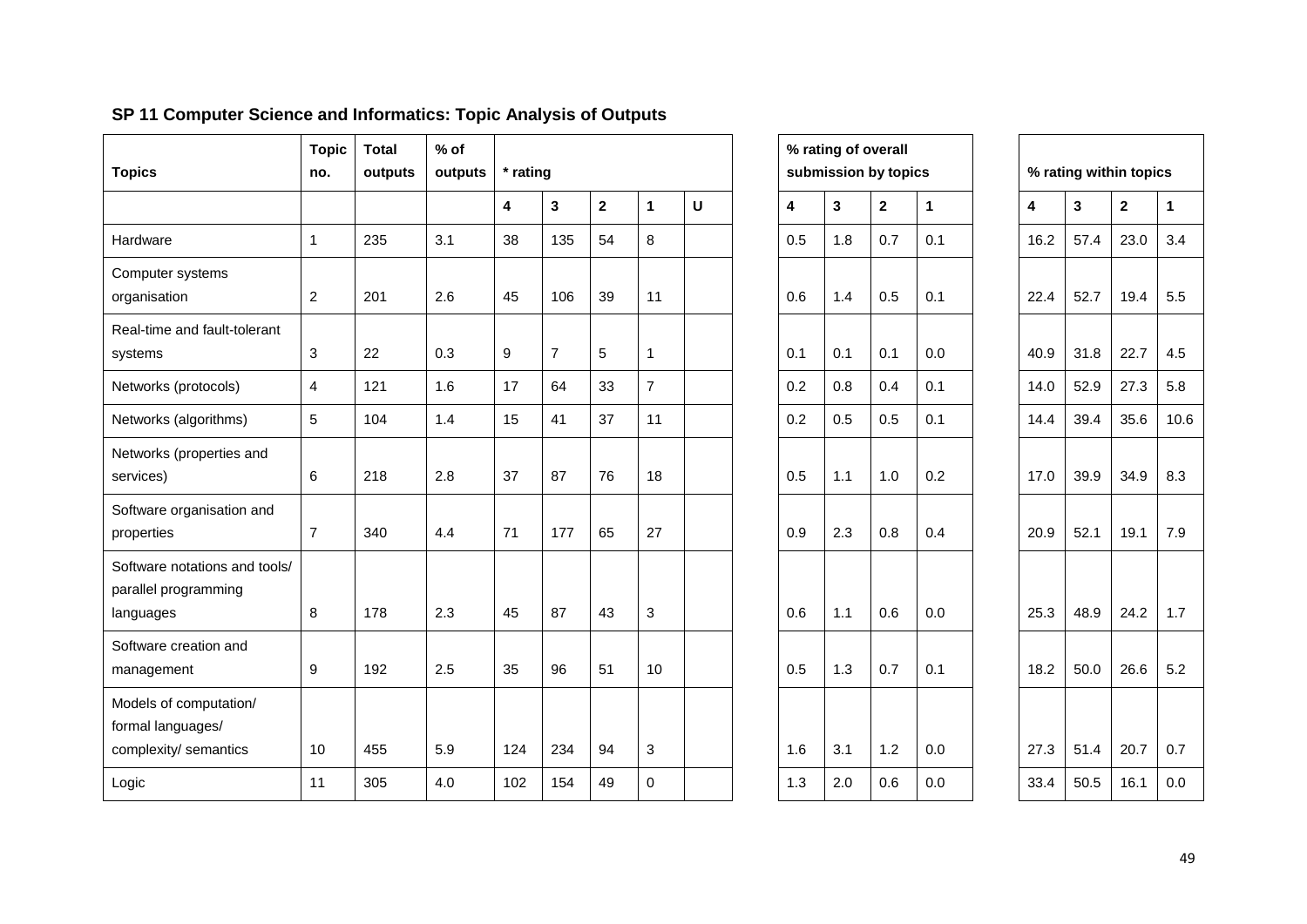## SP 11 Computer Science and Informatics: Topic Analysis of Outputs

| Topics | Topic no. | Total outputs | % of outputs | * rating | | | | | % rating of overall submission by topics | | | | % rating within topics | | | |
|---|---|---|---|---|---|---|---|---|---|---|---|---|---|---|---|---|
| | | | | 4 | 3 | 2 | 1 | U | 4 | 3 | 2 | 1 | 4 | 3 | 2 | 1 |
| Hardware | 1 | 235 | 3.1 | 38 | 135 | 54 | 8 | | 0.5 | 1.8 | 0.7 | 0.1 | 16.2 | 57.4 | 23.0 | 3.4 |
| Computer systems organisation | 2 | 201 | 2.6 | 45 | 106 | 39 | 11 | | 0.6 | 1.4 | 0.5 | 0.1 | 22.4 | 52.7 | 19.4 | 5.5 |
| Real-time and fault-tolerant systems | 3 | 22 | 0.3 | 9 | 7 | 5 | 1 | | 0.1 | 0.1 | 0.1 | 0.0 | 40.9 | 31.8 | 22.7 | 4.5 |
| Networks (protocols) | 4 | 121 | 1.6 | 17 | 64 | 33 | 7 | | 0.2 | 0.8 | 0.4 | 0.1 | 14.0 | 52.9 | 27.3 | 5.8 |
| Networks (algorithms) | 5 | 104 | 1.4 | 15 | 41 | 37 | 11 | | 0.2 | 0.5 | 0.5 | 0.1 | 14.4 | 39.4 | 35.6 | 10.6 |
| Networks (properties and services) | 6 | 218 | 2.8 | 37 | 87 | 76 | 18 | | 0.5 | 1.1 | 1.0 | 0.2 | 17.0 | 39.9 | 34.9 | 8.3 |
| Software organisation and properties | 7 | 340 | 4.4 | 71 | 177 | 65 | 27 | | 0.9 | 2.3 | 0.8 | 0.4 | 20.9 | 52.1 | 19.1 | 7.9 |
| Software notations and tools/ parallel programming languages | 8 | 178 | 2.3 | 45 | 87 | 43 | 3 | | 0.6 | 1.1 | 0.6 | 0.0 | 25.3 | 48.9 | 24.2 | 1.7 |
| Software creation and management | 9 | 192 | 2.5 | 35 | 96 | 51 | 10 | | 0.5 | 1.3 | 0.7 | 0.1 | 18.2 | 50.0 | 26.6 | 5.2 |
| Models of computation/ formal languages/ complexity/ semantics | 10 | 455 | 5.9 | 124 | 234 | 94 | 3 | | 1.6 | 3.1 | 1.2 | 0.0 | 27.3 | 51.4 | 20.7 | 0.7 |
| Logic | 11 | 305 | 4.0 | 102 | 154 | 49 | 0 | | 1.3 | 2.0 | 0.6 | 0.0 | 33.4 | 50.5 | 16.1 | 0.0 |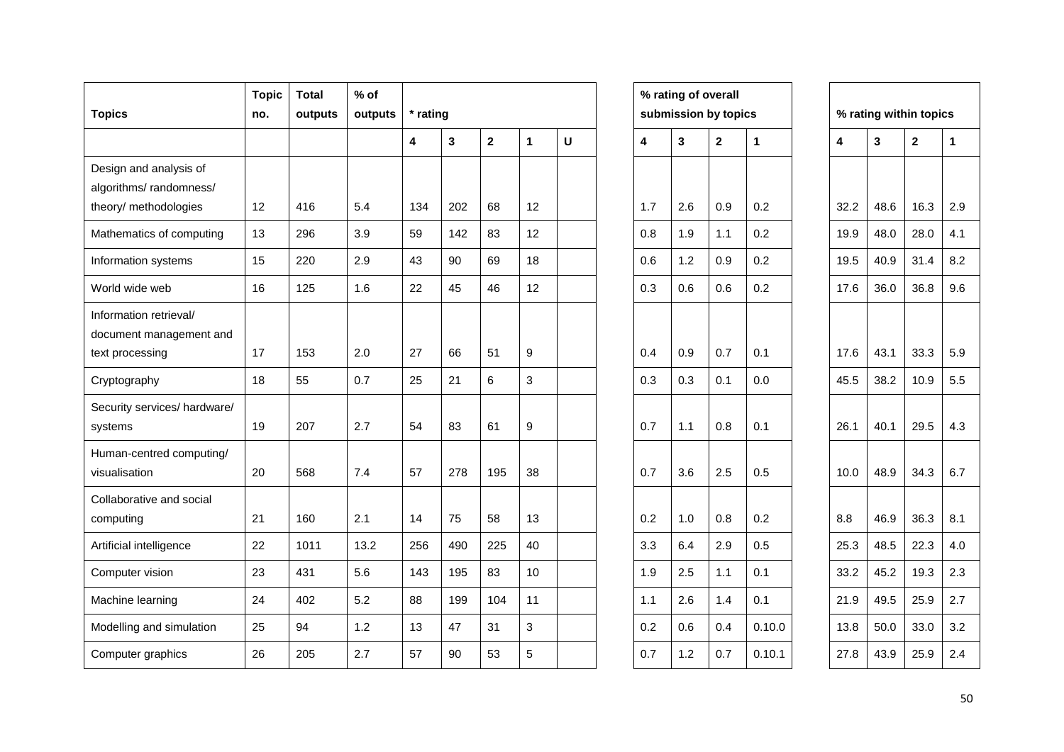| Topics | Topic no. | Total outputs | % of outputs | * rating | | | | | | % rating of overall submission by topics | | | | | % rating within topics | | | |
|---|---|---|---|---|---|---|---|---|---|---|---|---|---|---|---|---|---|---|
| | | | | 4 | 3 | 2 | 1 | U | | 4 | 3 | 2 | 1 | | 4 | 3 | 2 | 1 |
| Design and analysis of algorithms/ randomness/ theory/ methodologies | 12 | 416 | 5.4 | 134 | 202 | 68 | 12 | | | 1.7 | 2.6 | 0.9 | 0.2 | | 32.2 | 48.6 | 16.3 | 2.9 |
| Mathematics of computing | 13 | 296 | 3.9 | 59 | 142 | 83 | 12 | | | 0.8 | 1.9 | 1.1 | 0.2 | | 19.9 | 48.0 | 28.0 | 4.1 |
| Information systems | 15 | 220 | 2.9 | 43 | 90 | 69 | 18 | | | 0.6 | 1.2 | 0.9 | 0.2 | | 19.5 | 40.9 | 31.4 | 8.2 |
| World wide web | 16 | 125 | 1.6 | 22 | 45 | 46 | 12 | | | 0.3 | 0.6 | 0.6 | 0.2 | | 17.6 | 36.0 | 36.8 | 9.6 |
| Information retrieval/ document management and text processing | 17 | 153 | 2.0 | 27 | 66 | 51 | 9 | | | 0.4 | 0.9 | 0.7 | 0.1 | | 17.6 | 43.1 | 33.3 | 5.9 |
| Cryptography | 18 | 55 | 0.7 | 25 | 21 | 6 | 3 | | | 0.3 | 0.3 | 0.1 | 0.0 | | 45.5 | 38.2 | 10.9 | 5.5 |
| Security services/ hardware/ systems | 19 | 207 | 2.7 | 54 | 83 | 61 | 9 | | | 0.7 | 1.1 | 0.8 | 0.1 | | 26.1 | 40.1 | 29.5 | 4.3 |
| Human-centred computing/ visualisation | 20 | 568 | 7.4 | 57 | 278 | 195 | 38 | | | 0.7 | 3.6 | 2.5 | 0.5 | | 10.0 | 48.9 | 34.3 | 6.7 |
| Collaborative and social computing | 21 | 160 | 2.1 | 14 | 75 | 58 | 13 | | | 0.2 | 1.0 | 0.8 | 0.2 | | 8.8 | 46.9 | 36.3 | 8.1 |
| Artificial intelligence | 22 | 1011 | 13.2 | 256 | 490 | 225 | 40 | | | 3.3 | 6.4 | 2.9 | 0.5 | | 25.3 | 48.5 | 22.3 | 4.0 |
| Computer vision | 23 | 431 | 5.6 | 143 | 195 | 83 | 10 | | | 1.9 | 2.5 | 1.1 | 0.1 | | 33.2 | 45.2 | 19.3 | 2.3 |
| Machine learning | 24 | 402 | 5.2 | 88 | 199 | 104 | 11 | | | 1.1 | 2.6 | 1.4 | 0.1 | | 21.9 | 49.5 | 25.9 | 2.7 |
| Modelling and simulation | 25 | 94 | 1.2 | 13 | 47 | 31 | 3 | | | 0.2 | 0.6 | 0.4 | 0.10.0 | | 13.8 | 50.0 | 33.0 | 3.2 |
| Computer graphics | 26 | 205 | 2.7 | 57 | 90 | 53 | 5 | | | 0.7 | 1.2 | 0.7 | 0.10.1 | | 27.8 | 43.9 | 25.9 | 2.4 |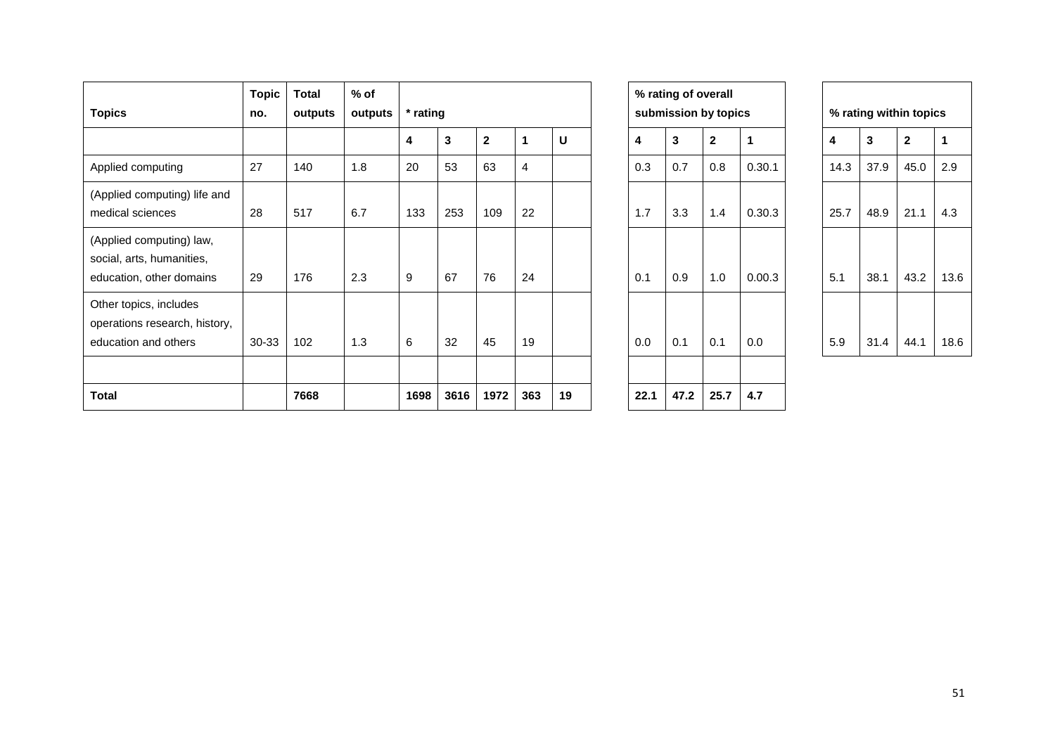| Topics | Topic no. | Total outputs | % of outputs | * rating | | | | | | % rating of overall submission by topics | | | | | % rating within topics | | | |
|---|---|---|---|---|---|---|---|---|---|---|---|---|---|---|---|---|---|---|
| | | | | 4 | 3 | 2 | 1 | U | | 4 | 3 | 2 | 1 | | 4 | 3 | 2 | 1 |
| Applied computing | 27 | 140 | 1.8 | 20 | 53 | 63 | 4 | | | 0.3 | 0.7 | 0.8 | 0.30.1 | | 14.3 | 37.9 | 45.0 | 2.9 |
| (Applied computing) life and medical sciences | 28 | 517 | 6.7 | 133 | 253 | 109 | 22 | | | 1.7 | 3.3 | 1.4 | 0.30.3 | | 25.7 | 48.9 | 21.1 | 4.3 |
| (Applied computing) law, social, arts, humanities, education, other domains | 29 | 176 | 2.3 | 9 | 67 | 76 | 24 | | | 0.1 | 0.9 | 1.0 | 0.00.3 | | 5.1 | 38.1 | 43.2 | 13.6 |
| Other topics, includes operations research, history, education and others | 30-33 | 102 | 1.3 | 6 | 32 | 45 | 19 | | | 0.0 | 0.1 | 0.1 | 0.0 | | 5.9 | 31.4 | 44.1 | 18.6 |
| | | | | | | | | | | | | | | | | | | |
| **Total** | | **7668** | | **1698** | **3616** | **1972** | **363** | **19** | | **22.1** | **47.2** | **25.7** | **4.7** | | | | | |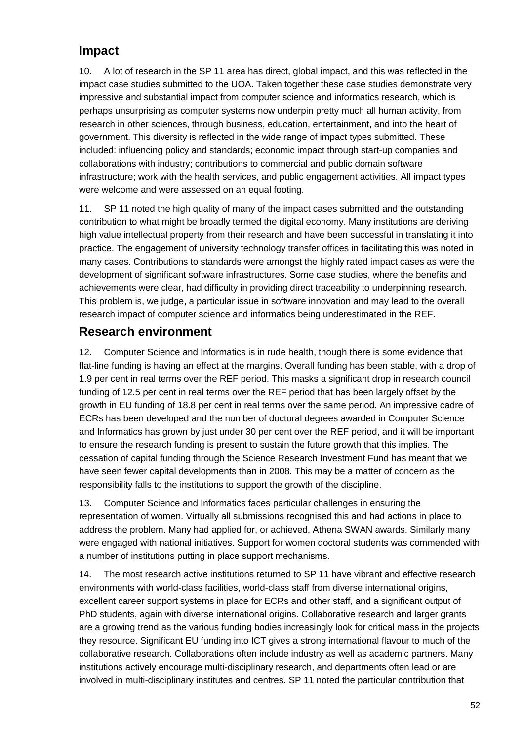## Impact

10. A lot of research in the SP 11 area has direct, global impact, and this was reflected in the impact case studies submitted to the UOA. Taken together these case studies demonstrate very impressive and substantial impact from computer science and informatics research, which is perhaps unsurprising as computer systems now underpin pretty much all human activity, from research in other sciences, through business, education, entertainment, and into the heart of government. This diversity is reflected in the wide range of impact types submitted. These included: influencing policy and standards; economic impact through start-up companies and collaborations with industry; contributions to commercial and public domain software infrastructure; work with the health services, and public engagement activities. All impact types were welcome and were assessed on an equal footing.

11. SP 11 noted the high quality of many of the impact cases submitted and the outstanding contribution to what might be broadly termed the digital economy. Many institutions are deriving high value intellectual property from their research and have been successful in translating it into practice. The engagement of university technology transfer offices in facilitating this was noted in many cases. Contributions to standards were amongst the highly rated impact cases as were the development of significant software infrastructures. Some case studies, where the benefits and achievements were clear, had difficulty in providing direct traceability to underpinning research. This problem is, we judge, a particular issue in software innovation and may lead to the overall research impact of computer science and informatics being underestimated in the REF.

## Research environment

12. Computer Science and Informatics is in rude health, though there is some evidence that flat-line funding is having an effect at the margins. Overall funding has been stable, with a drop of 1.9 per cent in real terms over the REF period. This masks a significant drop in research council funding of 12.5 per cent in real terms over the REF period that has been largely offset by the growth in EU funding of 18.8 per cent in real terms over the same period. An impressive cadre of ECRs has been developed and the number of doctoral degrees awarded in Computer Science and Informatics has grown by just under 30 per cent over the REF period, and it will be important to ensure the research funding is present to sustain the future growth that this implies. The cessation of capital funding through the Science Research Investment Fund has meant that we have seen fewer capital developments than in 2008. This may be a matter of concern as the responsibility falls to the institutions to support the growth of the discipline.

13. Computer Science and Informatics faces particular challenges in ensuring the representation of women. Virtually all submissions recognised this and had actions in place to address the problem. Many had applied for, or achieved, Athena SWAN awards. Similarly many were engaged with national initiatives. Support for women doctoral students was commended with a number of institutions putting in place support mechanisms.

14. The most research active institutions returned to SP 11 have vibrant and effective research environments with world-class facilities, world-class staff from diverse international origins, excellent career support systems in place for ECRs and other staff, and a significant output of PhD students, again with diverse international origins. Collaborative research and larger grants are a growing trend as the various funding bodies increasingly look for critical mass in the projects they resource. Significant EU funding into ICT gives a strong international flavour to much of the collaborative research. Collaborations often include industry as well as academic partners. Many institutions actively encourage multi-disciplinary research, and departments often lead or are involved in multi-disciplinary institutes and centres. SP 11 noted the particular contribution that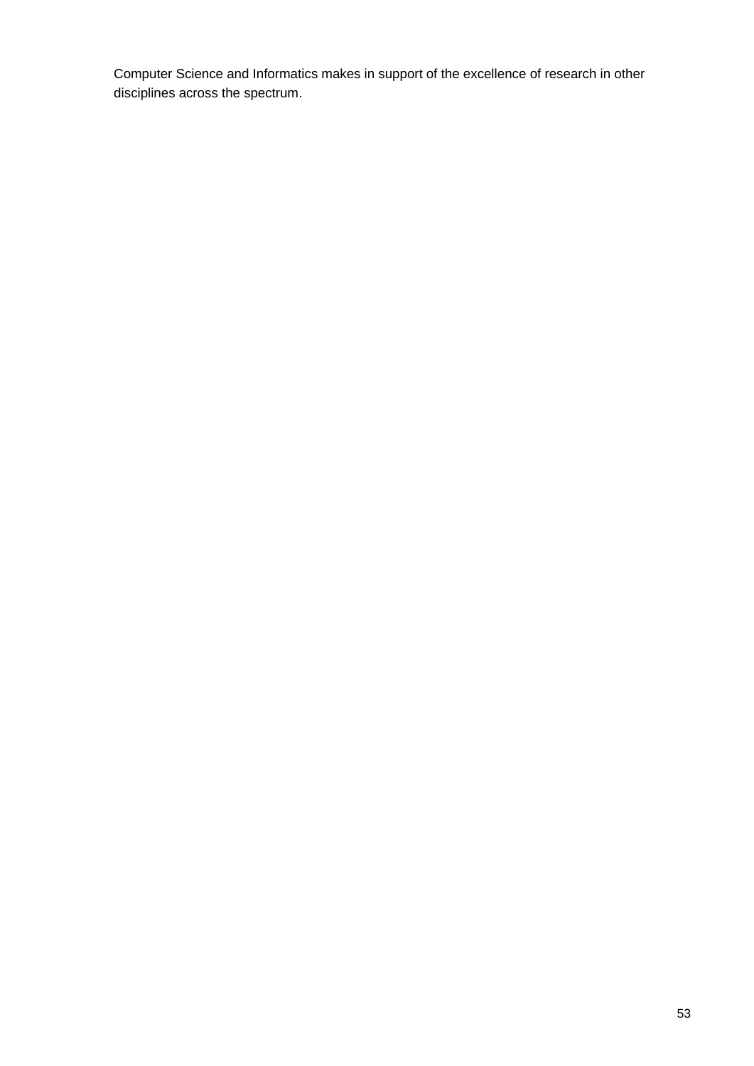Computer Science and Informatics makes in support of the excellence of research in other disciplines across the spectrum.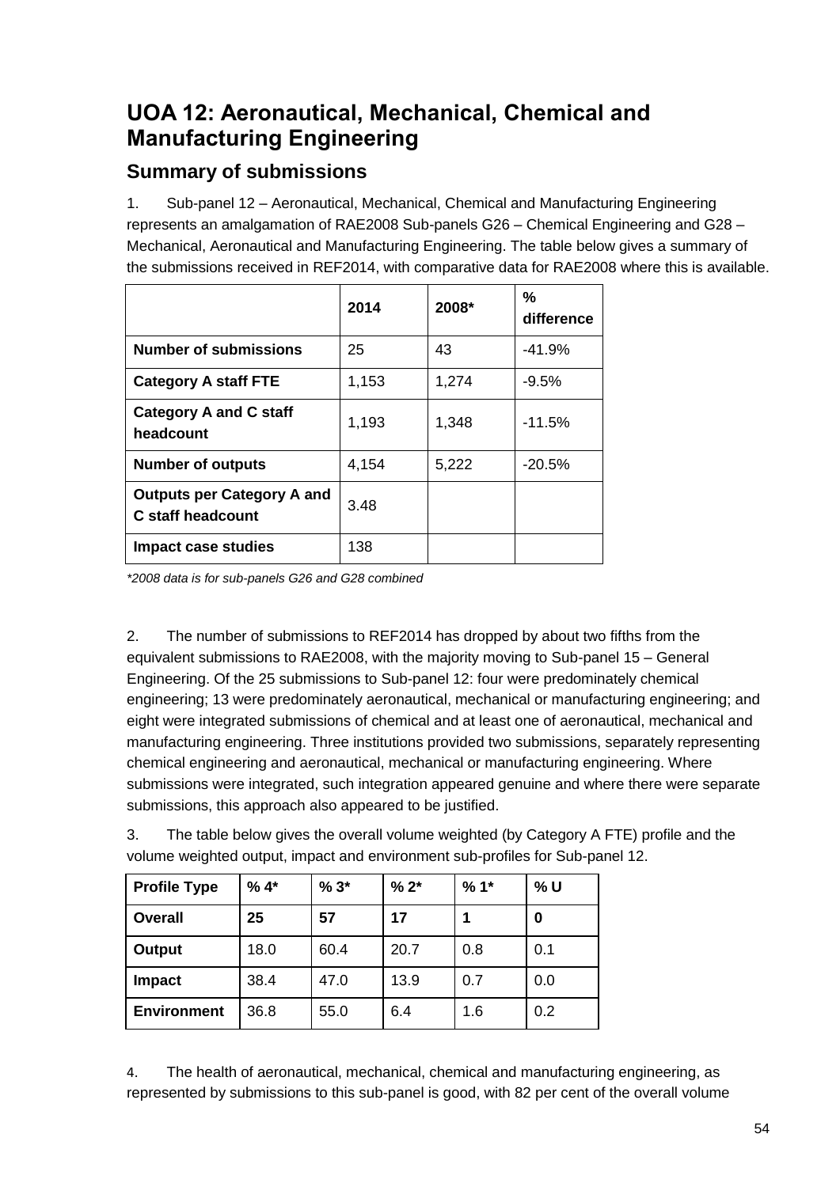# UOA 12: Aeronautical, Mechanical, Chemical and Manufacturing Engineering

## Summary of submissions

1. Sub-panel 12 – Aeronautical, Mechanical, Chemical and Manufacturing Engineering represents an amalgamation of RAE2008 Sub-panels G26 – Chemical Engineering and G28 – Mechanical, Aeronautical and Manufacturing Engineering. The table below gives a summary of the submissions received in REF2014, with comparative data for RAE2008 where this is available.

| | 2014 | 2008* | % difference |
|---|---|---|---|
| **Number of submissions** | 25 | 43 | -41.9% |
| **Category A staff FTE** | 1,153 | 1,274 | -9.5% |
| **Category A and C staff headcount** | 1,193 | 1,348 | -11.5% |
| **Number of outputs** | 4,154 | 5,222 | -20.5% |
| **Outputs per Category A and C staff headcount** | 3.48 | | |
| **Impact case studies** | 138 | | |

*\*2008 data is for sub-panels G26 and G28 combined*

2. The number of submissions to REF2014 has dropped by about two fifths from the equivalent submissions to RAE2008, with the majority moving to Sub-panel 15 – General Engineering. Of the 25 submissions to Sub-panel 12: four were predominately chemical engineering; 13 were predominately aeronautical, mechanical or manufacturing engineering; and eight were integrated submissions of chemical and at least one of aeronautical, mechanical and manufacturing engineering. Three institutions provided two submissions, separately representing chemical engineering and aeronautical, mechanical or manufacturing engineering. Where submissions were integrated, such integration appeared genuine and where there were separate submissions, this approach also appeared to be justified.

3. The table below gives the overall volume weighted (by Category A FTE) profile and the volume weighted output, impact and environment sub-profiles for Sub-panel 12.

| Profile Type | % 4* | % 3* | % 2* | % 1* | % U |
|---|---|---|---|---|---|
| **Overall** | **25** | **57** | **17** | **1** | **0** |
| **Output** | 18.0 | 60.4 | 20.7 | 0.8 | 0.1 |
| **Impact** | 38.4 | 47.0 | 13.9 | 0.7 | 0.0 |
| **Environment** | 36.8 | 55.0 | 6.4 | 1.6 | 0.2 |

4. The health of aeronautical, mechanical, chemical and manufacturing engineering, as represented by submissions to this sub-panel is good, with 82 per cent of the overall volume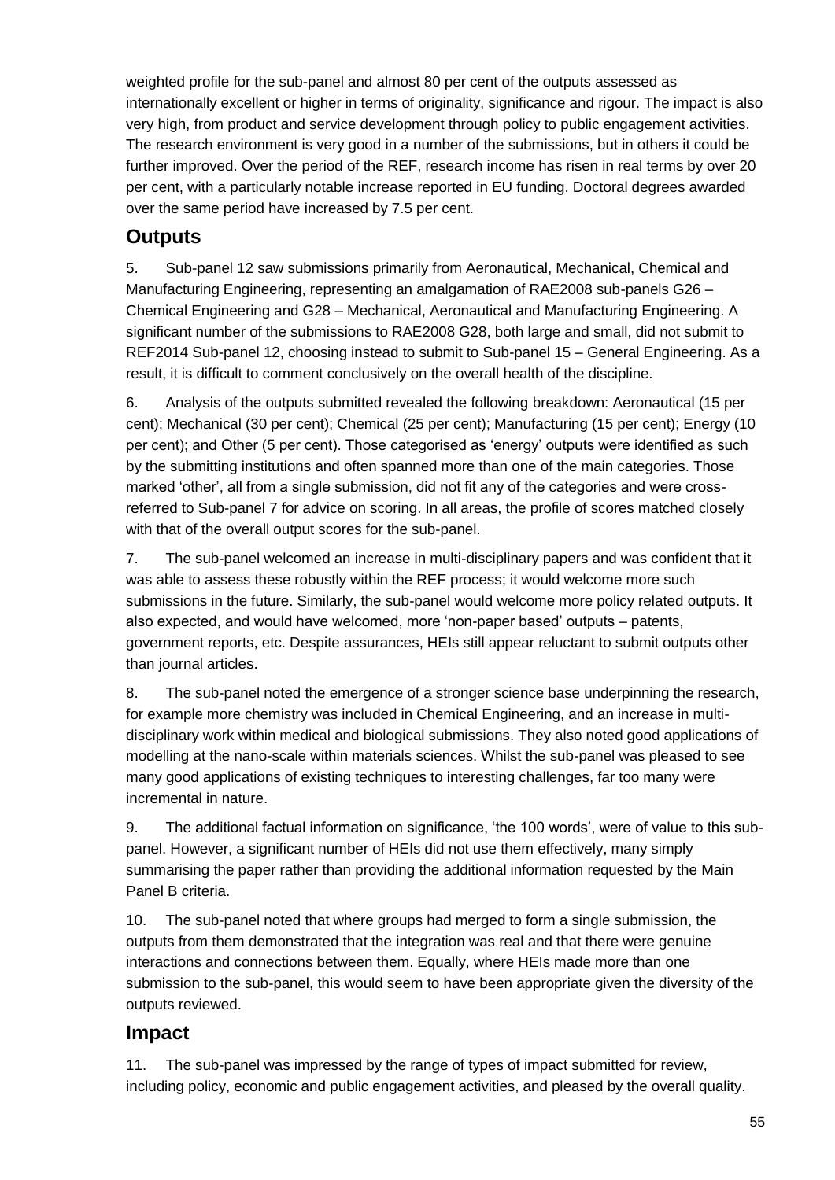weighted profile for the sub-panel and almost 80 per cent of the outputs assessed as internationally excellent or higher in terms of originality, significance and rigour. The impact is also very high, from product and service development through policy to public engagement activities. The research environment is very good in a number of the submissions, but in others it could be further improved. Over the period of the REF, research income has risen in real terms by over 20 per cent, with a particularly notable increase reported in EU funding. Doctoral degrees awarded over the same period have increased by 7.5 per cent.

## Outputs

5. Sub-panel 12 saw submissions primarily from Aeronautical, Mechanical, Chemical and Manufacturing Engineering, representing an amalgamation of RAE2008 sub-panels G26 – Chemical Engineering and G28 – Mechanical, Aeronautical and Manufacturing Engineering. A significant number of the submissions to RAE2008 G28, both large and small, did not submit to REF2014 Sub-panel 12, choosing instead to submit to Sub-panel 15 – General Engineering. As a result, it is difficult to comment conclusively on the overall health of the discipline.

6. Analysis of the outputs submitted revealed the following breakdown: Aeronautical (15 per cent); Mechanical (30 per cent); Chemical (25 per cent); Manufacturing (15 per cent); Energy (10 per cent); and Other (5 per cent). Those categorised as 'energy' outputs were identified as such by the submitting institutions and often spanned more than one of the main categories. Those marked 'other', all from a single submission, did not fit any of the categories and were cross-referred to Sub-panel 7 for advice on scoring. In all areas, the profile of scores matched closely with that of the overall output scores for the sub-panel.

7. The sub-panel welcomed an increase in multi-disciplinary papers and was confident that it was able to assess these robustly within the REF process; it would welcome more such submissions in the future. Similarly, the sub-panel would welcome more policy related outputs. It also expected, and would have welcomed, more 'non-paper based' outputs – patents, government reports, etc. Despite assurances, HEIs still appear reluctant to submit outputs other than journal articles.

8. The sub-panel noted the emergence of a stronger science base underpinning the research, for example more chemistry was included in Chemical Engineering, and an increase in multi-disciplinary work within medical and biological submissions. They also noted good applications of modelling at the nano-scale within materials sciences. Whilst the sub-panel was pleased to see many good applications of existing techniques to interesting challenges, far too many were incremental in nature.

9. The additional factual information on significance, 'the 100 words', were of value to this sub-panel. However, a significant number of HEIs did not use them effectively, many simply summarising the paper rather than providing the additional information requested by the Main Panel B criteria.

10. The sub-panel noted that where groups had merged to form a single submission, the outputs from them demonstrated that the integration was real and that there were genuine interactions and connections between them. Equally, where HEIs made more than one submission to the sub-panel, this would seem to have been appropriate given the diversity of the outputs reviewed.

## Impact

11. The sub-panel was impressed by the range of types of impact submitted for review, including policy, economic and public engagement activities, and pleased by the overall quality.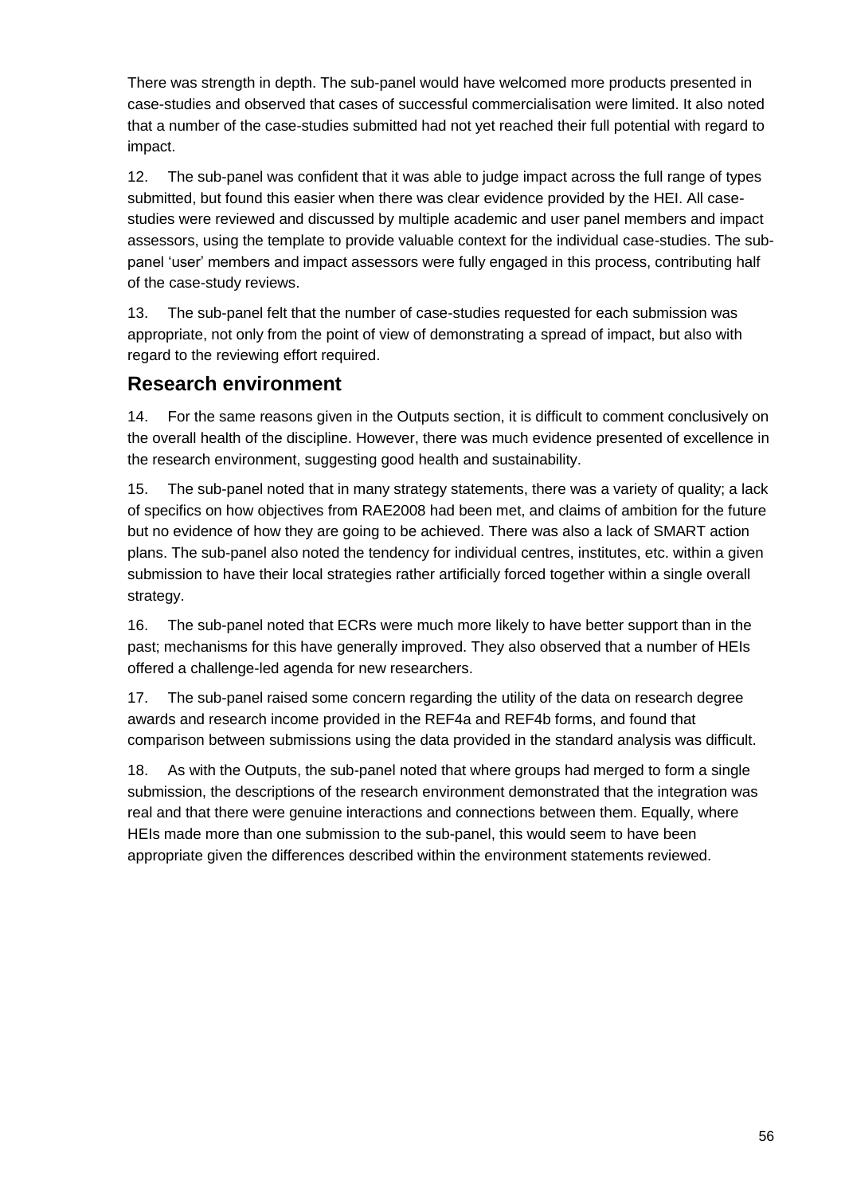There was strength in depth. The sub-panel would have welcomed more products presented in case-studies and observed that cases of successful commercialisation were limited. It also noted that a number of the case-studies submitted had not yet reached their full potential with regard to impact.

12. The sub-panel was confident that it was able to judge impact across the full range of types submitted, but found this easier when there was clear evidence provided by the HEI. All case-studies were reviewed and discussed by multiple academic and user panel members and impact assessors, using the template to provide valuable context for the individual case-studies. The sub-panel 'user' members and impact assessors were fully engaged in this process, contributing half of the case-study reviews.

13. The sub-panel felt that the number of case-studies requested for each submission was appropriate, not only from the point of view of demonstrating a spread of impact, but also with regard to the reviewing effort required.

## Research environment

14. For the same reasons given in the Outputs section, it is difficult to comment conclusively on the overall health of the discipline. However, there was much evidence presented of excellence in the research environment, suggesting good health and sustainability.

15. The sub-panel noted that in many strategy statements, there was a variety of quality; a lack of specifics on how objectives from RAE2008 had been met, and claims of ambition for the future but no evidence of how they are going to be achieved. There was also a lack of SMART action plans. The sub-panel also noted the tendency for individual centres, institutes, etc. within a given submission to have their local strategies rather artificially forced together within a single overall strategy.

16. The sub-panel noted that ECRs were much more likely to have better support than in the past; mechanisms for this have generally improved. They also observed that a number of HEIs offered a challenge-led agenda for new researchers.

17. The sub-panel raised some concern regarding the utility of the data on research degree awards and research income provided in the REF4a and REF4b forms, and found that comparison between submissions using the data provided in the standard analysis was difficult.

18. As with the Outputs, the sub-panel noted that where groups had merged to form a single submission, the descriptions of the research environment demonstrated that the integration was real and that there were genuine interactions and connections between them. Equally, where HEIs made more than one submission to the sub-panel, this would seem to have been appropriate given the differences described within the environment statements reviewed.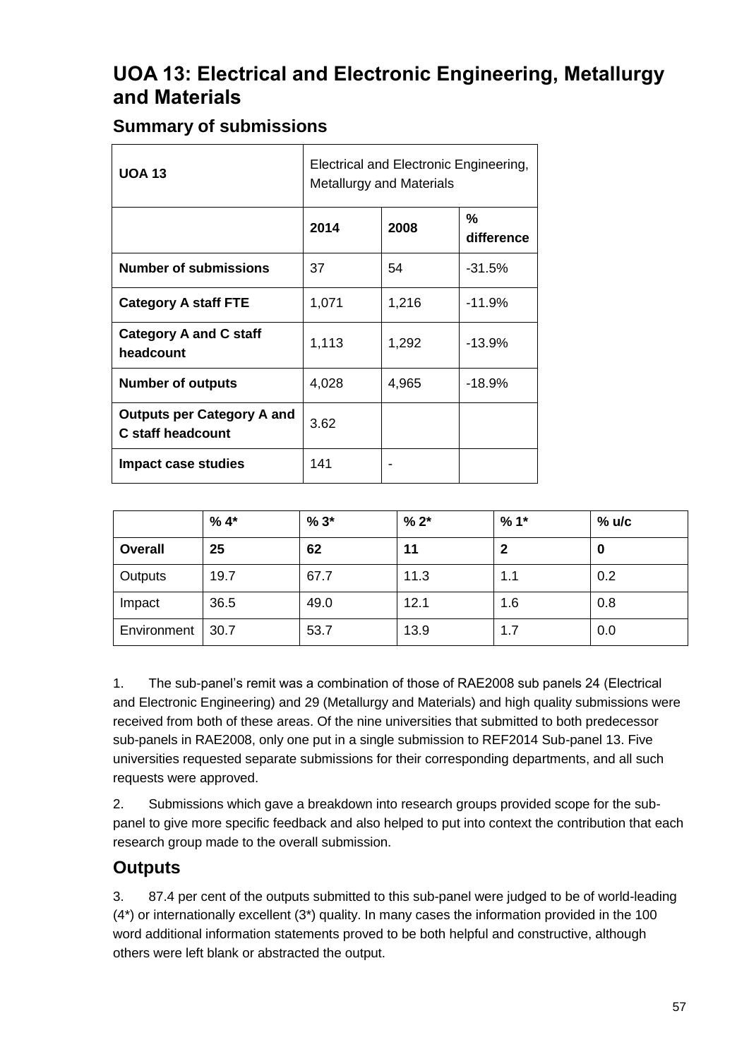# UOA 13: Electrical and Electronic Engineering, Metallurgy and Materials

## Summary of submissions

| **UOA 13** | Electrical and Electronic Engineering, Metallurgy and Materials | | |
|---|---|---|---|
| | **2014** | **2008** | **% difference** |
| **Number of submissions** | 37 | 54 | -31.5% |
| **Category A staff FTE** | 1,071 | 1,216 | -11.9% |
| **Category A and C staff headcount** | 1,113 | 1,292 | -13.9% |
| **Number of outputs** | 4,028 | 4,965 | -18.9% |
| **Outputs per Category A and C staff headcount** | 3.62 | | |
| **Impact case studies** | 141 | - | |

| | **% 4*** | **% 3*** | **% 2*** | **% 1*** | **% u/c** |
|---|---|---|---|---|---|
| **Overall** | **25** | **62** | **11** | **2** | **0** |
| Outputs | 19.7 | 67.7 | 11.3 | 1.1 | 0.2 |
| Impact | 36.5 | 49.0 | 12.1 | 1.6 | 0.8 |
| Environment | 30.7 | 53.7 | 13.9 | 1.7 | 0.0 |

1. The sub-panel's remit was a combination of those of RAE2008 sub panels 24 (Electrical and Electronic Engineering) and 29 (Metallurgy and Materials) and high quality submissions were received from both of these areas. Of the nine universities that submitted to both predecessor sub-panels in RAE2008, only one put in a single submission to REF2014 Sub-panel 13. Five universities requested separate submissions for their corresponding departments, and all such requests were approved.

2. Submissions which gave a breakdown into research groups provided scope for the sub-panel to give more specific feedback and also helped to put into context the contribution that each research group made to the overall submission.

## Outputs

3. 87.4 per cent of the outputs submitted to this sub-panel were judged to be of world-leading (4*) or internationally excellent (3*) quality. In many cases the information provided in the 100 word additional information statements proved to be both helpful and constructive, although others were left blank or abstracted the output.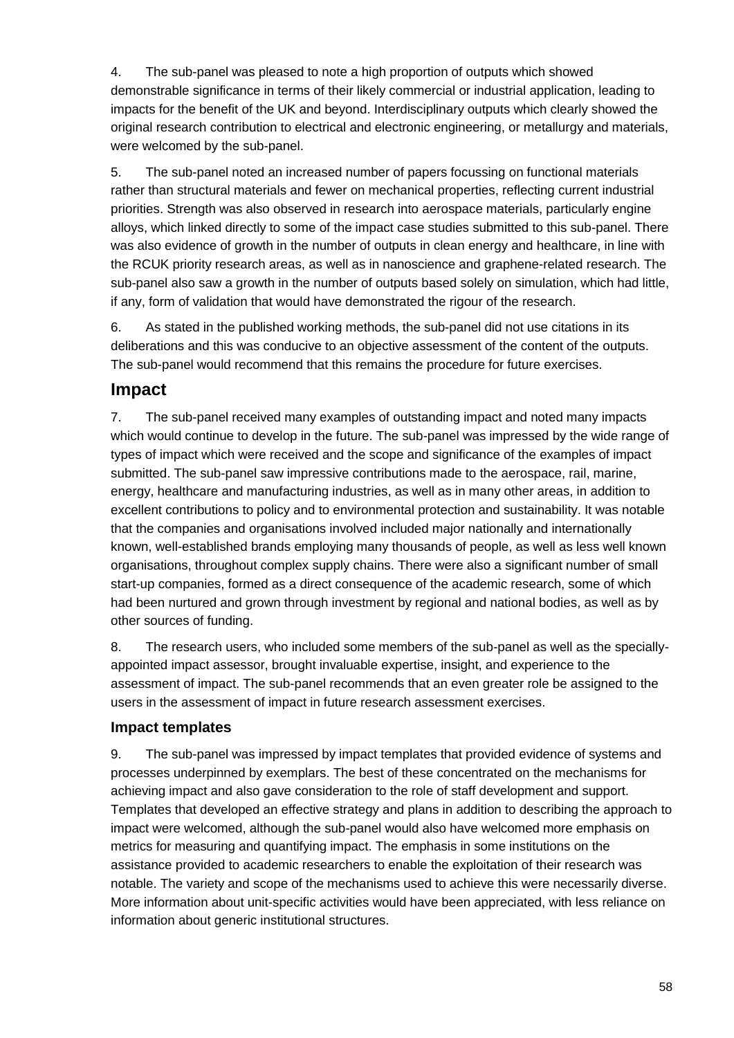4. The sub-panel was pleased to note a high proportion of outputs which showed demonstrable significance in terms of their likely commercial or industrial application, leading to impacts for the benefit of the UK and beyond. Interdisciplinary outputs which clearly showed the original research contribution to electrical and electronic engineering, or metallurgy and materials, were welcomed by the sub-panel.

5. The sub-panel noted an increased number of papers focussing on functional materials rather than structural materials and fewer on mechanical properties, reflecting current industrial priorities. Strength was also observed in research into aerospace materials, particularly engine alloys, which linked directly to some of the impact case studies submitted to this sub-panel. There was also evidence of growth in the number of outputs in clean energy and healthcare, in line with the RCUK priority research areas, as well as in nanoscience and graphene-related research. The sub-panel also saw a growth in the number of outputs based solely on simulation, which had little, if any, form of validation that would have demonstrated the rigour of the research.

6. As stated in the published working methods, the sub-panel did not use citations in its deliberations and this was conducive to an objective assessment of the content of the outputs. The sub-panel would recommend that this remains the procedure for future exercises.

## Impact

7. The sub-panel received many examples of outstanding impact and noted many impacts which would continue to develop in the future. The sub-panel was impressed by the wide range of types of impact which were received and the scope and significance of the examples of impact submitted. The sub-panel saw impressive contributions made to the aerospace, rail, marine, energy, healthcare and manufacturing industries, as well as in many other areas, in addition to excellent contributions to policy and to environmental protection and sustainability. It was notable that the companies and organisations involved included major nationally and internationally known, well-established brands employing many thousands of people, as well as less well known organisations, throughout complex supply chains. There were also a significant number of small start-up companies, formed as a direct consequence of the academic research, some of which had been nurtured and grown through investment by regional and national bodies, as well as by other sources of funding.

8. The research users, who included some members of the sub-panel as well as the specially-appointed impact assessor, brought invaluable expertise, insight, and experience to the assessment of impact. The sub-panel recommends that an even greater role be assigned to the users in the assessment of impact in future research assessment exercises.

### Impact templates

9. The sub-panel was impressed by impact templates that provided evidence of systems and processes underpinned by exemplars. The best of these concentrated on the mechanisms for achieving impact and also gave consideration to the role of staff development and support. Templates that developed an effective strategy and plans in addition to describing the approach to impact were welcomed, although the sub-panel would also have welcomed more emphasis on metrics for measuring and quantifying impact. The emphasis in some institutions on the assistance provided to academic researchers to enable the exploitation of their research was notable. The variety and scope of the mechanisms used to achieve this were necessarily diverse. More information about unit-specific activities would have been appreciated, with less reliance on information about generic institutional structures.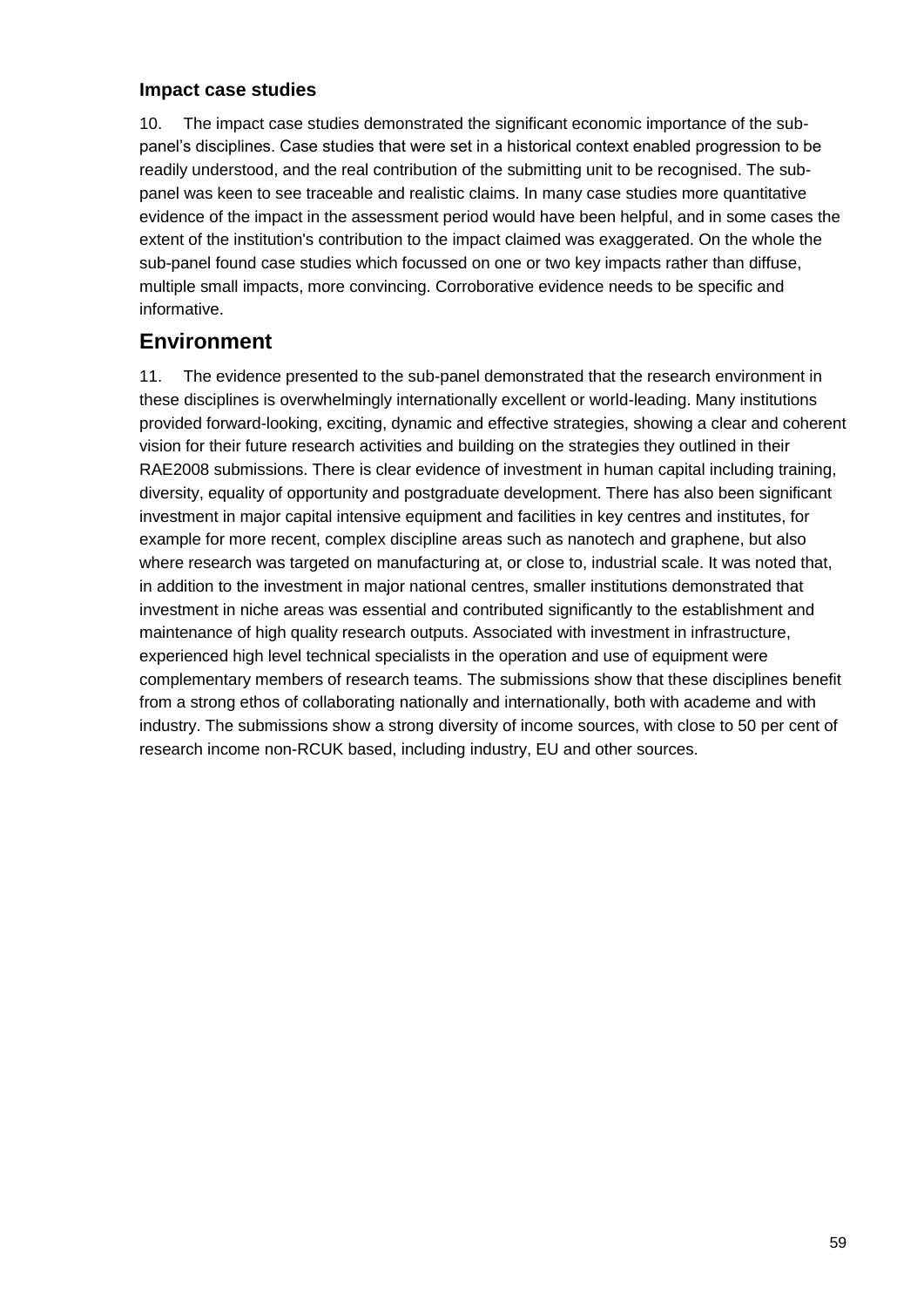### Impact case studies

10. The impact case studies demonstrated the significant economic importance of the sub-panel's disciplines. Case studies that were set in a historical context enabled progression to be readily understood, and the real contribution of the submitting unit to be recognised. The sub-panel was keen to see traceable and realistic claims. In many case studies more quantitative evidence of the impact in the assessment period would have been helpful, and in some cases the extent of the institution's contribution to the impact claimed was exaggerated. On the whole the sub-panel found case studies which focussed on one or two key impacts rather than diffuse, multiple small impacts, more convincing. Corroborative evidence needs to be specific and informative.

## Environment

11. The evidence presented to the sub-panel demonstrated that the research environment in these disciplines is overwhelmingly internationally excellent or world-leading. Many institutions provided forward-looking, exciting, dynamic and effective strategies, showing a clear and coherent vision for their future research activities and building on the strategies they outlined in their RAE2008 submissions. There is clear evidence of investment in human capital including training, diversity, equality of opportunity and postgraduate development. There has also been significant investment in major capital intensive equipment and facilities in key centres and institutes, for example for more recent, complex discipline areas such as nanotech and graphene, but also where research was targeted on manufacturing at, or close to, industrial scale. It was noted that, in addition to the investment in major national centres, smaller institutions demonstrated that investment in niche areas was essential and contributed significantly to the establishment and maintenance of high quality research outputs. Associated with investment in infrastructure, experienced high level technical specialists in the operation and use of equipment were complementary members of research teams. The submissions show that these disciplines benefit from a strong ethos of collaborating nationally and internationally, both with academe and with industry. The submissions show a strong diversity of income sources, with close to 50 per cent of research income non-RCUK based, including industry, EU and other sources.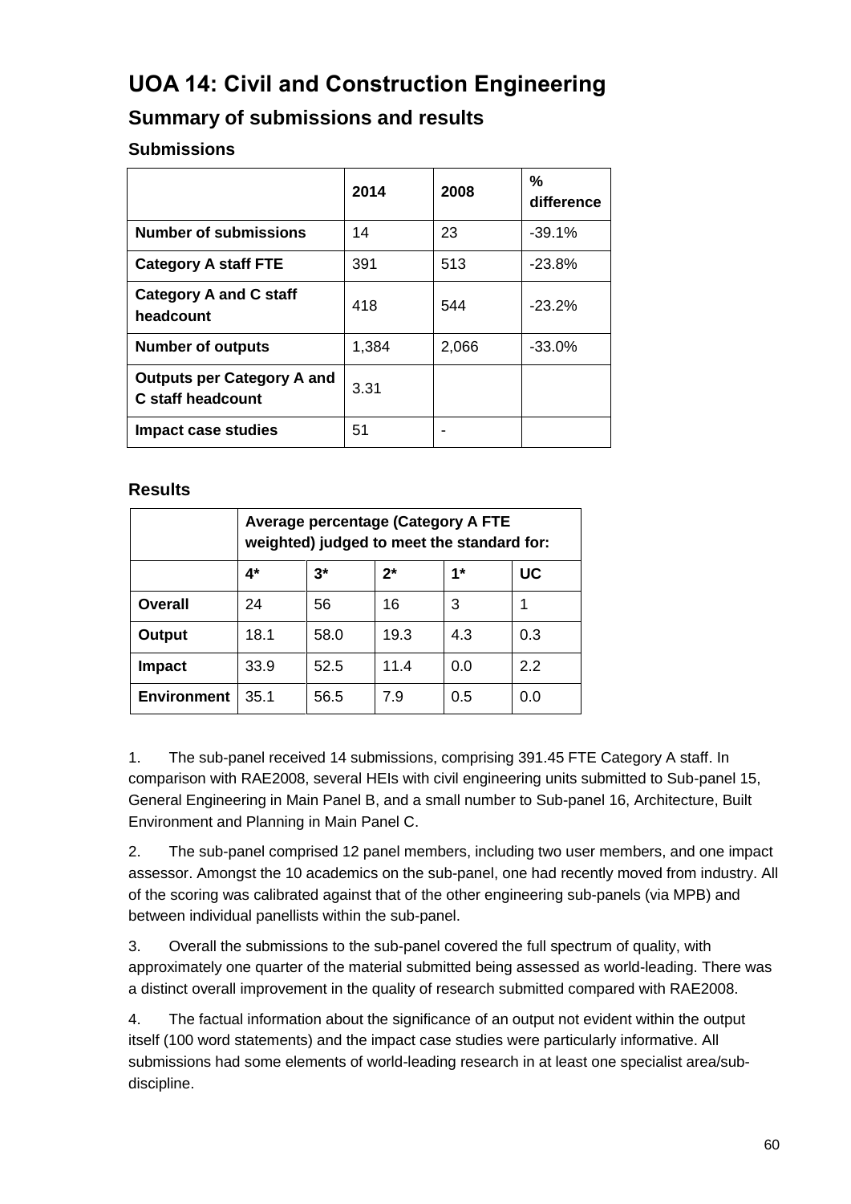# UOA 14: Civil and Construction Engineering

## Summary of submissions and results

### Submissions

| | 2014 | 2008 | % difference |
|---|---|---|---|
| **Number of submissions** | 14 | 23 | -39.1% |
| **Category A staff FTE** | 391 | 513 | -23.8% |
| **Category A and C staff headcount** | 418 | 544 | -23.2% |
| **Number of outputs** | 1,384 | 2,066 | -33.0% |
| **Outputs per Category A and C staff headcount** | 3.31 | | |
| **Impact case studies** | 51 | - | |

### Results

| | Average percentage (Category A FTE weighted) judged to meet the standard for: | | | | |
|---|---|---|---|---|---|
| | **4*** | **3*** | **2*** | **1*** | **UC** |
| **Overall** | 24 | 56 | 16 | 3 | 1 |
| **Output** | 18.1 | 58.0 | 19.3 | 4.3 | 0.3 |
| **Impact** | 33.9 | 52.5 | 11.4 | 0.0 | 2.2 |
| **Environment** | 35.1 | 56.5 | 7.9 | 0.5 | 0.0 |

1. The sub-panel received 14 submissions, comprising 391.45 FTE Category A staff. In comparison with RAE2008, several HEIs with civil engineering units submitted to Sub-panel 15, General Engineering in Main Panel B, and a small number to Sub-panel 16, Architecture, Built Environment and Planning in Main Panel C.

2. The sub-panel comprised 12 panel members, including two user members, and one impact assessor. Amongst the 10 academics on the sub-panel, one had recently moved from industry. All of the scoring was calibrated against that of the other engineering sub-panels (via MPB) and between individual panellists within the sub-panel.

3. Overall the submissions to the sub-panel covered the full spectrum of quality, with approximately one quarter of the material submitted being assessed as world-leading. There was a distinct overall improvement in the quality of research submitted compared with RAE2008.

4. The factual information about the significance of an output not evident within the output itself (100 word statements) and the impact case studies were particularly informative. All submissions had some elements of world-leading research in at least one specialist area/sub-discipline.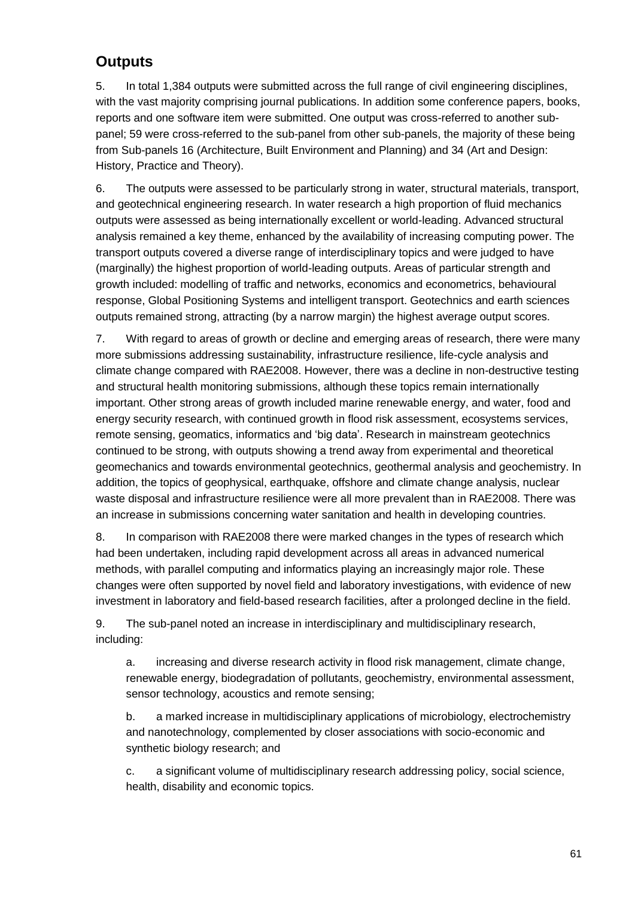## Outputs

5. In total 1,384 outputs were submitted across the full range of civil engineering disciplines, with the vast majority comprising journal publications. In addition some conference papers, books, reports and one software item were submitted. One output was cross-referred to another sub-panel; 59 were cross-referred to the sub-panel from other sub-panels, the majority of these being from Sub-panels 16 (Architecture, Built Environment and Planning) and 34 (Art and Design: History, Practice and Theory).

6. The outputs were assessed to be particularly strong in water, structural materials, transport, and geotechnical engineering research. In water research a high proportion of fluid mechanics outputs were assessed as being internationally excellent or world-leading. Advanced structural analysis remained a key theme, enhanced by the availability of increasing computing power. The transport outputs covered a diverse range of interdisciplinary topics and were judged to have (marginally) the highest proportion of world-leading outputs. Areas of particular strength and growth included: modelling of traffic and networks, economics and econometrics, behavioural response, Global Positioning Systems and intelligent transport. Geotechnics and earth sciences outputs remained strong, attracting (by a narrow margin) the highest average output scores.

7. With regard to areas of growth or decline and emerging areas of research, there were many more submissions addressing sustainability, infrastructure resilience, life-cycle analysis and climate change compared with RAE2008. However, there was a decline in non-destructive testing and structural health monitoring submissions, although these topics remain internationally important. Other strong areas of growth included marine renewable energy, and water, food and energy security research, with continued growth in flood risk assessment, ecosystems services, remote sensing, geomatics, informatics and 'big data'. Research in mainstream geotechnics continued to be strong, with outputs showing a trend away from experimental and theoretical geomechanics and towards environmental geotechnics, geothermal analysis and geochemistry. In addition, the topics of geophysical, earthquake, offshore and climate change analysis, nuclear waste disposal and infrastructure resilience were all more prevalent than in RAE2008. There was an increase in submissions concerning water sanitation and health in developing countries.

8. In comparison with RAE2008 there were marked changes in the types of research which had been undertaken, including rapid development across all areas in advanced numerical methods, with parallel computing and informatics playing an increasingly major role. These changes were often supported by novel field and laboratory investigations, with evidence of new investment in laboratory and field-based research facilities, after a prolonged decline in the field.

9. The sub-panel noted an increase in interdisciplinary and multidisciplinary research, including:

a. increasing and diverse research activity in flood risk management, climate change, renewable energy, biodegradation of pollutants, geochemistry, environmental assessment, sensor technology, acoustics and remote sensing;

b. a marked increase in multidisciplinary applications of microbiology, electrochemistry and nanotechnology, complemented by closer associations with socio-economic and synthetic biology research; and

c. a significant volume of multidisciplinary research addressing policy, social science, health, disability and economic topics.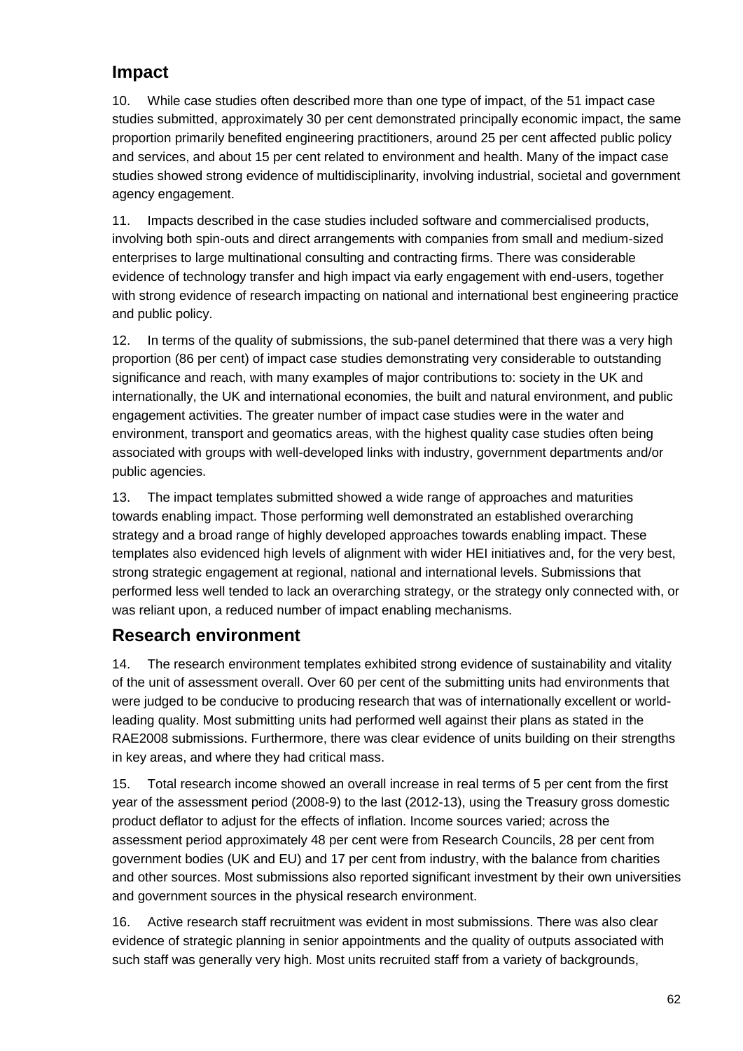## Impact

10. While case studies often described more than one type of impact, of the 51 impact case studies submitted, approximately 30 per cent demonstrated principally economic impact, the same proportion primarily benefited engineering practitioners, around 25 per cent affected public policy and services, and about 15 per cent related to environment and health. Many of the impact case studies showed strong evidence of multidisciplinarity, involving industrial, societal and government agency engagement.

11. Impacts described in the case studies included software and commercialised products, involving both spin-outs and direct arrangements with companies from small and medium-sized enterprises to large multinational consulting and contracting firms. There was considerable evidence of technology transfer and high impact via early engagement with end-users, together with strong evidence of research impacting on national and international best engineering practice and public policy.

12. In terms of the quality of submissions, the sub-panel determined that there was a very high proportion (86 per cent) of impact case studies demonstrating very considerable to outstanding significance and reach, with many examples of major contributions to: society in the UK and internationally, the UK and international economies, the built and natural environment, and public engagement activities. The greater number of impact case studies were in the water and environment, transport and geomatics areas, with the highest quality case studies often being associated with groups with well-developed links with industry, government departments and/or public agencies.

13. The impact templates submitted showed a wide range of approaches and maturities towards enabling impact. Those performing well demonstrated an established overarching strategy and a broad range of highly developed approaches towards enabling impact. These templates also evidenced high levels of alignment with wider HEI initiatives and, for the very best, strong strategic engagement at regional, national and international levels. Submissions that performed less well tended to lack an overarching strategy, or the strategy only connected with, or was reliant upon, a reduced number of impact enabling mechanisms.

## Research environment

14. The research environment templates exhibited strong evidence of sustainability and vitality of the unit of assessment overall. Over 60 per cent of the submitting units had environments that were judged to be conducive to producing research that was of internationally excellent or world-leading quality. Most submitting units had performed well against their plans as stated in the RAE2008 submissions. Furthermore, there was clear evidence of units building on their strengths in key areas, and where they had critical mass.

15. Total research income showed an overall increase in real terms of 5 per cent from the first year of the assessment period (2008-9) to the last (2012-13), using the Treasury gross domestic product deflator to adjust for the effects of inflation. Income sources varied; across the assessment period approximately 48 per cent were from Research Councils, 28 per cent from government bodies (UK and EU) and 17 per cent from industry, with the balance from charities and other sources. Most submissions also reported significant investment by their own universities and government sources in the physical research environment.

16. Active research staff recruitment was evident in most submissions. There was also clear evidence of strategic planning in senior appointments and the quality of outputs associated with such staff was generally very high. Most units recruited staff from a variety of backgrounds,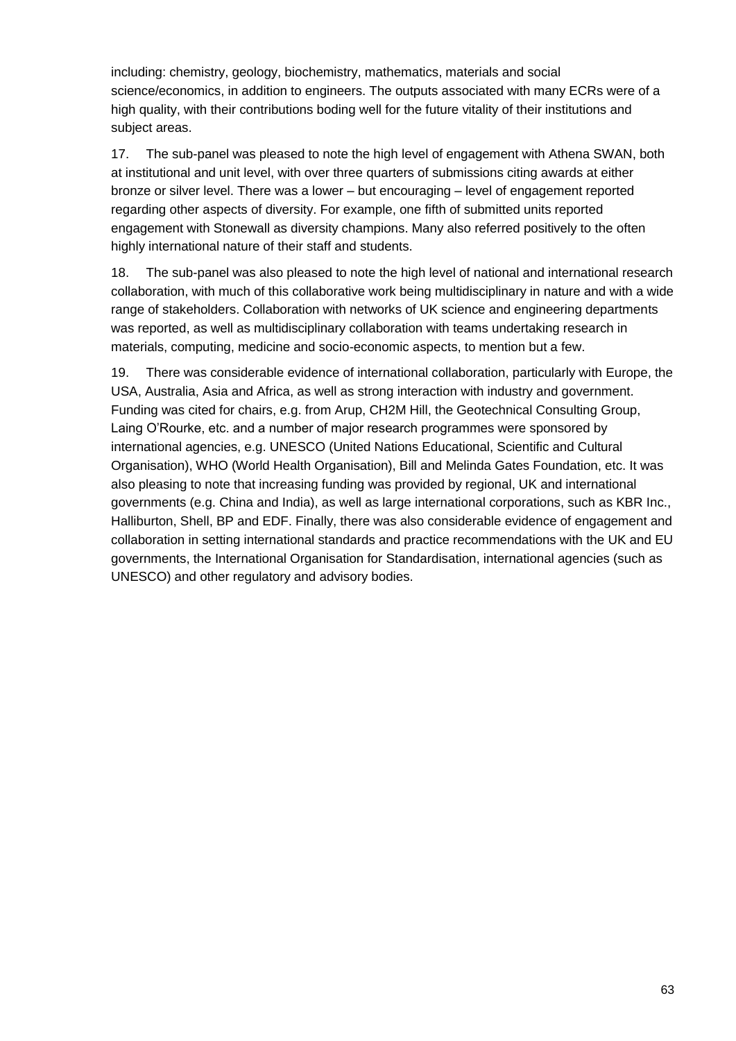including: chemistry, geology, biochemistry, mathematics, materials and social science/economics, in addition to engineers. The outputs associated with many ECRs were of a high quality, with their contributions boding well for the future vitality of their institutions and subject areas.

17. The sub-panel was pleased to note the high level of engagement with Athena SWAN, both at institutional and unit level, with over three quarters of submissions citing awards at either bronze or silver level. There was a lower – but encouraging – level of engagement reported regarding other aspects of diversity. For example, one fifth of submitted units reported engagement with Stonewall as diversity champions. Many also referred positively to the often highly international nature of their staff and students.

18. The sub-panel was also pleased to note the high level of national and international research collaboration, with much of this collaborative work being multidisciplinary in nature and with a wide range of stakeholders. Collaboration with networks of UK science and engineering departments was reported, as well as multidisciplinary collaboration with teams undertaking research in materials, computing, medicine and socio-economic aspects, to mention but a few.

19. There was considerable evidence of international collaboration, particularly with Europe, the USA, Australia, Asia and Africa, as well as strong interaction with industry and government. Funding was cited for chairs, e.g. from Arup, CH2M Hill, the Geotechnical Consulting Group, Laing O'Rourke, etc. and a number of major research programmes were sponsored by international agencies, e.g. UNESCO (United Nations Educational, Scientific and Cultural Organisation), WHO (World Health Organisation), Bill and Melinda Gates Foundation, etc. It was also pleasing to note that increasing funding was provided by regional, UK and international governments (e.g. China and India), as well as large international corporations, such as KBR Inc., Halliburton, Shell, BP and EDF. Finally, there was also considerable evidence of engagement and collaboration in setting international standards and practice recommendations with the UK and EU governments, the International Organisation for Standardisation, international agencies (such as UNESCO) and other regulatory and advisory bodies.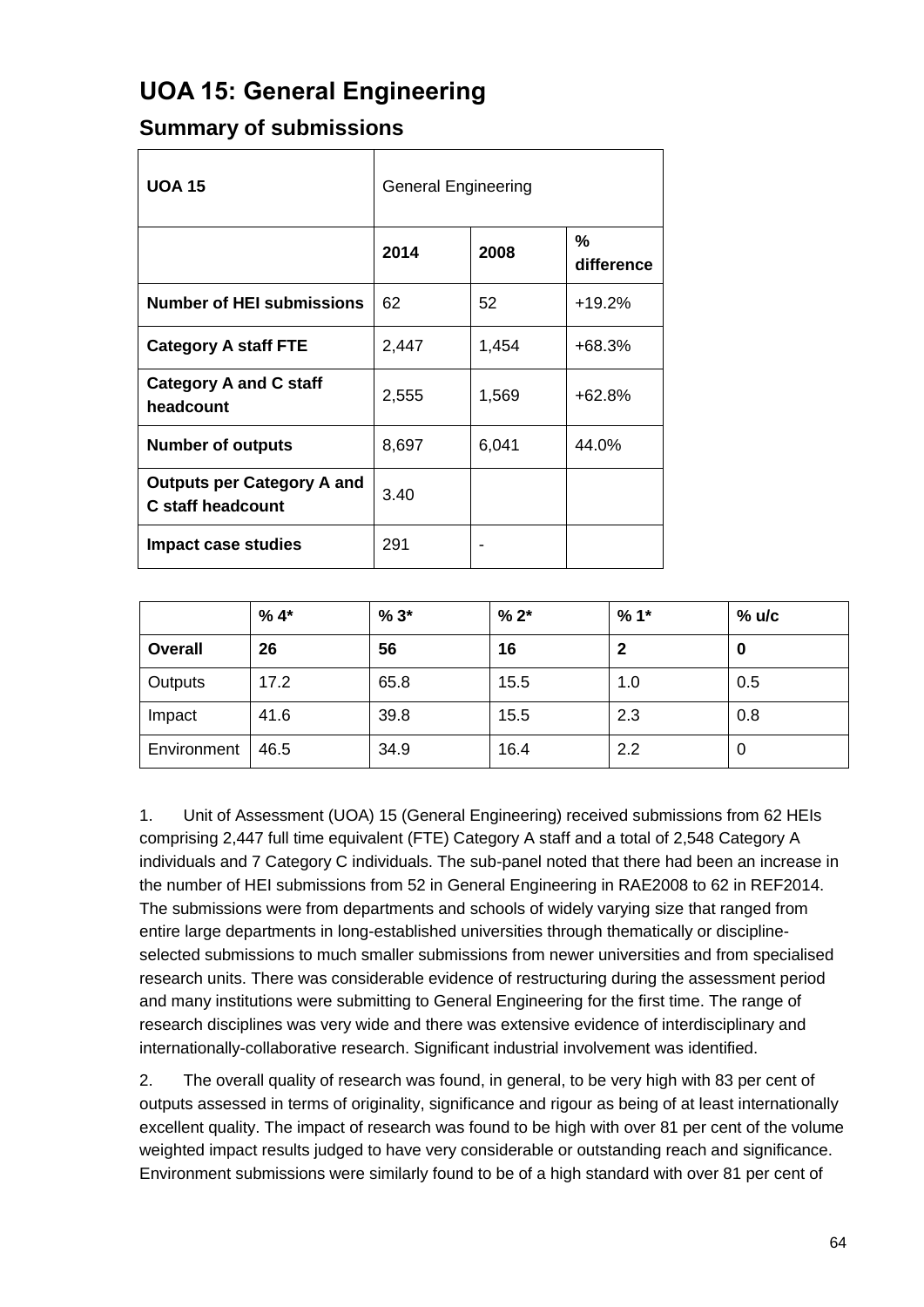# UOA 15: General Engineering

## Summary of submissions

| UOA 15 | General Engineering | | |
|---|---|---|---|
| | **2014** | **2008** | **% difference** |
| **Number of HEI submissions** | 62 | 52 | +19.2% |
| **Category A staff FTE** | 2,447 | 1,454 | +68.3% |
| **Category A and C staff headcount** | 2,555 | 1,569 | +62.8% |
| **Number of outputs** | 8,697 | 6,041 | 44.0% |
| **Outputs per Category A and C staff headcount** | 3.40 | | |
| **Impact case studies** | 291 | - | |

| | % 4* | % 3* | % 2* | % 1* | % u/c |
|---|---|---|---|---|---|
| **Overall** | **26** | **56** | **16** | **2** | **0** |
| Outputs | 17.2 | 65.8 | 15.5 | 1.0 | 0.5 |
| Impact | 41.6 | 39.8 | 15.5 | 2.3 | 0.8 |
| Environment | 46.5 | 34.9 | 16.4 | 2.2 | 0 |

1. Unit of Assessment (UOA) 15 (General Engineering) received submissions from 62 HEIs comprising 2,447 full time equivalent (FTE) Category A staff and a total of 2,548 Category A individuals and 7 Category C individuals. The sub-panel noted that there had been an increase in the number of HEI submissions from 52 in General Engineering in RAE2008 to 62 in REF2014. The submissions were from departments and schools of widely varying size that ranged from entire large departments in long-established universities through thematically or discipline-selected submissions to much smaller submissions from newer universities and from specialised research units. There was considerable evidence of restructuring during the assessment period and many institutions were submitting to General Engineering for the first time. The range of research disciplines was very wide and there was extensive evidence of interdisciplinary and internationally-collaborative research. Significant industrial involvement was identified.

2. The overall quality of research was found, in general, to be very high with 83 per cent of outputs assessed in terms of originality, significance and rigour as being of at least internationally excellent quality. The impact of research was found to be high with over 81 per cent of the volume weighted impact results judged to have very considerable or outstanding reach and significance. Environment submissions were similarly found to be of a high standard with over 81 per cent of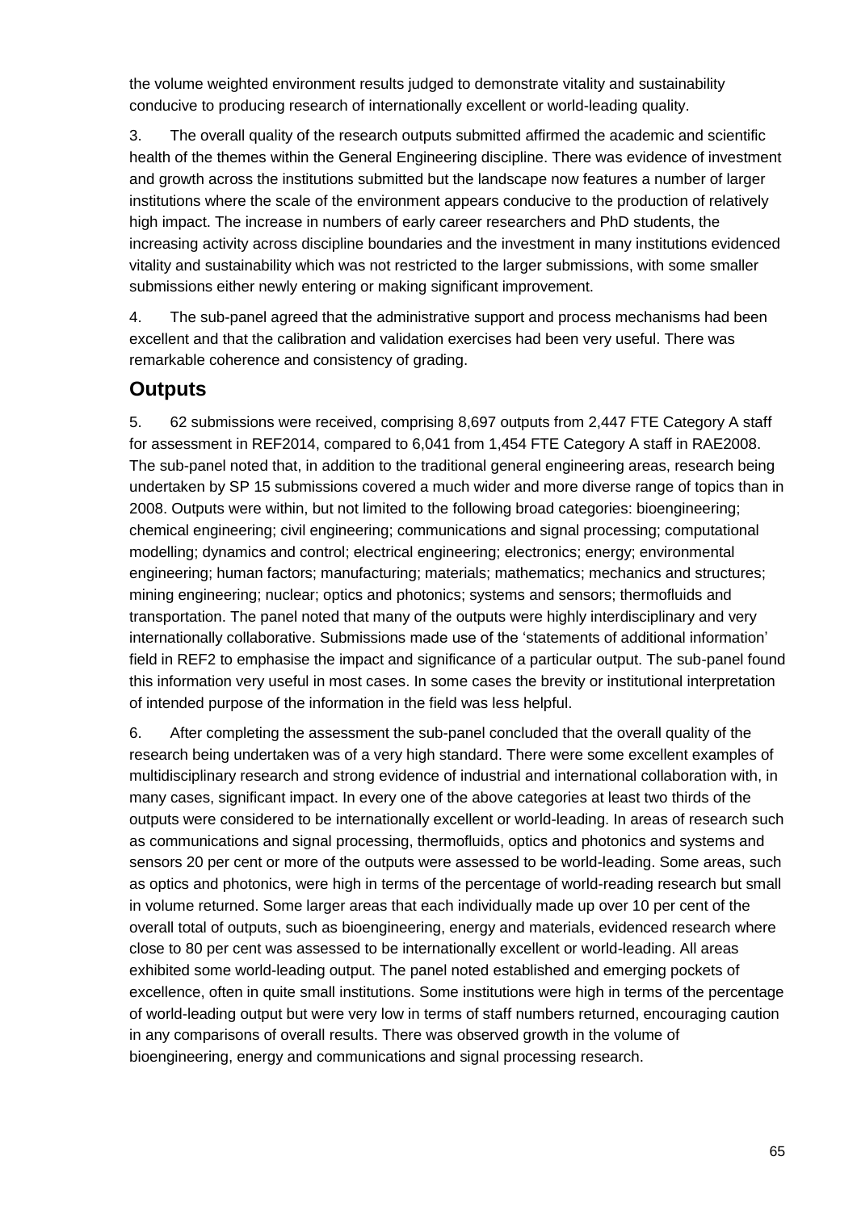the volume weighted environment results judged to demonstrate vitality and sustainability conducive to producing research of internationally excellent or world-leading quality.

3. The overall quality of the research outputs submitted affirmed the academic and scientific health of the themes within the General Engineering discipline. There was evidence of investment and growth across the institutions submitted but the landscape now features a number of larger institutions where the scale of the environment appears conducive to the production of relatively high impact. The increase in numbers of early career researchers and PhD students, the increasing activity across discipline boundaries and the investment in many institutions evidenced vitality and sustainability which was not restricted to the larger submissions, with some smaller submissions either newly entering or making significant improvement.

4. The sub-panel agreed that the administrative support and process mechanisms had been excellent and that the calibration and validation exercises had been very useful. There was remarkable coherence and consistency of grading.

## Outputs

5. 62 submissions were received, comprising 8,697 outputs from 2,447 FTE Category A staff for assessment in REF2014, compared to 6,041 from 1,454 FTE Category A staff in RAE2008. The sub-panel noted that, in addition to the traditional general engineering areas, research being undertaken by SP 15 submissions covered a much wider and more diverse range of topics than in 2008. Outputs were within, but not limited to the following broad categories: bioengineering; chemical engineering; civil engineering; communications and signal processing; computational modelling; dynamics and control; electrical engineering; electronics; energy; environmental engineering; human factors; manufacturing; materials; mathematics; mechanics and structures; mining engineering; nuclear; optics and photonics; systems and sensors; thermofluids and transportation. The panel noted that many of the outputs were highly interdisciplinary and very internationally collaborative. Submissions made use of the 'statements of additional information' field in REF2 to emphasise the impact and significance of a particular output. The sub-panel found this information very useful in most cases. In some cases the brevity or institutional interpretation of intended purpose of the information in the field was less helpful.

6. After completing the assessment the sub-panel concluded that the overall quality of the research being undertaken was of a very high standard. There were some excellent examples of multidisciplinary research and strong evidence of industrial and international collaboration with, in many cases, significant impact. In every one of the above categories at least two thirds of the outputs were considered to be internationally excellent or world-leading. In areas of research such as communications and signal processing, thermofluids, optics and photonics and systems and sensors 20 per cent or more of the outputs were assessed to be world-leading. Some areas, such as optics and photonics, were high in terms of the percentage of world-reading research but small in volume returned. Some larger areas that each individually made up over 10 per cent of the overall total of outputs, such as bioengineering, energy and materials, evidenced research where close to 80 per cent was assessed to be internationally excellent or world-leading. All areas exhibited some world-leading output. The panel noted established and emerging pockets of excellence, often in quite small institutions. Some institutions were high in terms of the percentage of world-leading output but were very low in terms of staff numbers returned, encouraging caution in any comparisons of overall results. There was observed growth in the volume of bioengineering, energy and communications and signal processing research.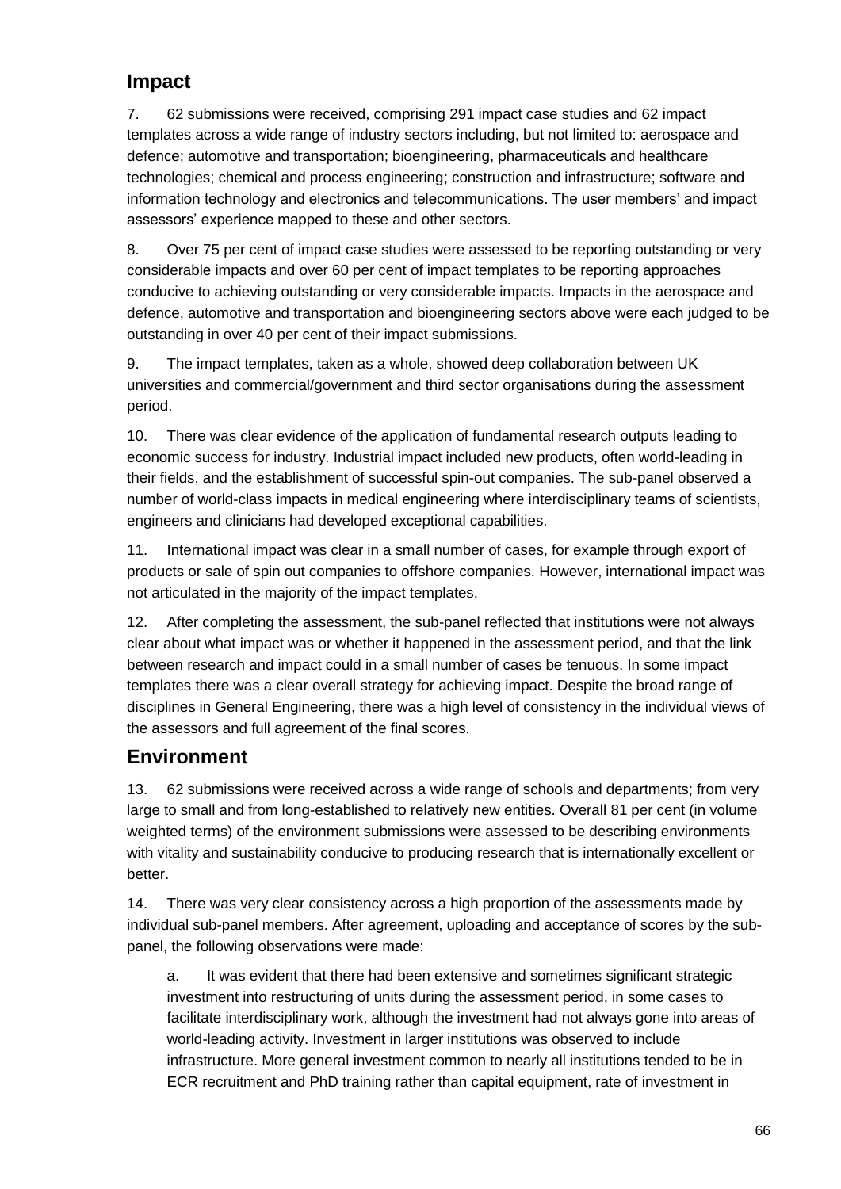## Impact

7. 62 submissions were received, comprising 291 impact case studies and 62 impact templates across a wide range of industry sectors including, but not limited to: aerospace and defence; automotive and transportation; bioengineering, pharmaceuticals and healthcare technologies; chemical and process engineering; construction and infrastructure; software and information technology and electronics and telecommunications. The user members' and impact assessors' experience mapped to these and other sectors.

8. Over 75 per cent of impact case studies were assessed to be reporting outstanding or very considerable impacts and over 60 per cent of impact templates to be reporting approaches conducive to achieving outstanding or very considerable impacts. Impacts in the aerospace and defence, automotive and transportation and bioengineering sectors above were each judged to be outstanding in over 40 per cent of their impact submissions.

9. The impact templates, taken as a whole, showed deep collaboration between UK universities and commercial/government and third sector organisations during the assessment period.

10. There was clear evidence of the application of fundamental research outputs leading to economic success for industry. Industrial impact included new products, often world-leading in their fields, and the establishment of successful spin-out companies. The sub-panel observed a number of world-class impacts in medical engineering where interdisciplinary teams of scientists, engineers and clinicians had developed exceptional capabilities.

11. International impact was clear in a small number of cases, for example through export of products or sale of spin out companies to offshore companies. However, international impact was not articulated in the majority of the impact templates.

12. After completing the assessment, the sub-panel reflected that institutions were not always clear about what impact was or whether it happened in the assessment period, and that the link between research and impact could in a small number of cases be tenuous. In some impact templates there was a clear overall strategy for achieving impact. Despite the broad range of disciplines in General Engineering, there was a high level of consistency in the individual views of the assessors and full agreement of the final scores.

## Environment

13. 62 submissions were received across a wide range of schools and departments; from very large to small and from long-established to relatively new entities. Overall 81 per cent (in volume weighted terms) of the environment submissions were assessed to be describing environments with vitality and sustainability conducive to producing research that is internationally excellent or better.

14. There was very clear consistency across a high proportion of the assessments made by individual sub-panel members. After agreement, uploading and acceptance of scores by the sub-panel, the following observations were made:

   a. It was evident that there had been extensive and sometimes significant strategic investment into restructuring of units during the assessment period, in some cases to facilitate interdisciplinary work, although the investment had not always gone into areas of world-leading activity. Investment in larger institutions was observed to include infrastructure. More general investment common to nearly all institutions tended to be in ECR recruitment and PhD training rather than capital equipment, rate of investment in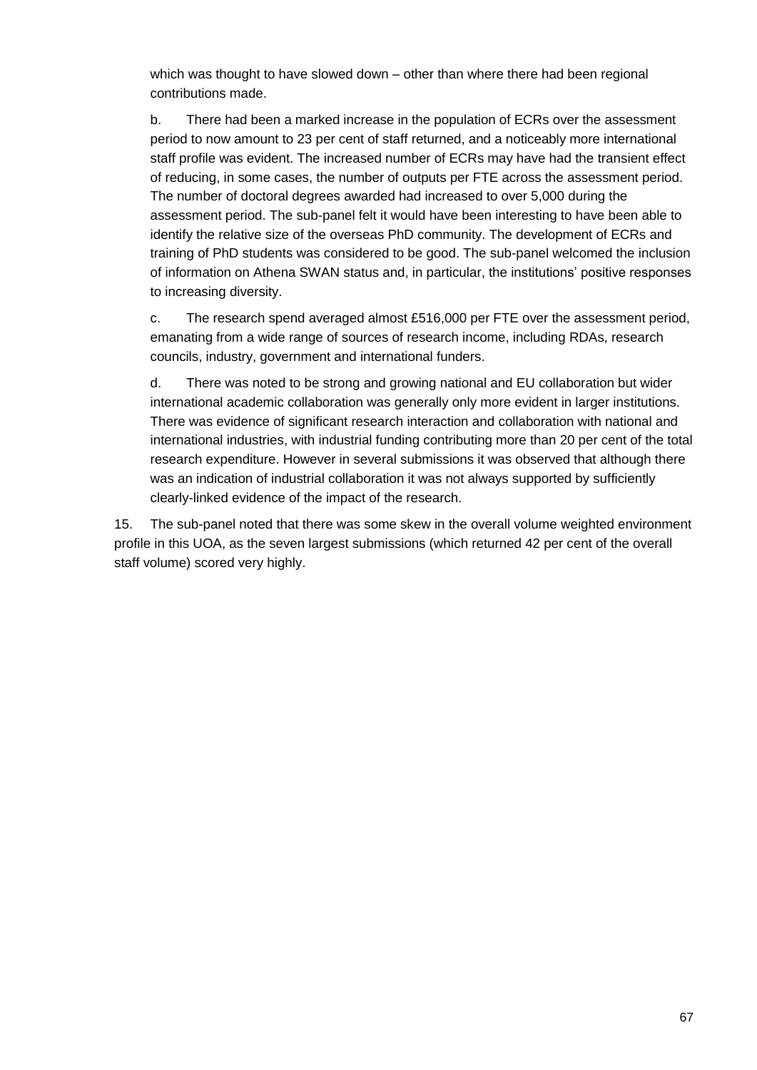which was thought to have slowed down – other than where there had been regional contributions made.

b. There had been a marked increase in the population of ECRs over the assessment period to now amount to 23 per cent of staff returned, and a noticeably more international staff profile was evident. The increased number of ECRs may have had the transient effect of reducing, in some cases, the number of outputs per FTE across the assessment period. The number of doctoral degrees awarded had increased to over 5,000 during the assessment period. The sub-panel felt it would have been interesting to have been able to identify the relative size of the overseas PhD community. The development of ECRs and training of PhD students was considered to be good. The sub-panel welcomed the inclusion of information on Athena SWAN status and, in particular, the institutions' positive responses to increasing diversity.

c. The research spend averaged almost £516,000 per FTE over the assessment period, emanating from a wide range of sources of research income, including RDAs, research councils, industry, government and international funders.

d. There was noted to be strong and growing national and EU collaboration but wider international academic collaboration was generally only more evident in larger institutions. There was evidence of significant research interaction and collaboration with national and international industries, with industrial funding contributing more than 20 per cent of the total research expenditure. However in several submissions it was observed that although there was an indication of industrial collaboration it was not always supported by sufficiently clearly-linked evidence of the impact of the research.

15. The sub-panel noted that there was some skew in the overall volume weighted environment profile in this UOA, as the seven largest submissions (which returned 42 per cent of the overall staff volume) scored very highly.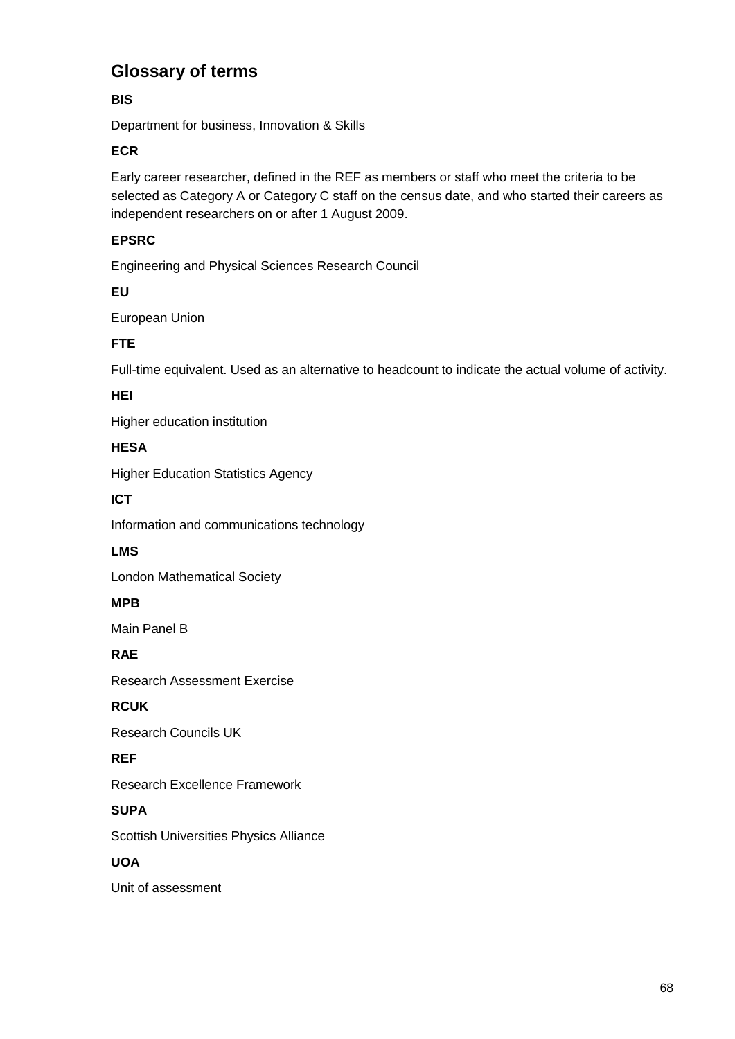## Glossary of terms

**BIS**

Department for business, Innovation & Skills

**ECR**

Early career researcher, defined in the REF as members or staff who meet the criteria to be selected as Category A or Category C staff on the census date, and who started their careers as independent researchers on or after 1 August 2009.

**EPSRC**

Engineering and Physical Sciences Research Council

**EU**

European Union

**FTE**

Full-time equivalent. Used as an alternative to headcount to indicate the actual volume of activity.

**HEI**

Higher education institution

**HESA**

Higher Education Statistics Agency

**ICT**

Information and communications technology

**LMS**

London Mathematical Society

**MPB**

Main Panel B

**RAE**

Research Assessment Exercise

**RCUK**

Research Councils UK

**REF**

Research Excellence Framework

**SUPA**

Scottish Universities Physics Alliance

**UOA**

Unit of assessment